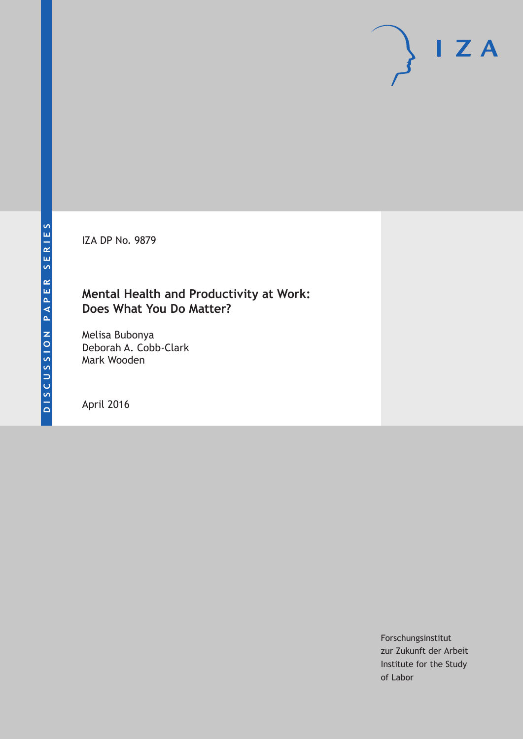DISCUSSION PAPER SERIES

IZA

IZA DP No. 9879

# Mental Health and Productivity at Work: Does What You Do Matter?

Melisa Bubonya
Deborah A. Cobb-Clark
Mark Wooden

April 2016

Forschungsinstitut
zur Zukunft der Arbeit
Institute for the Study
of Labor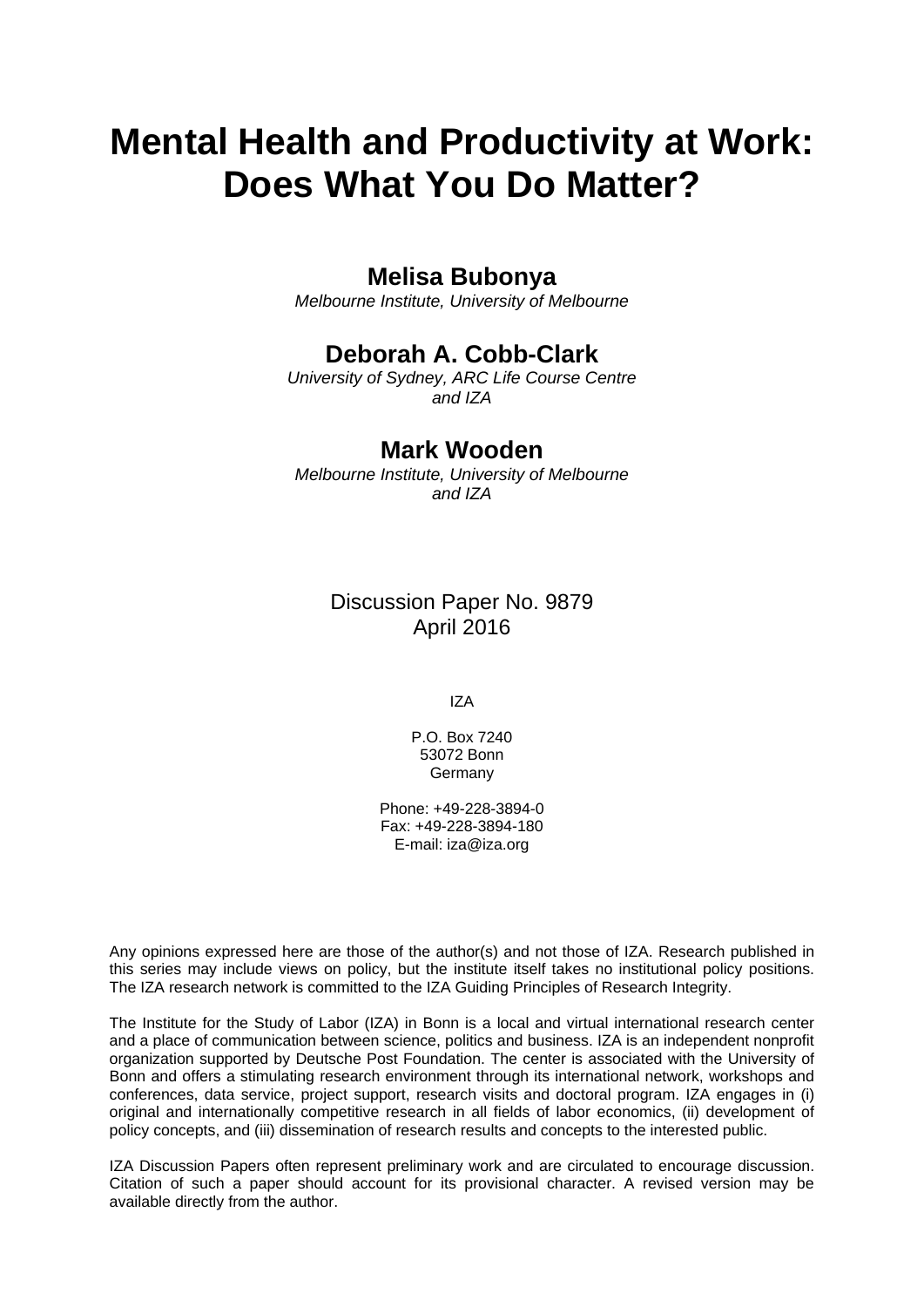# Mental Health and Productivity at Work: Does What You Do Matter?

**Melisa Bubonya**
*Melbourne Institute, University of Melbourne*

**Deborah A. Cobb-Clark**
*University of Sydney, ARC Life Course Centre and IZA*

**Mark Wooden**
*Melbourne Institute, University of Melbourne and IZA*

Discussion Paper No. 9879
April 2016

IZA

P.O. Box 7240
53072 Bonn
Germany

Phone: +49-228-3894-0
Fax: +49-228-3894-180
E-mail: iza@iza.org

Any opinions expressed here are those of the author(s) and not those of IZA. Research published in this series may include views on policy, but the institute itself takes no institutional policy positions. The IZA research network is committed to the IZA Guiding Principles of Research Integrity.

The Institute for the Study of Labor (IZA) in Bonn is a local and virtual international research center and a place of communication between science, politics and business. IZA is an independent nonprofit organization supported by Deutsche Post Foundation. The center is associated with the University of Bonn and offers a stimulating research environment through its international network, workshops and conferences, data service, project support, research visits and doctoral program. IZA engages in (i) original and internationally competitive research in all fields of labor economics, (ii) development of policy concepts, and (iii) dissemination of research results and concepts to the interested public.

IZA Discussion Papers often represent preliminary work and are circulated to encourage discussion. Citation of such a paper should account for its provisional character. A revised version may be available directly from the author.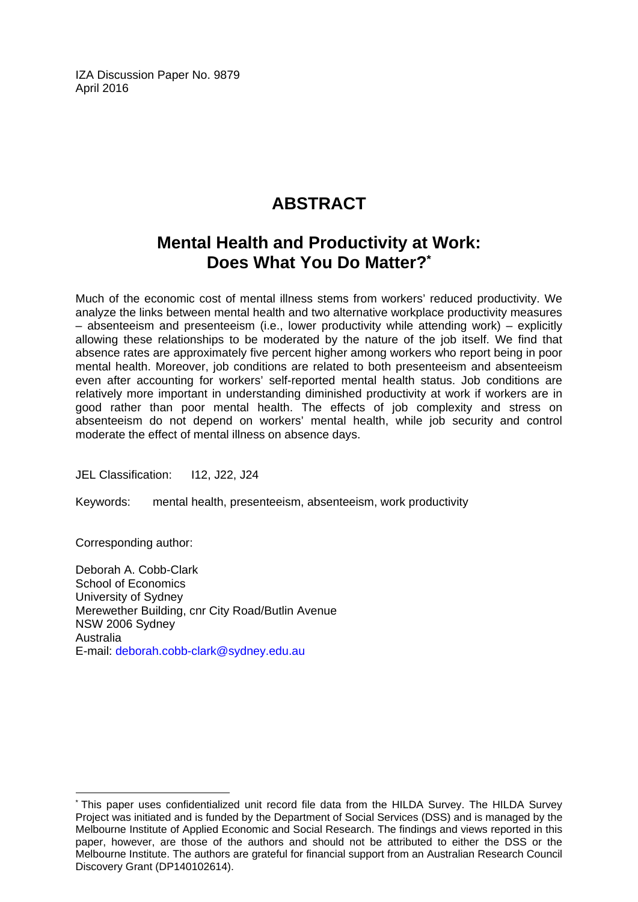IZA Discussion Paper No. 9879
April 2016

# ABSTRACT

## Mental Health and Productivity at Work: Does What You Do Matter?*

Much of the economic cost of mental illness stems from workers' reduced productivity. We analyze the links between mental health and two alternative workplace productivity measures – absenteeism and presenteeism (i.e., lower productivity while attending work) – explicitly allowing these relationships to be moderated by the nature of the job itself. We find that absence rates are approximately five percent higher among workers who report being in poor mental health. Moreover, job conditions are related to both presenteeism and absenteeism even after accounting for workers' self-reported mental health status. Job conditions are relatively more important in understanding diminished productivity at work if workers are in good rather than poor mental health. The effects of job complexity and stress on absenteeism do not depend on workers' mental health, while job security and control moderate the effect of mental illness on absence days.

JEL Classification: I12, J22, J24

Keywords: mental health, presenteeism, absenteeism, work productivity

Corresponding author:

Deborah A. Cobb-Clark
School of Economics
University of Sydney
Merewether Building, cnr City Road/Butlin Avenue
NSW 2006 Sydney
Australia
E-mail: deborah.cobb-clark@sydney.edu.au

---

* This paper uses confidentialized unit record file data from the HILDA Survey. The HILDA Survey Project was initiated and is funded by the Department of Social Services (DSS) and is managed by the Melbourne Institute of Applied Economic and Social Research. The findings and views reported in this paper, however, are those of the authors and should not be attributed to either the DSS or the Melbourne Institute. The authors are grateful for financial support from an Australian Research Council Discovery Grant (DP140102614).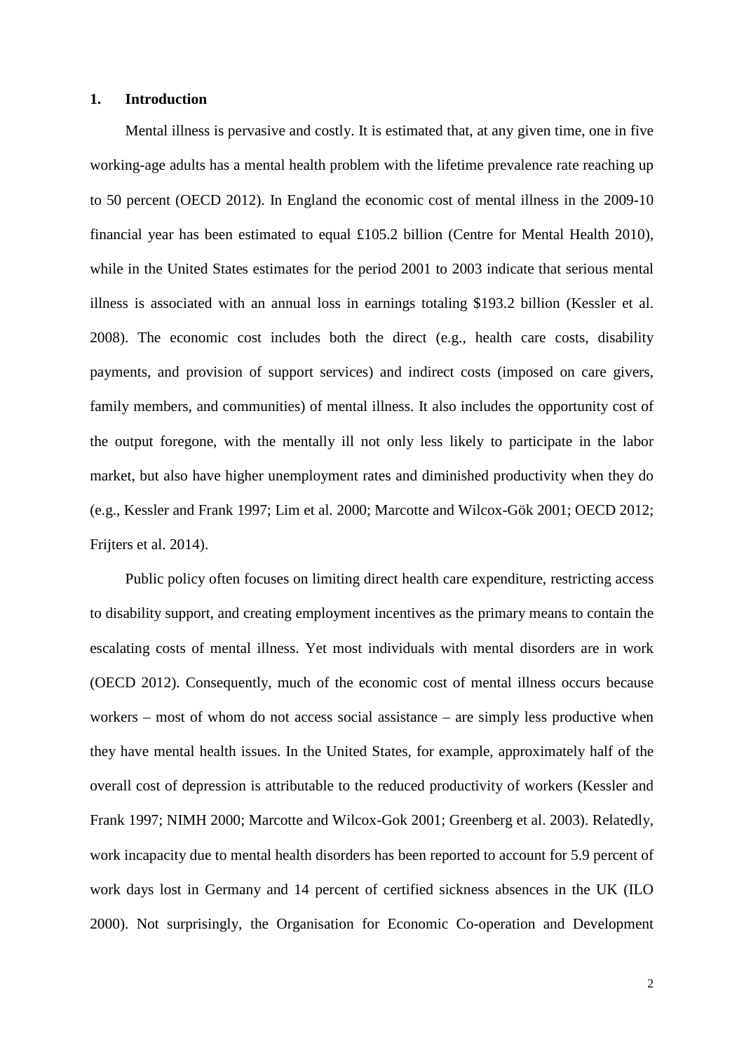## 1. Introduction

Mental illness is pervasive and costly. It is estimated that, at any given time, one in five working-age adults has a mental health problem with the lifetime prevalence rate reaching up to 50 percent (OECD 2012). In England the economic cost of mental illness in the 2009-10 financial year has been estimated to equal £105.2 billion (Centre for Mental Health 2010), while in the United States estimates for the period 2001 to 2003 indicate that serious mental illness is associated with an annual loss in earnings totaling $193.2 billion (Kessler et al. 2008). The economic cost includes both the direct (e.g., health care costs, disability payments, and provision of support services) and indirect costs (imposed on care givers, family members, and communities) of mental illness. It also includes the opportunity cost of the output foregone, with the mentally ill not only less likely to participate in the labor market, but also have higher unemployment rates and diminished productivity when they do (e.g., Kessler and Frank 1997; Lim et al. 2000; Marcotte and Wilcox-Gök 2001; OECD 2012; Frijters et al. 2014).

Public policy often focuses on limiting direct health care expenditure, restricting access to disability support, and creating employment incentives as the primary means to contain the escalating costs of mental illness. Yet most individuals with mental disorders are in work (OECD 2012). Consequently, much of the economic cost of mental illness occurs because workers – most of whom do not access social assistance – are simply less productive when they have mental health issues. In the United States, for example, approximately half of the overall cost of depression is attributable to the reduced productivity of workers (Kessler and Frank 1997; NIMH 2000; Marcotte and Wilcox-Gok 2001; Greenberg et al. 2003). Relatedly, work incapacity due to mental health disorders has been reported to account for 5.9 percent of work days lost in Germany and 14 percent of certified sickness absences in the UK (ILO 2000). Not surprisingly, the Organisation for Economic Co-operation and Development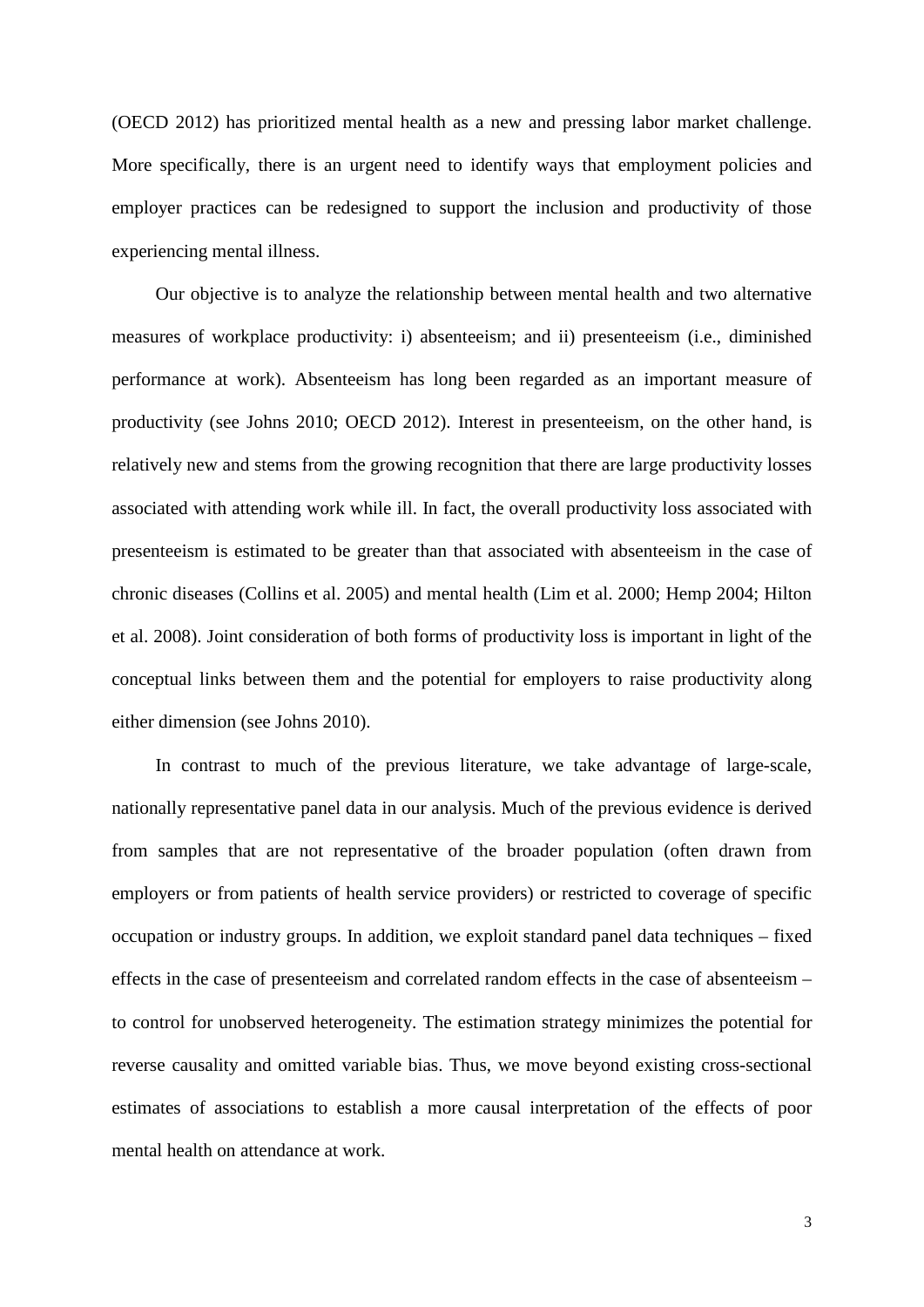(OECD 2012) has prioritized mental health as a new and pressing labor market challenge. More specifically, there is an urgent need to identify ways that employment policies and employer practices can be redesigned to support the inclusion and productivity of those experiencing mental illness.

Our objective is to analyze the relationship between mental health and two alternative measures of workplace productivity: i) absenteeism; and ii) presenteeism (i.e., diminished performance at work). Absenteeism has long been regarded as an important measure of productivity (see Johns 2010; OECD 2012). Interest in presenteeism, on the other hand, is relatively new and stems from the growing recognition that there are large productivity losses associated with attending work while ill. In fact, the overall productivity loss associated with presenteeism is estimated to be greater than that associated with absenteeism in the case of chronic diseases (Collins et al. 2005) and mental health (Lim et al. 2000; Hemp 2004; Hilton et al. 2008). Joint consideration of both forms of productivity loss is important in light of the conceptual links between them and the potential for employers to raise productivity along either dimension (see Johns 2010).

In contrast to much of the previous literature, we take advantage of large-scale, nationally representative panel data in our analysis. Much of the previous evidence is derived from samples that are not representative of the broader population (often drawn from employers or from patients of health service providers) or restricted to coverage of specific occupation or industry groups. In addition, we exploit standard panel data techniques – fixed effects in the case of presenteeism and correlated random effects in the case of absenteeism – to control for unobserved heterogeneity. The estimation strategy minimizes the potential for reverse causality and omitted variable bias. Thus, we move beyond existing cross-sectional estimates of associations to establish a more causal interpretation of the effects of poor mental health on attendance at work.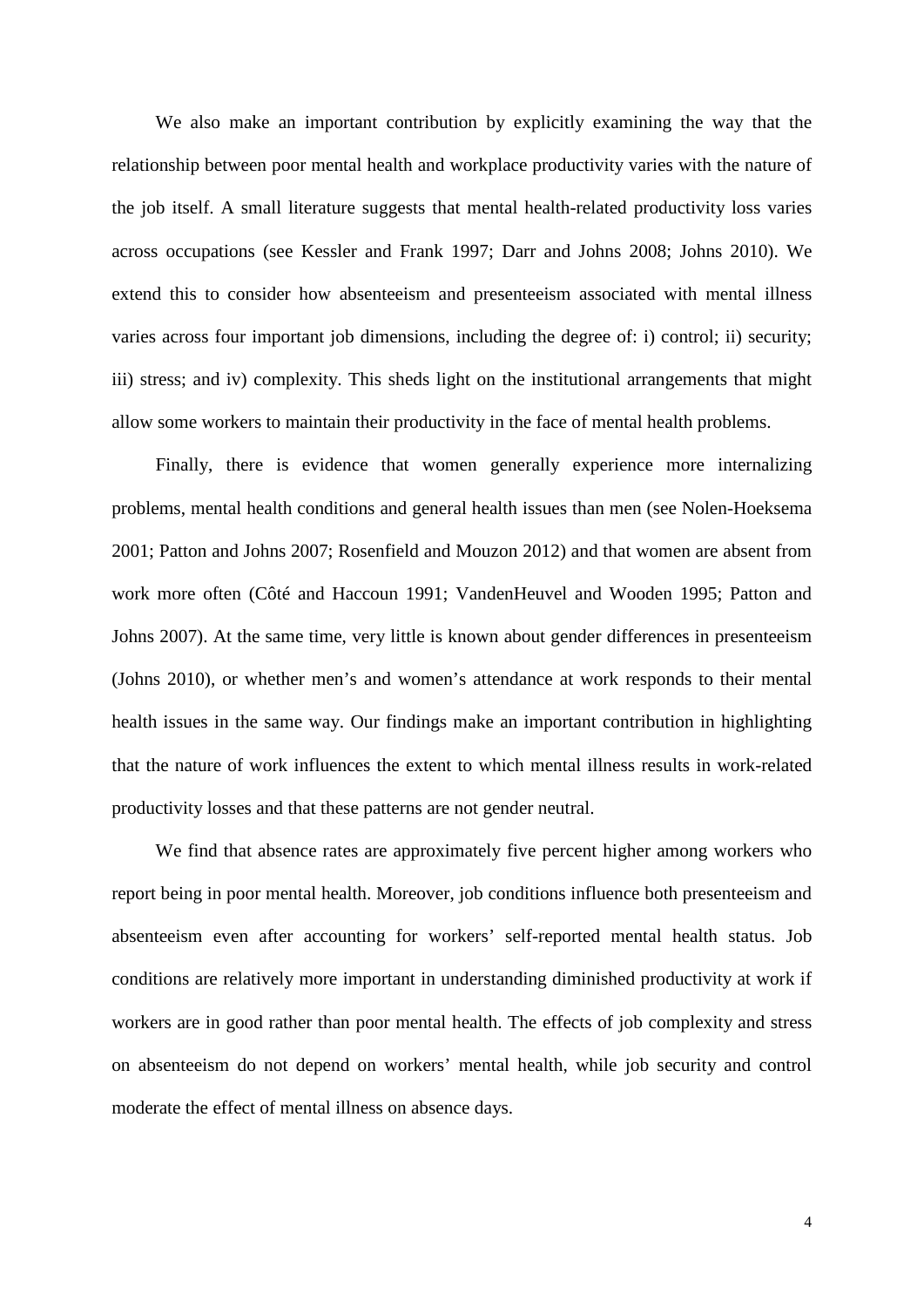We also make an important contribution by explicitly examining the way that the relationship between poor mental health and workplace productivity varies with the nature of the job itself. A small literature suggests that mental health-related productivity loss varies across occupations (see Kessler and Frank 1997; Darr and Johns 2008; Johns 2010). We extend this to consider how absenteeism and presenteeism associated with mental illness varies across four important job dimensions, including the degree of: i) control; ii) security; iii) stress; and iv) complexity. This sheds light on the institutional arrangements that might allow some workers to maintain their productivity in the face of mental health problems.

Finally, there is evidence that women generally experience more internalizing problems, mental health conditions and general health issues than men (see Nolen-Hoeksema 2001; Patton and Johns 2007; Rosenfield and Mouzon 2012) and that women are absent from work more often (Côté and Haccoun 1991; VandenHeuvel and Wooden 1995; Patton and Johns 2007). At the same time, very little is known about gender differences in presenteeism (Johns 2010), or whether men's and women's attendance at work responds to their mental health issues in the same way. Our findings make an important contribution in highlighting that the nature of work influences the extent to which mental illness results in work-related productivity losses and that these patterns are not gender neutral.

We find that absence rates are approximately five percent higher among workers who report being in poor mental health. Moreover, job conditions influence both presenteeism and absenteeism even after accounting for workers' self-reported mental health status. Job conditions are relatively more important in understanding diminished productivity at work if workers are in good rather than poor mental health. The effects of job complexity and stress on absenteeism do not depend on workers' mental health, while job security and control moderate the effect of mental illness on absence days.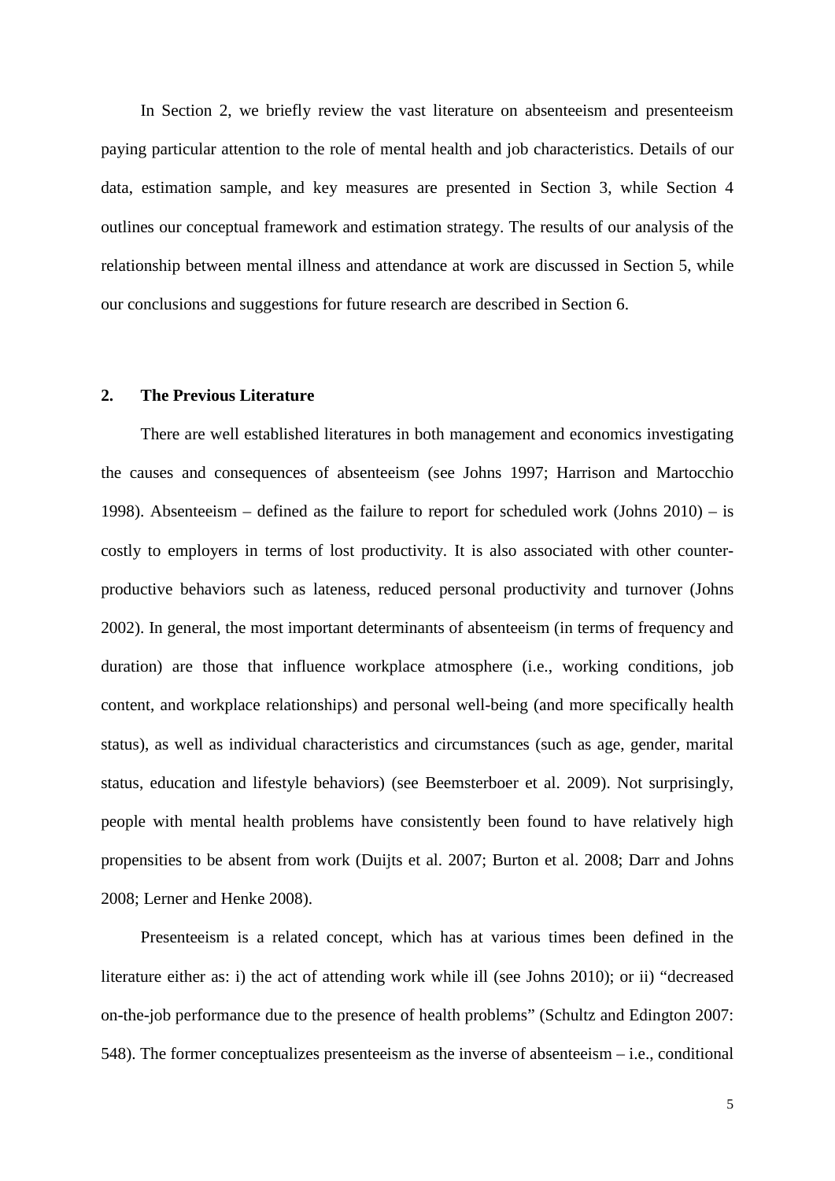In Section 2, we briefly review the vast literature on absenteeism and presenteeism paying particular attention to the role of mental health and job characteristics. Details of our data, estimation sample, and key measures are presented in Section 3, while Section 4 outlines our conceptual framework and estimation strategy. The results of our analysis of the relationship between mental illness and attendance at work are discussed in Section 5, while our conclusions and suggestions for future research are described in Section 6.

## 2. The Previous Literature

There are well established literatures in both management and economics investigating the causes and consequences of absenteeism (see Johns 1997; Harrison and Martocchio 1998). Absenteeism – defined as the failure to report for scheduled work (Johns 2010) – is costly to employers in terms of lost productivity. It is also associated with other counter-productive behaviors such as lateness, reduced personal productivity and turnover (Johns 2002). In general, the most important determinants of absenteeism (in terms of frequency and duration) are those that influence workplace atmosphere (i.e., working conditions, job content, and workplace relationships) and personal well-being (and more specifically health status), as well as individual characteristics and circumstances (such as age, gender, marital status, education and lifestyle behaviors) (see Beemsterboer et al. 2009). Not surprisingly, people with mental health problems have consistently been found to have relatively high propensities to be absent from work (Duijts et al. 2007; Burton et al. 2008; Darr and Johns 2008; Lerner and Henke 2008).

Presenteeism is a related concept, which has at various times been defined in the literature either as: i) the act of attending work while ill (see Johns 2010); or ii) "decreased on-the-job performance due to the presence of health problems" (Schultz and Edington 2007: 548). The former conceptualizes presenteeism as the inverse of absenteeism – i.e., conditional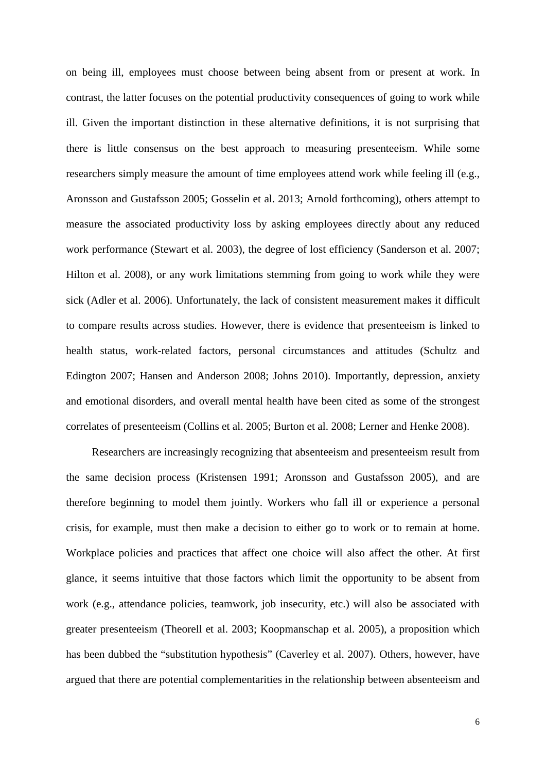on being ill, employees must choose between being absent from or present at work. In contrast, the latter focuses on the potential productivity consequences of going to work while ill. Given the important distinction in these alternative definitions, it is not surprising that there is little consensus on the best approach to measuring presenteeism. While some researchers simply measure the amount of time employees attend work while feeling ill (e.g., Aronsson and Gustafsson 2005; Gosselin et al. 2013; Arnold forthcoming), others attempt to measure the associated productivity loss by asking employees directly about any reduced work performance (Stewart et al. 2003), the degree of lost efficiency (Sanderson et al. 2007; Hilton et al. 2008), or any work limitations stemming from going to work while they were sick (Adler et al. 2006). Unfortunately, the lack of consistent measurement makes it difficult to compare results across studies. However, there is evidence that presenteeism is linked to health status, work-related factors, personal circumstances and attitudes (Schultz and Edington 2007; Hansen and Anderson 2008; Johns 2010). Importantly, depression, anxiety and emotional disorders, and overall mental health have been cited as some of the strongest correlates of presenteeism (Collins et al. 2005; Burton et al. 2008; Lerner and Henke 2008).

Researchers are increasingly recognizing that absenteeism and presenteeism result from the same decision process (Kristensen 1991; Aronsson and Gustafsson 2005), and are therefore beginning to model them jointly. Workers who fall ill or experience a personal crisis, for example, must then make a decision to either go to work or to remain at home. Workplace policies and practices that affect one choice will also affect the other. At first glance, it seems intuitive that those factors which limit the opportunity to be absent from work (e.g., attendance policies, teamwork, job insecurity, etc.) will also be associated with greater presenteeism (Theorell et al. 2003; Koopmanschap et al. 2005), a proposition which has been dubbed the "substitution hypothesis" (Caverley et al. 2007). Others, however, have argued that there are potential complementarities in the relationship between absenteeism and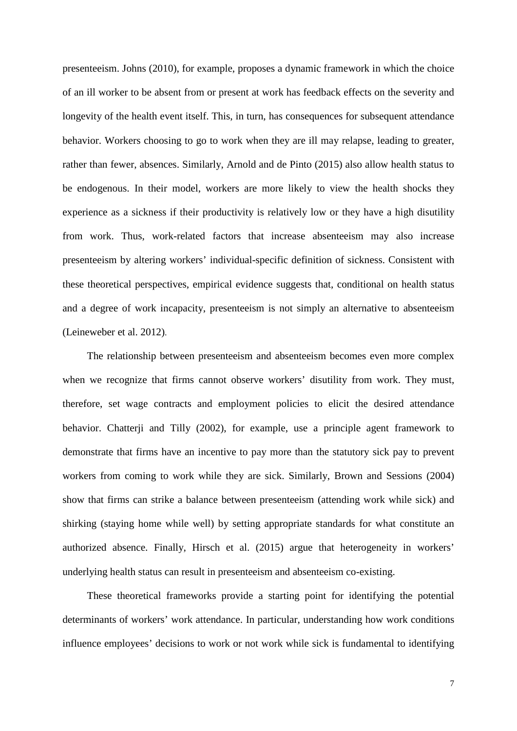presenteeism. Johns (2010), for example, proposes a dynamic framework in which the choice of an ill worker to be absent from or present at work has feedback effects on the severity and longevity of the health event itself. This, in turn, has consequences for subsequent attendance behavior. Workers choosing to go to work when they are ill may relapse, leading to greater, rather than fewer, absences. Similarly, Arnold and de Pinto (2015) also allow health status to be endogenous. In their model, workers are more likely to view the health shocks they experience as a sickness if their productivity is relatively low or they have a high disutility from work. Thus, work-related factors that increase absenteeism may also increase presenteeism by altering workers' individual-specific definition of sickness. Consistent with these theoretical perspectives, empirical evidence suggests that, conditional on health status and a degree of work incapacity, presenteeism is not simply an alternative to absenteeism (Leineweber et al. 2012).

The relationship between presenteeism and absenteeism becomes even more complex when we recognize that firms cannot observe workers' disutility from work. They must, therefore, set wage contracts and employment policies to elicit the desired attendance behavior. Chatterji and Tilly (2002), for example, use a principle agent framework to demonstrate that firms have an incentive to pay more than the statutory sick pay to prevent workers from coming to work while they are sick. Similarly, Brown and Sessions (2004) show that firms can strike a balance between presenteeism (attending work while sick) and shirking (staying home while well) by setting appropriate standards for what constitute an authorized absence. Finally, Hirsch et al. (2015) argue that heterogeneity in workers' underlying health status can result in presenteeism and absenteeism co-existing.

These theoretical frameworks provide a starting point for identifying the potential determinants of workers' work attendance. In particular, understanding how work conditions influence employees' decisions to work or not work while sick is fundamental to identifying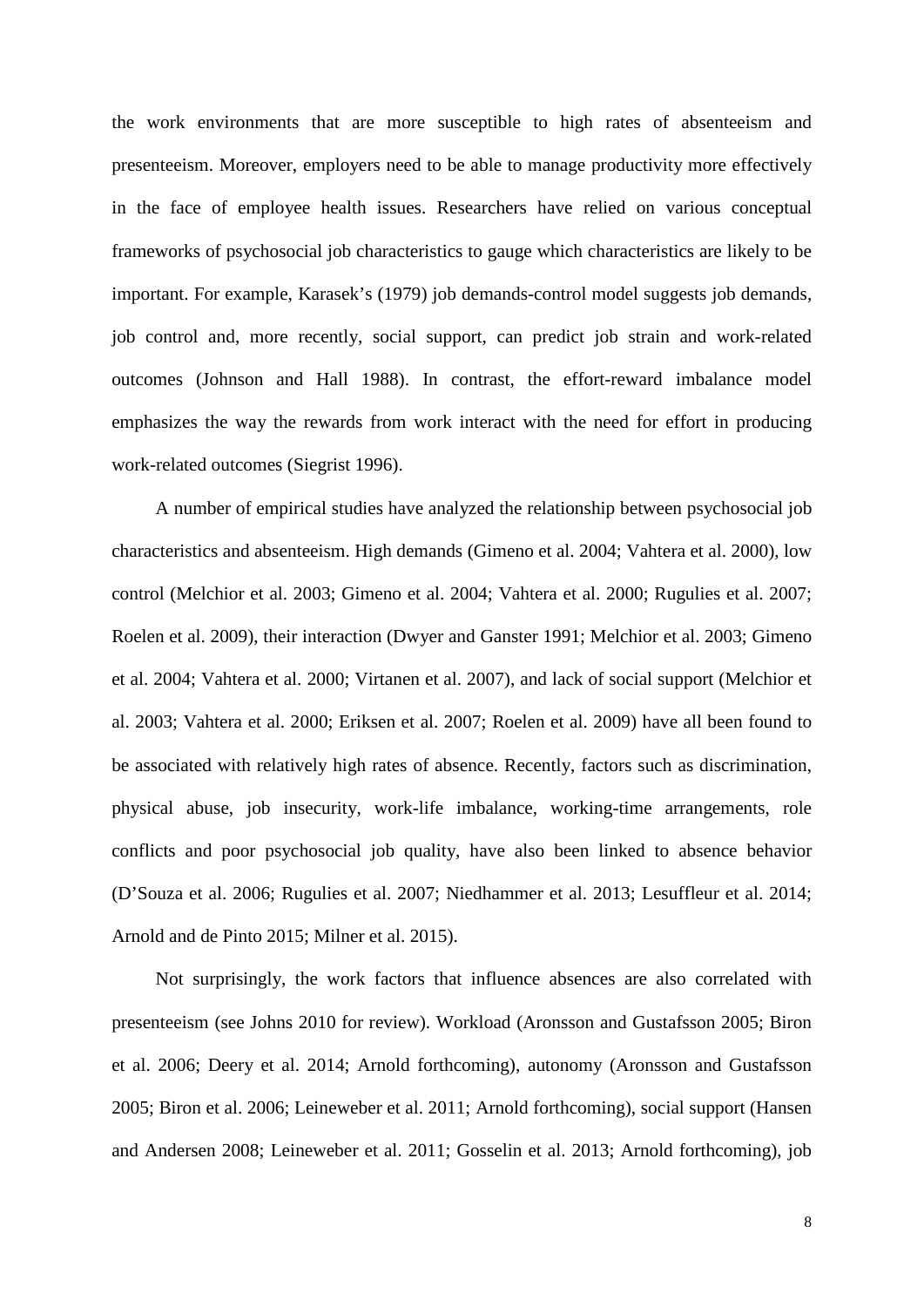the work environments that are more susceptible to high rates of absenteeism and presenteeism. Moreover, employers need to be able to manage productivity more effectively in the face of employee health issues. Researchers have relied on various conceptual frameworks of psychosocial job characteristics to gauge which characteristics are likely to be important. For example, Karasek's (1979) job demands-control model suggests job demands, job control and, more recently, social support, can predict job strain and work-related outcomes (Johnson and Hall 1988). In contrast, the effort-reward imbalance model emphasizes the way the rewards from work interact with the need for effort in producing work-related outcomes (Siegrist 1996).

A number of empirical studies have analyzed the relationship between psychosocial job characteristics and absenteeism. High demands (Gimeno et al. 2004; Vahtera et al. 2000), low control (Melchior et al. 2003; Gimeno et al. 2004; Vahtera et al. 2000; Rugulies et al. 2007; Roelen et al. 2009), their interaction (Dwyer and Ganster 1991; Melchior et al. 2003; Gimeno et al. 2004; Vahtera et al. 2000; Virtanen et al. 2007), and lack of social support (Melchior et al. 2003; Vahtera et al. 2000; Eriksen et al. 2007; Roelen et al. 2009) have all been found to be associated with relatively high rates of absence. Recently, factors such as discrimination, physical abuse, job insecurity, work-life imbalance, working-time arrangements, role conflicts and poor psychosocial job quality, have also been linked to absence behavior (D'Souza et al. 2006; Rugulies et al. 2007; Niedhammer et al. 2013; Lesuffleur et al. 2014; Arnold and de Pinto 2015; Milner et al. 2015).

Not surprisingly, the work factors that influence absences are also correlated with presenteeism (see Johns 2010 for review). Workload (Aronsson and Gustafsson 2005; Biron et al. 2006; Deery et al. 2014; Arnold forthcoming), autonomy (Aronsson and Gustafsson 2005; Biron et al. 2006; Leineweber et al. 2011; Arnold forthcoming), social support (Hansen and Andersen 2008; Leineweber et al. 2011; Gosselin et al. 2013; Arnold forthcoming), job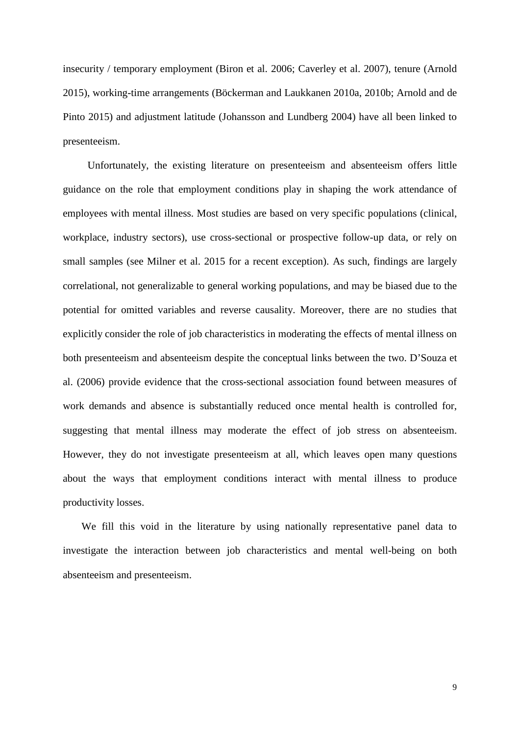insecurity / temporary employment (Biron et al. 2006; Caverley et al. 2007), tenure (Arnold 2015), working-time arrangements (Böckerman and Laukkanen 2010a, 2010b; Arnold and de Pinto 2015) and adjustment latitude (Johansson and Lundberg 2004) have all been linked to presenteeism.

Unfortunately, the existing literature on presenteeism and absenteeism offers little guidance on the role that employment conditions play in shaping the work attendance of employees with mental illness. Most studies are based on very specific populations (clinical, workplace, industry sectors), use cross-sectional or prospective follow-up data, or rely on small samples (see Milner et al. 2015 for a recent exception). As such, findings are largely correlational, not generalizable to general working populations, and may be biased due to the potential for omitted variables and reverse causality. Moreover, there are no studies that explicitly consider the role of job characteristics in moderating the effects of mental illness on both presenteeism and absenteeism despite the conceptual links between the two. D'Souza et al. (2006) provide evidence that the cross-sectional association found between measures of work demands and absence is substantially reduced once mental health is controlled for, suggesting that mental illness may moderate the effect of job stress on absenteeism. However, they do not investigate presenteeism at all, which leaves open many questions about the ways that employment conditions interact with mental illness to produce productivity losses.

We fill this void in the literature by using nationally representative panel data to investigate the interaction between job characteristics and mental well-being on both absenteeism and presenteeism.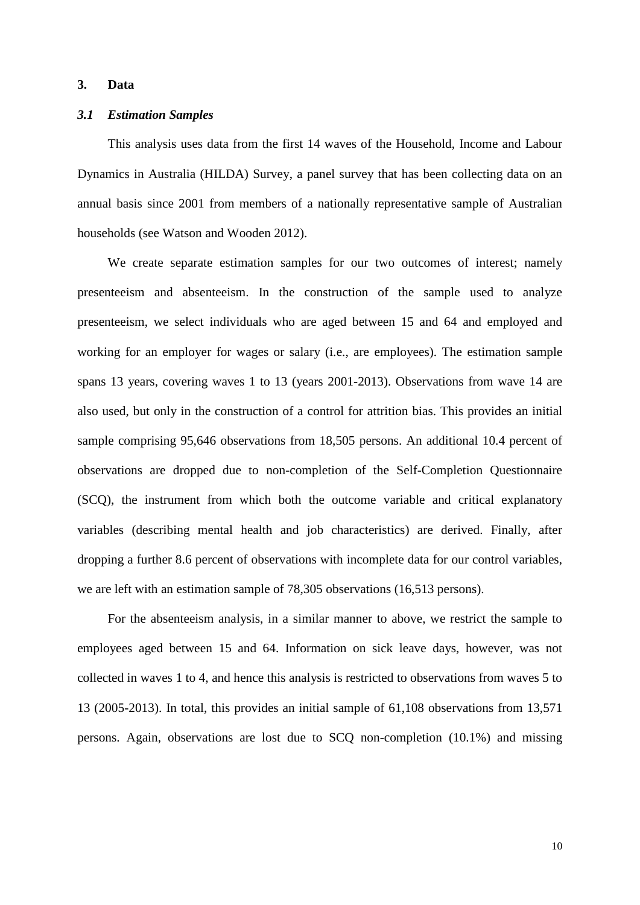## 3. Data

### *3.1 Estimation Samples*

This analysis uses data from the first 14 waves of the Household, Income and Labour Dynamics in Australia (HILDA) Survey, a panel survey that has been collecting data on an annual basis since 2001 from members of a nationally representative sample of Australian households (see Watson and Wooden 2012).

We create separate estimation samples for our two outcomes of interest; namely presenteeism and absenteeism. In the construction of the sample used to analyze presenteeism, we select individuals who are aged between 15 and 64 and employed and working for an employer for wages or salary (i.e., are employees). The estimation sample spans 13 years, covering waves 1 to 13 (years 2001-2013). Observations from wave 14 are also used, but only in the construction of a control for attrition bias. This provides an initial sample comprising 95,646 observations from 18,505 persons. An additional 10.4 percent of observations are dropped due to non-completion of the Self-Completion Questionnaire (SCQ), the instrument from which both the outcome variable and critical explanatory variables (describing mental health and job characteristics) are derived. Finally, after dropping a further 8.6 percent of observations with incomplete data for our control variables, we are left with an estimation sample of 78,305 observations (16,513 persons).

For the absenteeism analysis, in a similar manner to above, we restrict the sample to employees aged between 15 and 64. Information on sick leave days, however, was not collected in waves 1 to 4, and hence this analysis is restricted to observations from waves 5 to 13 (2005-2013). In total, this provides an initial sample of 61,108 observations from 13,571 persons. Again, observations are lost due to SCQ non-completion (10.1%) and missing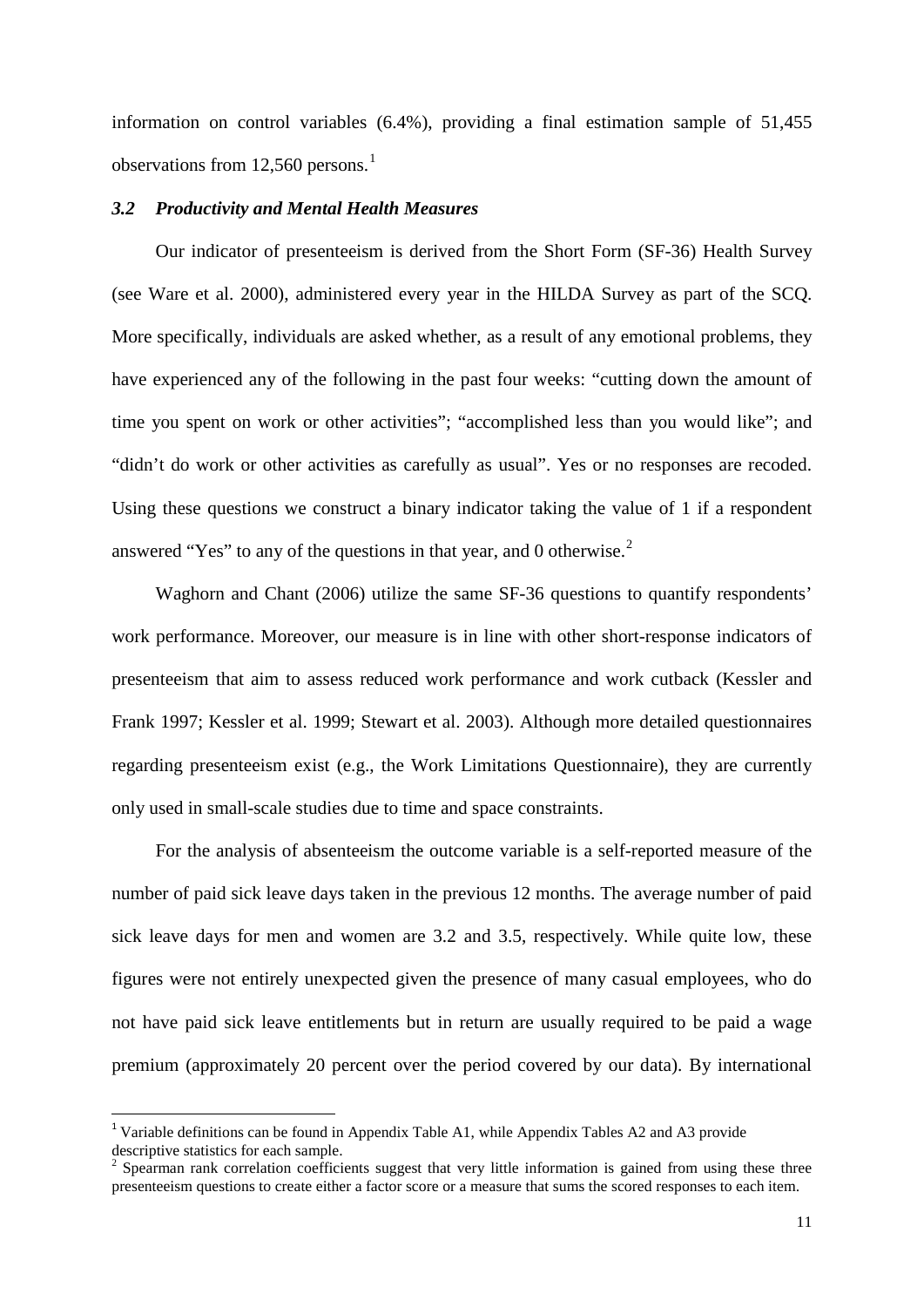information on control variables (6.4%), providing a final estimation sample of 51,455 observations from 12,560 persons.[1]

### *3.2 Productivity and Mental Health Measures*

Our indicator of presenteeism is derived from the Short Form (SF-36) Health Survey (see Ware et al. 2000), administered every year in the HILDA Survey as part of the SCQ. More specifically, individuals are asked whether, as a result of any emotional problems, they have experienced any of the following in the past four weeks: "cutting down the amount of time you spent on work or other activities"; "accomplished less than you would like"; and "didn't do work or other activities as carefully as usual". Yes or no responses are recoded. Using these questions we construct a binary indicator taking the value of 1 if a respondent answered "Yes" to any of the questions in that year, and 0 otherwise.[2]

Waghorn and Chant (2006) utilize the same SF-36 questions to quantify respondents' work performance. Moreover, our measure is in line with other short-response indicators of presenteeism that aim to assess reduced work performance and work cutback (Kessler and Frank 1997; Kessler et al. 1999; Stewart et al. 2003). Although more detailed questionnaires regarding presenteeism exist (e.g., the Work Limitations Questionnaire), they are currently only used in small-scale studies due to time and space constraints.

For the analysis of absenteeism the outcome variable is a self-reported measure of the number of paid sick leave days taken in the previous 12 months. The average number of paid sick leave days for men and women are 3.2 and 3.5, respectively. While quite low, these figures were not entirely unexpected given the presence of many casual employees, who do not have paid sick leave entitlements but in return are usually required to be paid a wage premium (approximately 20 percent over the period covered by our data). By international

---

[1] Variable definitions can be found in Appendix Table A1, while Appendix Tables A2 and A3 provide descriptive statistics for each sample.

[2] Spearman rank correlation coefficients suggest that very little information is gained from using these three presenteeism questions to create either a factor score or a measure that sums the scored responses to each item.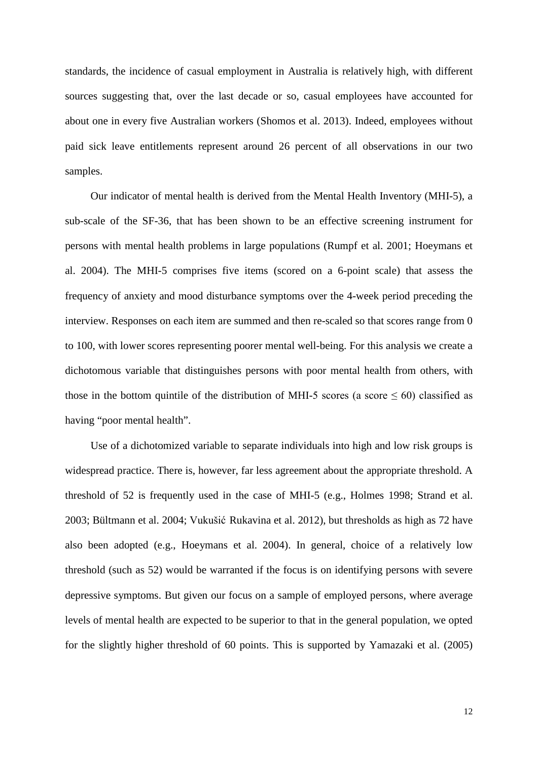standards, the incidence of casual employment in Australia is relatively high, with different sources suggesting that, over the last decade or so, casual employees have accounted for about one in every five Australian workers (Shomos et al. 2013). Indeed, employees without paid sick leave entitlements represent around 26 percent of all observations in our two samples.

Our indicator of mental health is derived from the Mental Health Inventory (MHI-5), a sub-scale of the SF-36, that has been shown to be an effective screening instrument for persons with mental health problems in large populations (Rumpf et al. 2001; Hoeymans et al. 2004). The MHI-5 comprises five items (scored on a 6-point scale) that assess the frequency of anxiety and mood disturbance symptoms over the 4-week period preceding the interview. Responses on each item are summed and then re-scaled so that scores range from 0 to 100, with lower scores representing poorer mental well-being. For this analysis we create a dichotomous variable that distinguishes persons with poor mental health from others, with those in the bottom quintile of the distribution of MHI-5 scores (a score $\leq 60$) classified as having "poor mental health".

Use of a dichotomized variable to separate individuals into high and low risk groups is widespread practice. There is, however, far less agreement about the appropriate threshold. A threshold of 52 is frequently used in the case of MHI-5 (e.g., Holmes 1998; Strand et al. 2003; Bültmann et al. 2004; Vukušić Rukavina et al. 2012), but thresholds as high as 72 have also been adopted (e.g., Hoeymans et al. 2004). In general, choice of a relatively low threshold (such as 52) would be warranted if the focus is on identifying persons with severe depressive symptoms. But given our focus on a sample of employed persons, where average levels of mental health are expected to be superior to that in the general population, we opted for the slightly higher threshold of 60 points. This is supported by Yamazaki et al. (2005)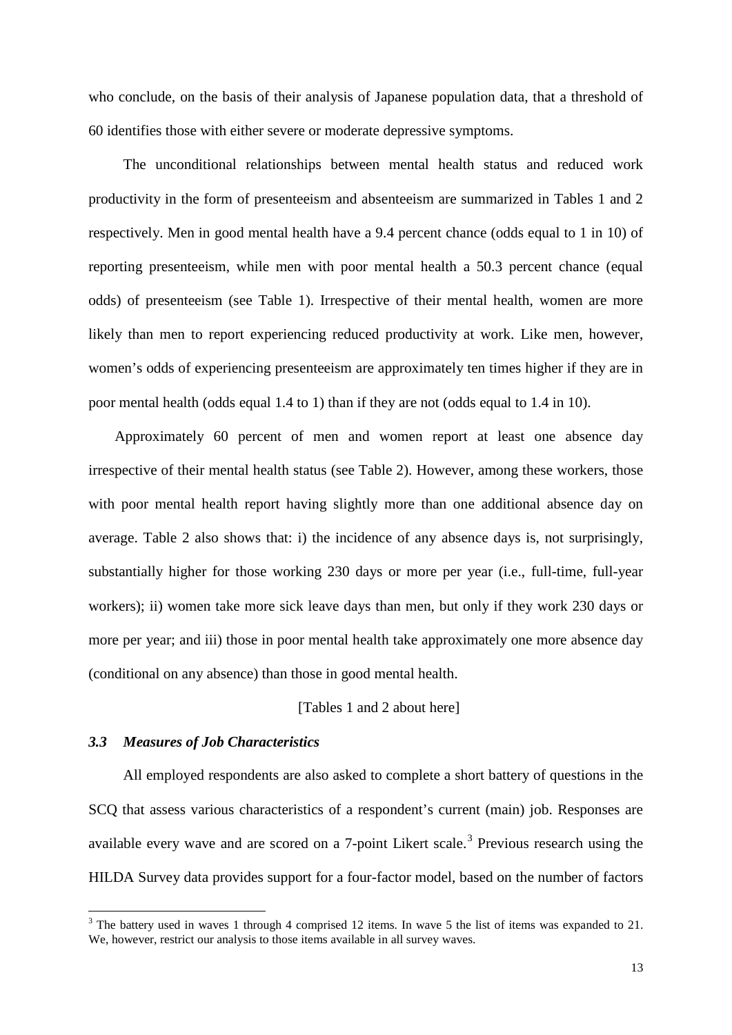who conclude, on the basis of their analysis of Japanese population data, that a threshold of 60 identifies those with either severe or moderate depressive symptoms.

The unconditional relationships between mental health status and reduced work productivity in the form of presenteeism and absenteeism are summarized in Tables 1 and 2 respectively. Men in good mental health have a 9.4 percent chance (odds equal to 1 in 10) of reporting presenteeism, while men with poor mental health a 50.3 percent chance (equal odds) of presenteeism (see Table 1). Irrespective of their mental health, women are more likely than men to report experiencing reduced productivity at work. Like men, however, women's odds of experiencing presenteeism are approximately ten times higher if they are in poor mental health (odds equal 1.4 to 1) than if they are not (odds equal to 1.4 in 10).

Approximately 60 percent of men and women report at least one absence day irrespective of their mental health status (see Table 2). However, among these workers, those with poor mental health report having slightly more than one additional absence day on average. Table 2 also shows that: i) the incidence of any absence days is, not surprisingly, substantially higher for those working 230 days or more per year (i.e., full-time, full-year workers); ii) women take more sick leave days than men, but only if they work 230 days or more per year; and iii) those in poor mental health take approximately one more absence day (conditional on any absence) than those in good mental health.

[Tables 1 and 2 about here]

### *3.3 Measures of Job Characteristics*

All employed respondents are also asked to complete a short battery of questions in the SCQ that assess various characteristics of a respondent's current (main) job. Responses are available every wave and are scored on a 7-point Likert scale.[3] Previous research using the HILDA Survey data provides support for a four-factor model, based on the number of factors

[3] The battery used in waves 1 through 4 comprised 12 items. In wave 5 the list of items was expanded to 21. We, however, restrict our analysis to those items available in all survey waves.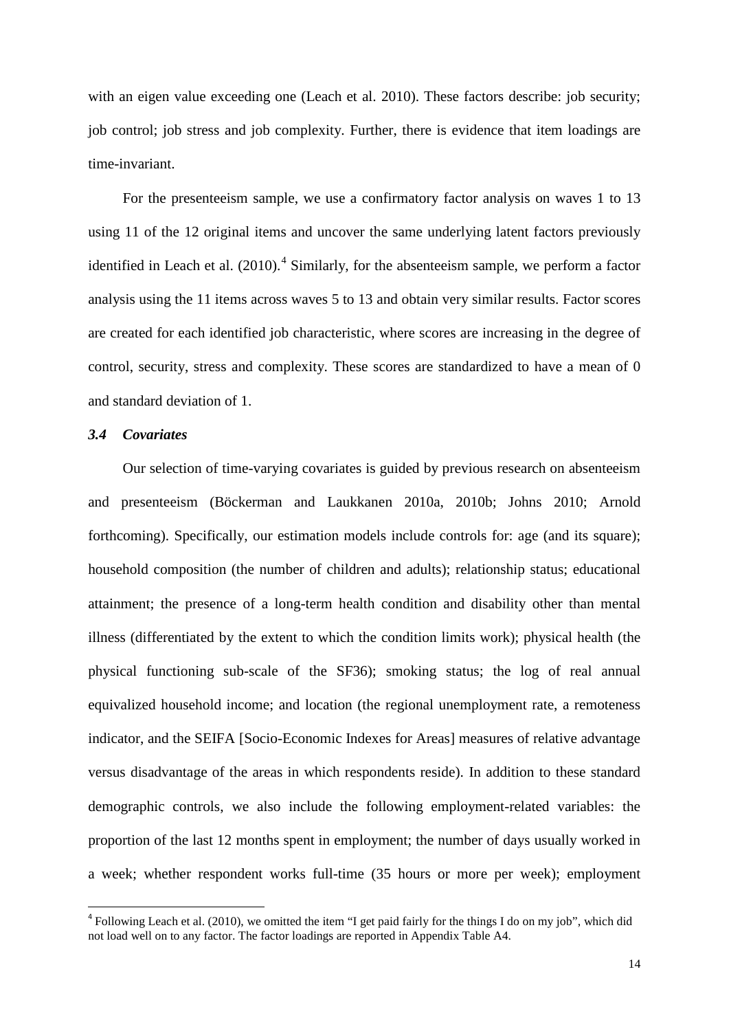with an eigen value exceeding one (Leach et al. 2010). These factors describe: job security; job control; job stress and job complexity. Further, there is evidence that item loadings are time-invariant.

For the presenteeism sample, we use a confirmatory factor analysis on waves 1 to 13 using 11 of the 12 original items and uncover the same underlying latent factors previously identified in Leach et al. (2010).[4] Similarly, for the absenteeism sample, we perform a factor analysis using the 11 items across waves 5 to 13 and obtain very similar results. Factor scores are created for each identified job characteristic, where scores are increasing in the degree of control, security, stress and complexity. These scores are standardized to have a mean of 0 and standard deviation of 1.

### *3.4 Covariates*

Our selection of time-varying covariates is guided by previous research on absenteeism and presenteeism (Böckerman and Laukkanen 2010a, 2010b; Johns 2010; Arnold forthcoming). Specifically, our estimation models include controls for: age (and its square); household composition (the number of children and adults); relationship status; educational attainment; the presence of a long-term health condition and disability other than mental illness (differentiated by the extent to which the condition limits work); physical health (the physical functioning sub-scale of the SF36); smoking status; the log of real annual equivalized household income; and location (the regional unemployment rate, a remoteness indicator, and the SEIFA [Socio-Economic Indexes for Areas] measures of relative advantage versus disadvantage of the areas in which respondents reside). In addition to these standard demographic controls, we also include the following employment-related variables: the proportion of the last 12 months spent in employment; the number of days usually worked in a week; whether respondent works full-time (35 hours or more per week); employment

[4] Following Leach et al. (2010), we omitted the item "I get paid fairly for the things I do on my job", which did not load well on to any factor. The factor loadings are reported in Appendix Table A4.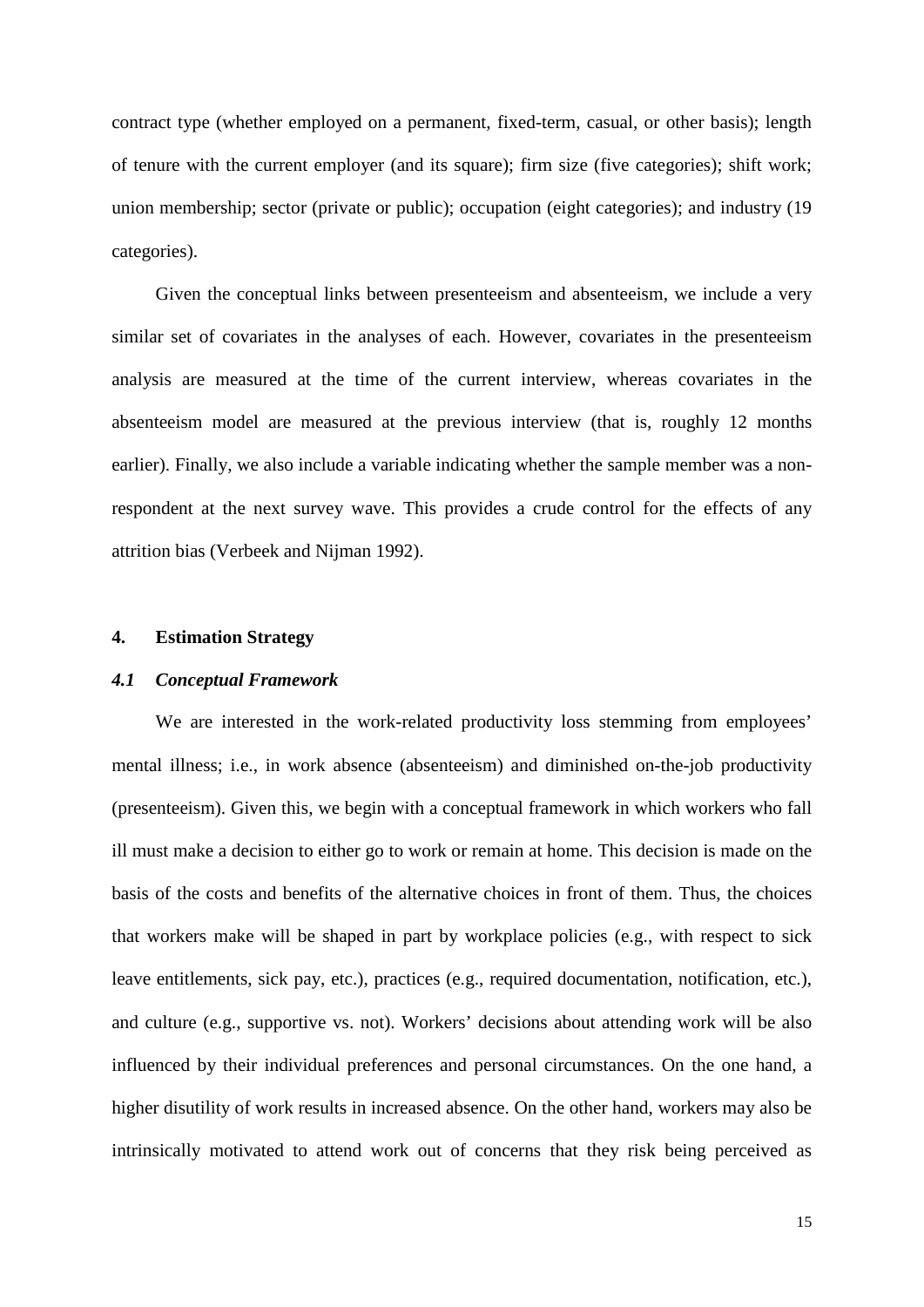contract type (whether employed on a permanent, fixed-term, casual, or other basis); length of tenure with the current employer (and its square); firm size (five categories); shift work; union membership; sector (private or public); occupation (eight categories); and industry (19 categories).

Given the conceptual links between presenteeism and absenteeism, we include a very similar set of covariates in the analyses of each. However, covariates in the presenteeism analysis are measured at the time of the current interview, whereas covariates in the absenteeism model are measured at the previous interview (that is, roughly 12 months earlier). Finally, we also include a variable indicating whether the sample member was a non-respondent at the next survey wave. This provides a crude control for the effects of any attrition bias (Verbeek and Nijman 1992).

## 4. Estimation Strategy

### *4.1 Conceptual Framework*

We are interested in the work-related productivity loss stemming from employees' mental illness; i.e., in work absence (absenteeism) and diminished on-the-job productivity (presenteeism). Given this, we begin with a conceptual framework in which workers who fall ill must make a decision to either go to work or remain at home. This decision is made on the basis of the costs and benefits of the alternative choices in front of them. Thus, the choices that workers make will be shaped in part by workplace policies (e.g., with respect to sick leave entitlements, sick pay, etc.), practices (e.g., required documentation, notification, etc.), and culture (e.g., supportive vs. not). Workers' decisions about attending work will be also influenced by their individual preferences and personal circumstances. On the one hand, a higher disutility of work results in increased absence. On the other hand, workers may also be intrinsically motivated to attend work out of concerns that they risk being perceived as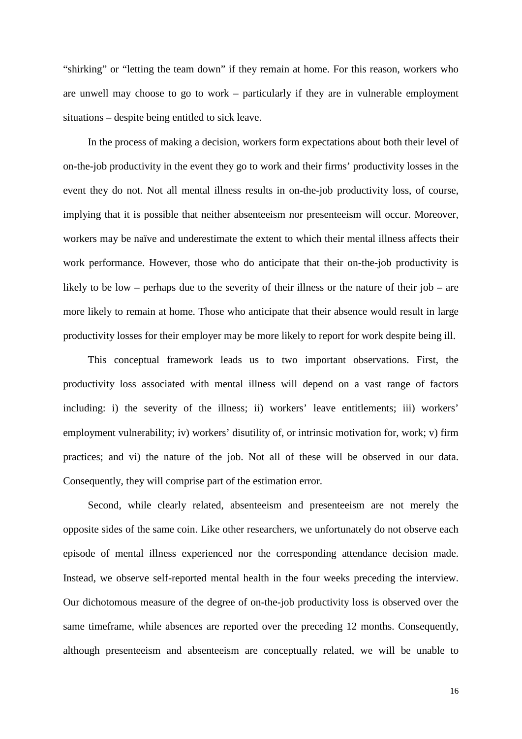"shirking" or "letting the team down" if they remain at home. For this reason, workers who are unwell may choose to go to work – particularly if they are in vulnerable employment situations – despite being entitled to sick leave.

In the process of making a decision, workers form expectations about both their level of on-the-job productivity in the event they go to work and their firms' productivity losses in the event they do not. Not all mental illness results in on-the-job productivity loss, of course, implying that it is possible that neither absenteeism nor presenteeism will occur. Moreover, workers may be naïve and underestimate the extent to which their mental illness affects their work performance. However, those who do anticipate that their on-the-job productivity is likely to be low – perhaps due to the severity of their illness or the nature of their job – are more likely to remain at home. Those who anticipate that their absence would result in large productivity losses for their employer may be more likely to report for work despite being ill.

This conceptual framework leads us to two important observations. First, the productivity loss associated with mental illness will depend on a vast range of factors including: i) the severity of the illness; ii) workers' leave entitlements; iii) workers' employment vulnerability; iv) workers' disutility of, or intrinsic motivation for, work; v) firm practices; and vi) the nature of the job. Not all of these will be observed in our data. Consequently, they will comprise part of the estimation error.

Second, while clearly related, absenteeism and presenteeism are not merely the opposite sides of the same coin. Like other researchers, we unfortunately do not observe each episode of mental illness experienced nor the corresponding attendance decision made. Instead, we observe self-reported mental health in the four weeks preceding the interview. Our dichotomous measure of the degree of on-the-job productivity loss is observed over the same timeframe, while absences are reported over the preceding 12 months. Consequently, although presenteeism and absenteeism are conceptually related, we will be unable to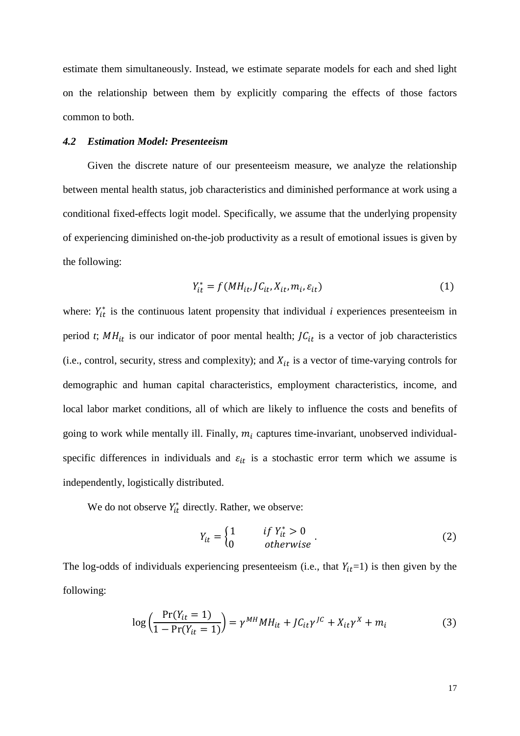estimate them simultaneously. Instead, we estimate separate models for each and shed light on the relationship between them by explicitly comparing the effects of those factors common to both.

### *4.2 Estimation Model: Presenteeism*

Given the discrete nature of our presenteeism measure, we analyze the relationship between mental health status, job characteristics and diminished performance at work using a conditional fixed-effects logit model. Specifically, we assume that the underlying propensity of experiencing diminished on-the-job productivity as a result of emotional issues is given by the following:

$$Y_{it}^{*} = f(MH_{it}, JC_{it}, X_{it}, m_i, \varepsilon_{it}) \tag{1}$$

where: $Y_{it}^{*}$ is the continuous latent propensity that individual *i* experiences presenteeism in period *t*; $MH_{it}$ is our indicator of poor mental health; $JC_{it}$ is a vector of job characteristics (i.e., control, security, stress and complexity); and $X_{it}$ is a vector of time-varying controls for demographic and human capital characteristics, employment characteristics, income, and local labor market conditions, all of which are likely to influence the costs and benefits of going to work while mentally ill. Finally, $m_i$ captures time-invariant, unobserved individual-specific differences in individuals and $\varepsilon_{it}$ is a stochastic error term which we assume is independently, logistically distributed.

We do not observe $Y_{it}^{*}$ directly. Rather, we observe:

$$Y_{it} = \begin{cases} 1 & if\ Y_{it}^{*} > 0 \\ 0 & otherwise \end{cases}. \tag{2}$$

The log-odds of individuals experiencing presenteeism (i.e., that $Y_{it}$=1) is then given by the following:

$$\log\left(\frac{\Pr(Y_{it}=1)}{1-\Pr(Y_{it}=1)}\right) = \gamma^{MH} MH_{it} + JC_{it}\gamma^{JC} + X_{it}\gamma^{X} + m_i \tag{3}$$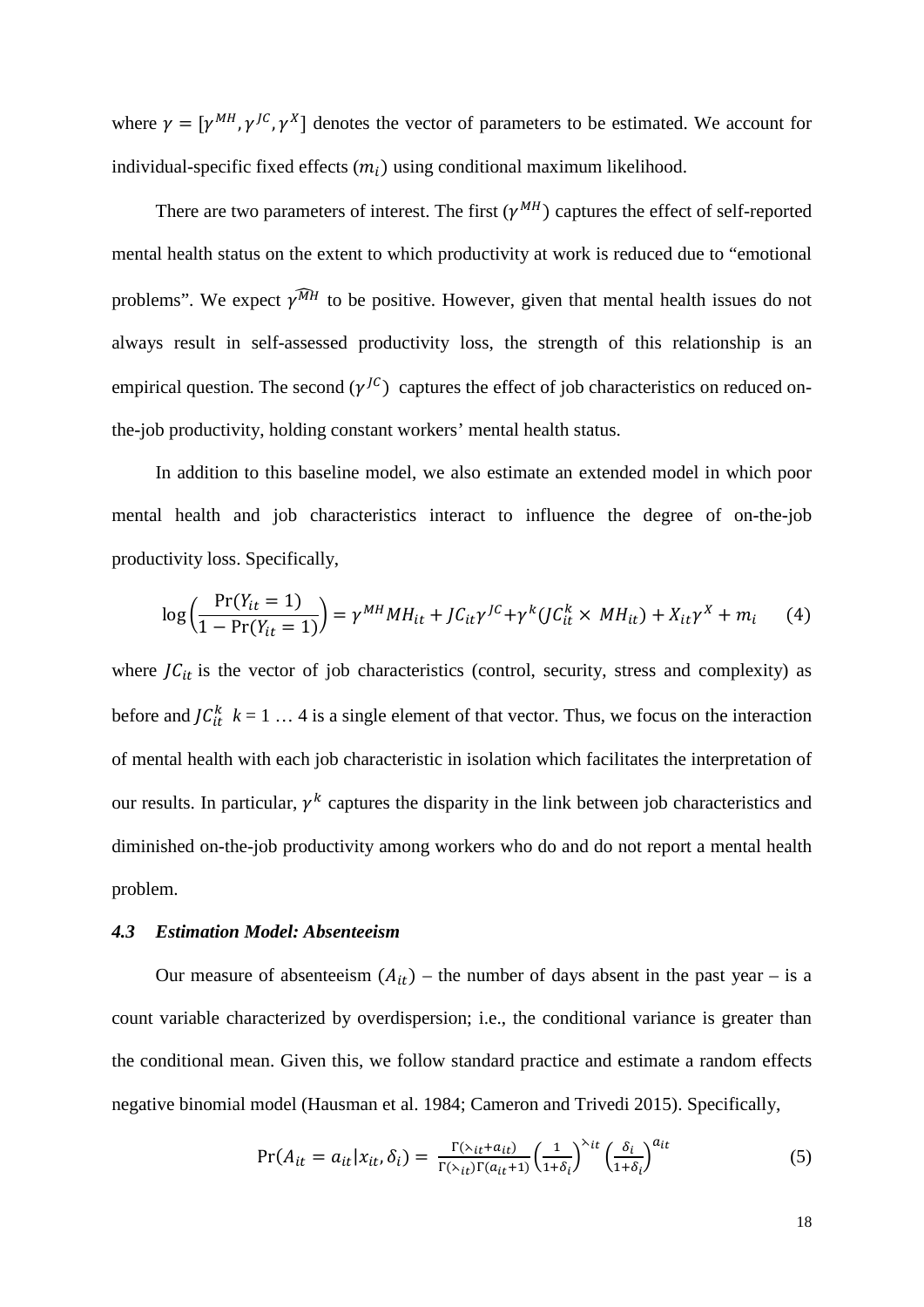where $\gamma = [\gamma^{MH}, \gamma^{JC}, \gamma^{X}]$ denotes the vector of parameters to be estimated. We account for individual-specific fixed effects ($m_i$) using conditional maximum likelihood.

There are two parameters of interest. The first ($\gamma^{MH}$) captures the effect of self-reported mental health status on the extent to which productivity at work is reduced due to "emotional problems". We expect $\widehat{\gamma^{MH}}$ to be positive. However, given that mental health issues do not always result in self-assessed productivity loss, the strength of this relationship is an empirical question. The second ($\gamma^{JC}$) captures the effect of job characteristics on reduced on-the-job productivity, holding constant workers' mental health status.

In addition to this baseline model, we also estimate an extended model in which poor mental health and job characteristics interact to influence the degree of on-the-job productivity loss. Specifically,

$$\log\left(\frac{\Pr(Y_{it}=1)}{1-\Pr(Y_{it}=1)}\right) = \gamma^{MH} MH_{it} + JC_{it}\gamma^{JC} + \gamma^{k}(JC_{it}^{k} \times MH_{it}) + X_{it}\gamma^{X} + m_i \qquad (4)$$

where $JC_{it}$ is the vector of job characteristics (control, security, stress and complexity) as before and $JC_{it}^{k}$ $k = 1 \ldots 4$ is a single element of that vector. Thus, we focus on the interaction of mental health with each job characteristic in isolation which facilitates the interpretation of our results. In particular, $\gamma^{k}$ captures the disparity in the link between job characteristics and diminished on-the-job productivity among workers who do and do not report a mental health problem.

### *4.3 Estimation Model: Absenteeism*

Our measure of absenteeism ($A_{it}$) – the number of days absent in the past year – is a count variable characterized by overdispersion; i.e., the conditional variance is greater than the conditional mean. Given this, we follow standard practice and estimate a random effects negative binomial model (Hausman et al. 1984; Cameron and Trivedi 2015). Specifically,

$$\Pr(A_{it} = a_{it} | x_{it}, \delta_i) = \frac{\Gamma(\lambda_{it} + a_{it})}{\Gamma(\lambda_{it})\Gamma(a_{it}+1)}\left(\frac{1}{1+\delta_i}\right)^{\lambda_{it}}\left(\frac{\delta_i}{1+\delta_i}\right)^{a_{it}} \qquad (5)$$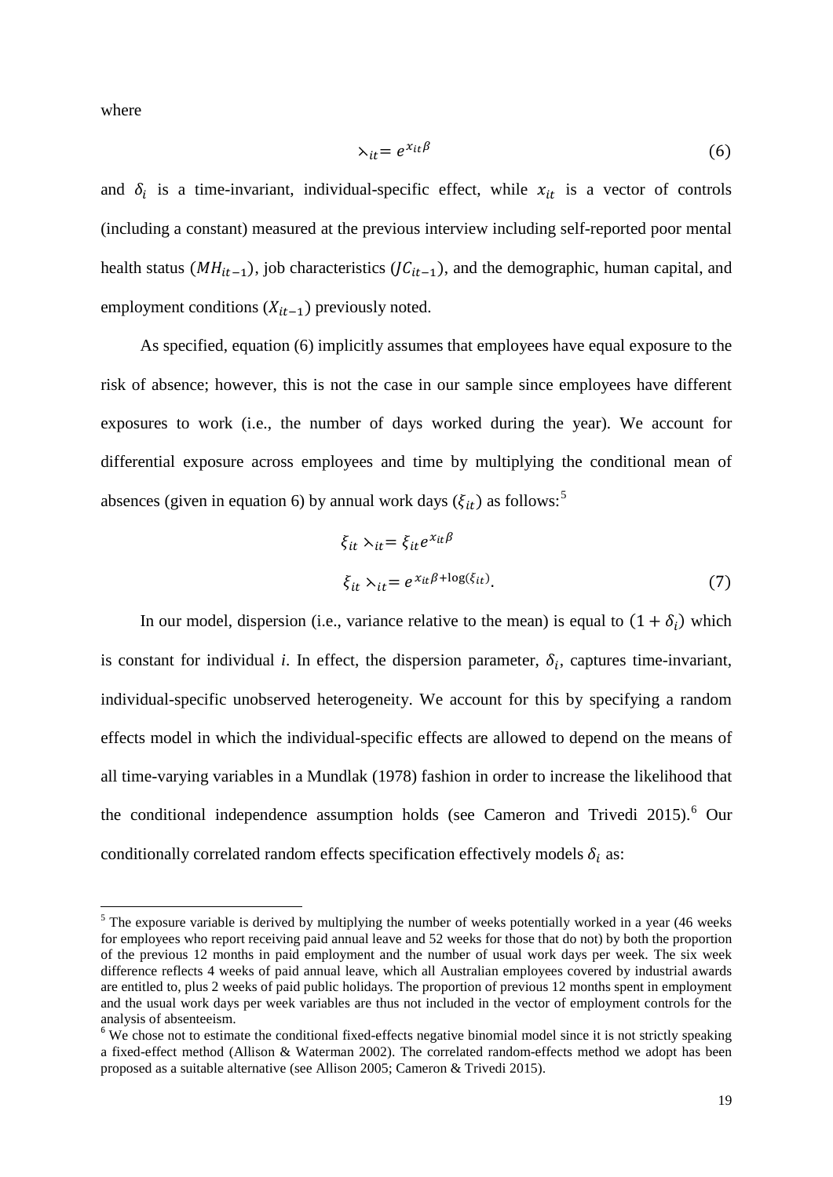where

$$\lambda_{it} = e^{x_{it}\beta} \tag{6}$$

and $\delta_i$ is a time-invariant, individual-specific effect, while $x_{it}$ is a vector of controls (including a constant) measured at the previous interview including self-reported poor mental health status ($MH_{it-1}$), job characteristics ($JC_{it-1}$), and the demographic, human capital, and employment conditions ($X_{it-1}$) previously noted.

As specified, equation (6) implicitly assumes that employees have equal exposure to the risk of absence; however, this is not the case in our sample since employees have different exposures to work (i.e., the number of days worked during the year). We account for differential exposure across employees and time by multiplying the conditional mean of absences (given in equation 6) by annual work days ($\xi_{it}$) as follows:[5]

$$\xi_{it} \lambda_{it} = \xi_{it} e^{x_{it}\beta}$$

$$\xi_{it} \lambda_{it} = e^{x_{it}\beta + \log(\xi_{it})}. \tag{7}$$

In our model, dispersion (i.e., variance relative to the mean) is equal to $(1 + \delta_i)$ which is constant for individual *i*. In effect, the dispersion parameter, $\delta_i$, captures time-invariant, individual-specific unobserved heterogeneity. We account for this by specifying a random effects model in which the individual-specific effects are allowed to depend on the means of all time-varying variables in a Mundlak (1978) fashion in order to increase the likelihood that the conditional independence assumption holds (see Cameron and Trivedi 2015).[6] Our conditionally correlated random effects specification effectively models $\delta_i$ as:

[5] The exposure variable is derived by multiplying the number of weeks potentially worked in a year (46 weeks for employees who report receiving paid annual leave and 52 weeks for those that do not) by both the proportion of the previous 12 months in paid employment and the number of usual work days per week. The six week difference reflects 4 weeks of paid annual leave, which all Australian employees covered by industrial awards are entitled to, plus 2 weeks of paid public holidays. The proportion of previous 12 months spent in employment and the usual work days per week variables are thus not included in the vector of employment controls for the analysis of absenteeism.

[6] We chose not to estimate the conditional fixed-effects negative binomial model since it is not strictly speaking a fixed-effect method (Allison & Waterman 2002). The correlated random-effects method we adopt has been proposed as a suitable alternative (see Allison 2005; Cameron & Trivedi 2015).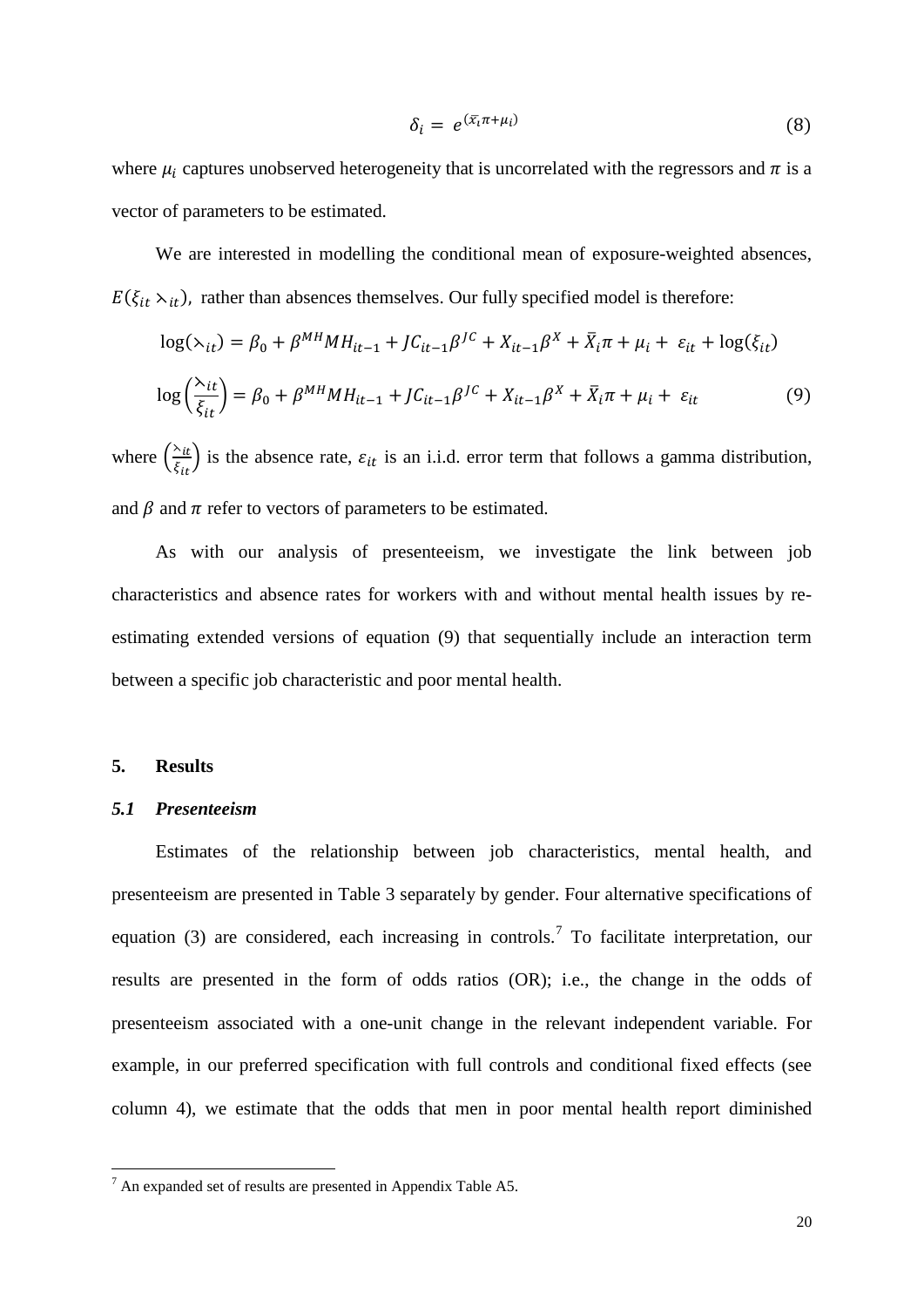$$\delta_i = e^{(\bar{x}_i \pi + \mu_i)} \tag{8}$$

where $\mu_i$ captures unobserved heterogeneity that is uncorrelated with the regressors and $\pi$ is a vector of parameters to be estimated.

We are interested in modelling the conditional mean of exposure-weighted absences, $E(\xi_{it} \curlywedge_{it})$, rather than absences themselves. Our fully specified model is therefore:

$$\log(\curlywedge_{it}) = \beta_0 + \beta^{MH} MH_{it-1} + JC_{it-1}\beta^{JC} + X_{it-1}\beta^{X} + \bar{X}_i \pi + \mu_i + \varepsilon_{it} + \log(\xi_{it})$$

$$\log\left(\frac{\curlywedge_{it}}{\xi_{it}}\right) = \beta_0 + \beta^{MH} MH_{it-1} + JC_{it-1}\beta^{JC} + X_{it-1}\beta^{X} + \bar{X}_i \pi + \mu_i + \varepsilon_{it} \tag{9}$$

where $\left(\frac{\curlywedge_{it}}{\xi_{it}}\right)$ is the absence rate, $\varepsilon_{it}$ is an i.i.d. error term that follows a gamma distribution, and $\beta$ and $\pi$ refer to vectors of parameters to be estimated.

As with our analysis of presenteeism, we investigate the link between job characteristics and absence rates for workers with and without mental health issues by re-estimating extended versions of equation (9) that sequentially include an interaction term between a specific job characteristic and poor mental health.

## 5. Results

### *5.1 Presenteeism*

Estimates of the relationship between job characteristics, mental health, and presenteeism are presented in Table 3 separately by gender. Four alternative specifications of equation (3) are considered, each increasing in controls.[7] To facilitate interpretation, our results are presented in the form of odds ratios (OR); i.e., the change in the odds of presenteeism associated with a one-unit change in the relevant independent variable. For example, in our preferred specification with full controls and conditional fixed effects (see column 4), we estimate that the odds that men in poor mental health report diminished

[7] An expanded set of results are presented in Appendix Table A5.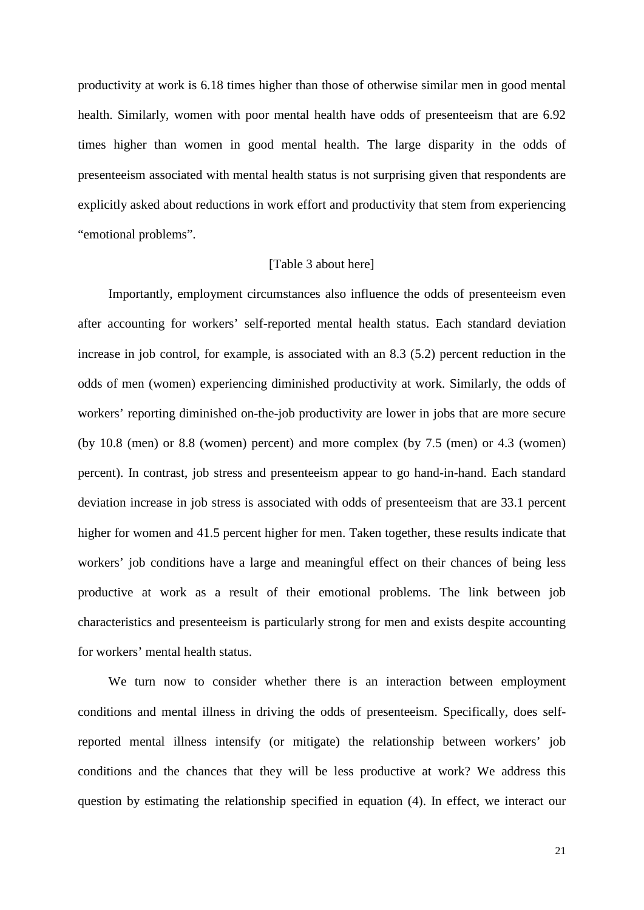productivity at work is 6.18 times higher than those of otherwise similar men in good mental health. Similarly, women with poor mental health have odds of presenteeism that are 6.92 times higher than women in good mental health. The large disparity in the odds of presenteeism associated with mental health status is not surprising given that respondents are explicitly asked about reductions in work effort and productivity that stem from experiencing "emotional problems".

[Table 3 about here]

Importantly, employment circumstances also influence the odds of presenteeism even after accounting for workers' self-reported mental health status. Each standard deviation increase in job control, for example, is associated with an 8.3 (5.2) percent reduction in the odds of men (women) experiencing diminished productivity at work. Similarly, the odds of workers' reporting diminished on-the-job productivity are lower in jobs that are more secure (by 10.8 (men) or 8.8 (women) percent) and more complex (by 7.5 (men) or 4.3 (women) percent). In contrast, job stress and presenteeism appear to go hand-in-hand. Each standard deviation increase in job stress is associated with odds of presenteeism that are 33.1 percent higher for women and 41.5 percent higher for men. Taken together, these results indicate that workers' job conditions have a large and meaningful effect on their chances of being less productive at work as a result of their emotional problems. The link between job characteristics and presenteeism is particularly strong for men and exists despite accounting for workers' mental health status.

We turn now to consider whether there is an interaction between employment conditions and mental illness in driving the odds of presenteeism. Specifically, does self-reported mental illness intensify (or mitigate) the relationship between workers' job conditions and the chances that they will be less productive at work? We address this question by estimating the relationship specified in equation (4). In effect, we interact our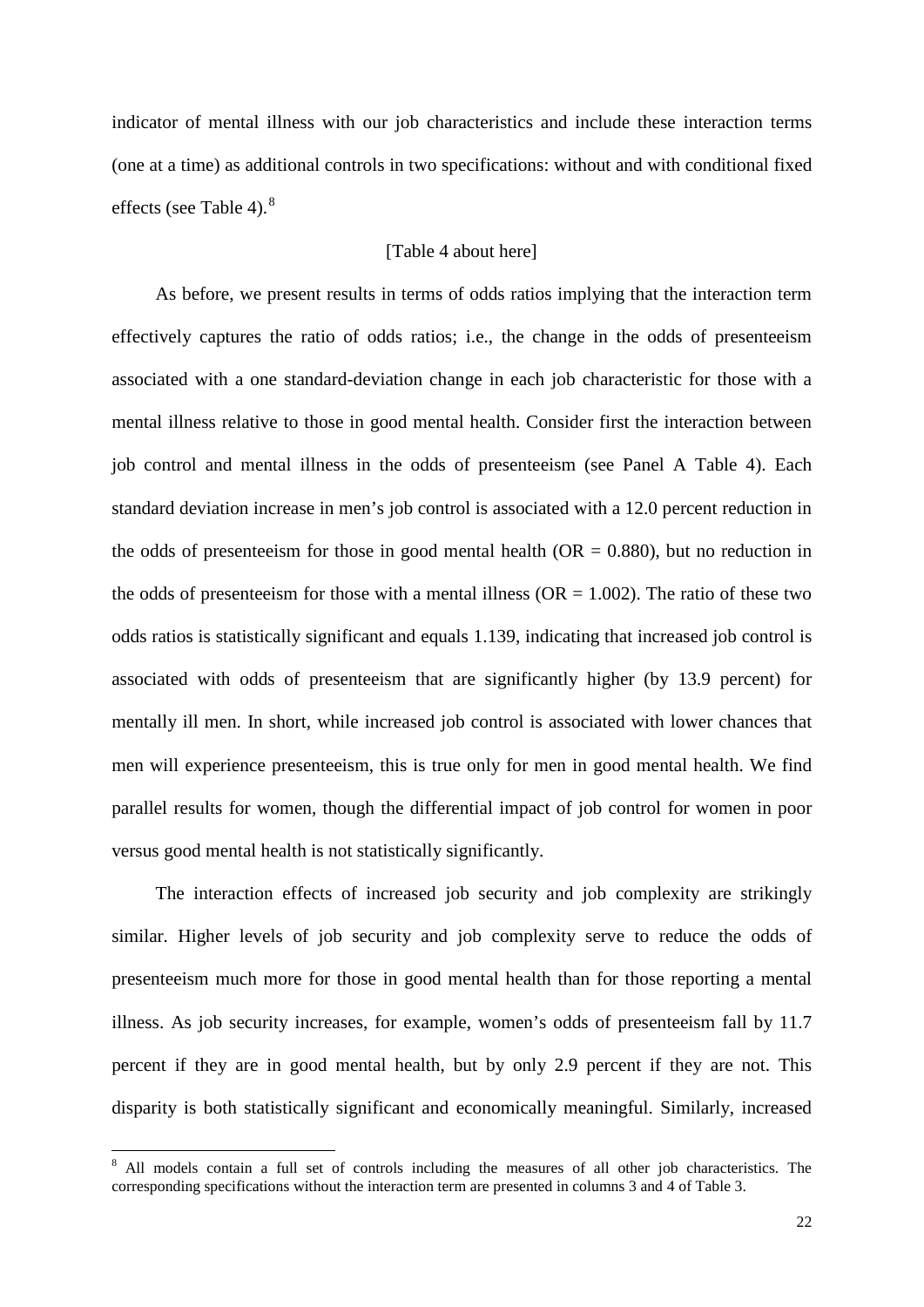indicator of mental illness with our job characteristics and include these interaction terms (one at a time) as additional controls in two specifications: without and with conditional fixed effects (see Table 4).[8]

[Table 4 about here]

As before, we present results in terms of odds ratios implying that the interaction term effectively captures the ratio of odds ratios; i.e., the change in the odds of presenteeism associated with a one standard-deviation change in each job characteristic for those with a mental illness relative to those in good mental health. Consider first the interaction between job control and mental illness in the odds of presenteeism (see Panel A Table 4). Each standard deviation increase in men's job control is associated with a 12.0 percent reduction in the odds of presenteeism for those in good mental health (OR = 0.880), but no reduction in the odds of presenteeism for those with a mental illness (OR = 1.002). The ratio of these two odds ratios is statistically significant and equals 1.139, indicating that increased job control is associated with odds of presenteeism that are significantly higher (by 13.9 percent) for mentally ill men. In short, while increased job control is associated with lower chances that men will experience presenteeism, this is true only for men in good mental health. We find parallel results for women, though the differential impact of job control for women in poor versus good mental health is not statistically significantly.

The interaction effects of increased job security and job complexity are strikingly similar. Higher levels of job security and job complexity serve to reduce the odds of presenteeism much more for those in good mental health than for those reporting a mental illness. As job security increases, for example, women's odds of presenteeism fall by 11.7 percent if they are in good mental health, but by only 2.9 percent if they are not. This disparity is both statistically significant and economically meaningful. Similarly, increased

[8] All models contain a full set of controls including the measures of all other job characteristics. The corresponding specifications without the interaction term are presented in columns 3 and 4 of Table 3.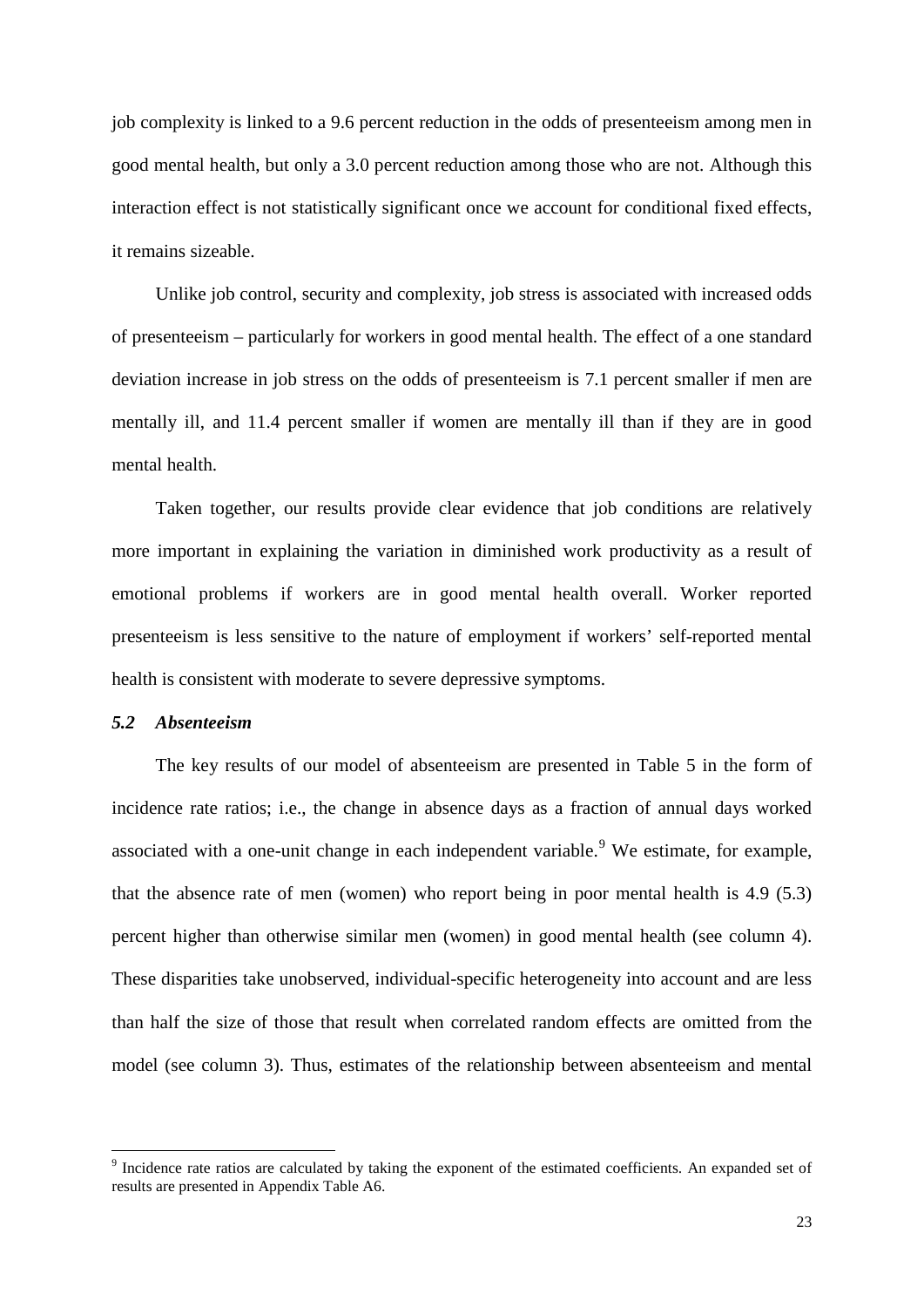job complexity is linked to a 9.6 percent reduction in the odds of presenteeism among men in good mental health, but only a 3.0 percent reduction among those who are not. Although this interaction effect is not statistically significant once we account for conditional fixed effects, it remains sizeable.

Unlike job control, security and complexity, job stress is associated with increased odds of presenteeism – particularly for workers in good mental health. The effect of a one standard deviation increase in job stress on the odds of presenteeism is 7.1 percent smaller if men are mentally ill, and 11.4 percent smaller if women are mentally ill than if they are in good mental health.

Taken together, our results provide clear evidence that job conditions are relatively more important in explaining the variation in diminished work productivity as a result of emotional problems if workers are in good mental health overall. Worker reported presenteeism is less sensitive to the nature of employment if workers' self-reported mental health is consistent with moderate to severe depressive symptoms.

### *5.2 Absenteeism*

The key results of our model of absenteeism are presented in Table 5 in the form of incidence rate ratios; i.e., the change in absence days as a fraction of annual days worked associated with a one-unit change in each independent variable.[9] We estimate, for example, that the absence rate of men (women) who report being in poor mental health is 4.9 (5.3) percent higher than otherwise similar men (women) in good mental health (see column 4). These disparities take unobserved, individual-specific heterogeneity into account and are less than half the size of those that result when correlated random effects are omitted from the model (see column 3). Thus, estimates of the relationship between absenteeism and mental

[9] Incidence rate ratios are calculated by taking the exponent of the estimated coefficients. An expanded set of results are presented in Appendix Table A6.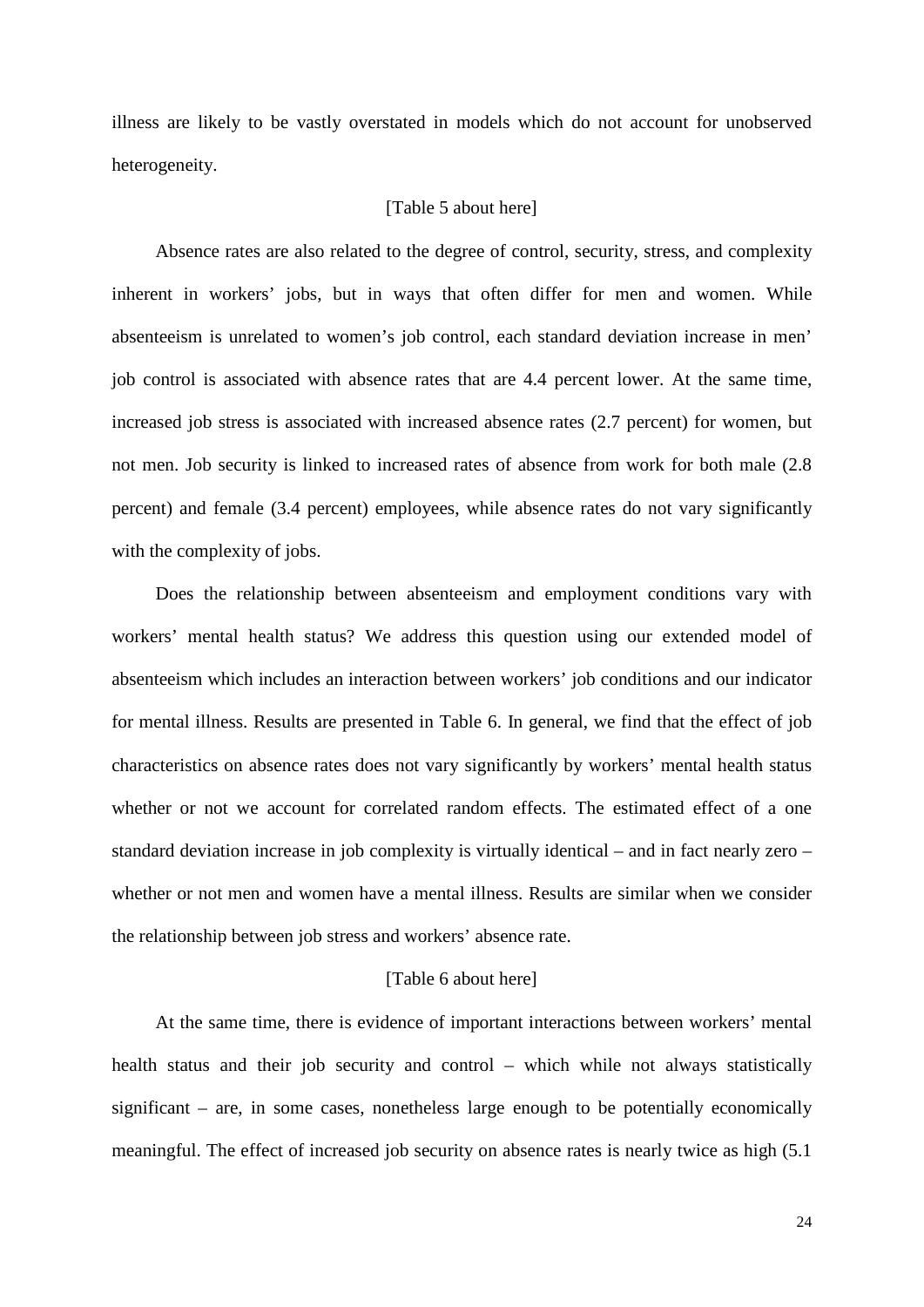illness are likely to be vastly overstated in models which do not account for unobserved heterogeneity.

[Table 5 about here]

Absence rates are also related to the degree of control, security, stress, and complexity inherent in workers' jobs, but in ways that often differ for men and women. While absenteeism is unrelated to women's job control, each standard deviation increase in men' job control is associated with absence rates that are 4.4 percent lower. At the same time, increased job stress is associated with increased absence rates (2.7 percent) for women, but not men. Job security is linked to increased rates of absence from work for both male (2.8 percent) and female (3.4 percent) employees, while absence rates do not vary significantly with the complexity of jobs.

Does the relationship between absenteeism and employment conditions vary with workers' mental health status? We address this question using our extended model of absenteeism which includes an interaction between workers' job conditions and our indicator for mental illness. Results are presented in Table 6. In general, we find that the effect of job characteristics on absence rates does not vary significantly by workers' mental health status whether or not we account for correlated random effects. The estimated effect of a one standard deviation increase in job complexity is virtually identical – and in fact nearly zero – whether or not men and women have a mental illness. Results are similar when we consider the relationship between job stress and workers' absence rate.

[Table 6 about here]

At the same time, there is evidence of important interactions between workers' mental health status and their job security and control – which while not always statistically significant – are, in some cases, nonetheless large enough to be potentially economically meaningful. The effect of increased job security on absence rates is nearly twice as high (5.1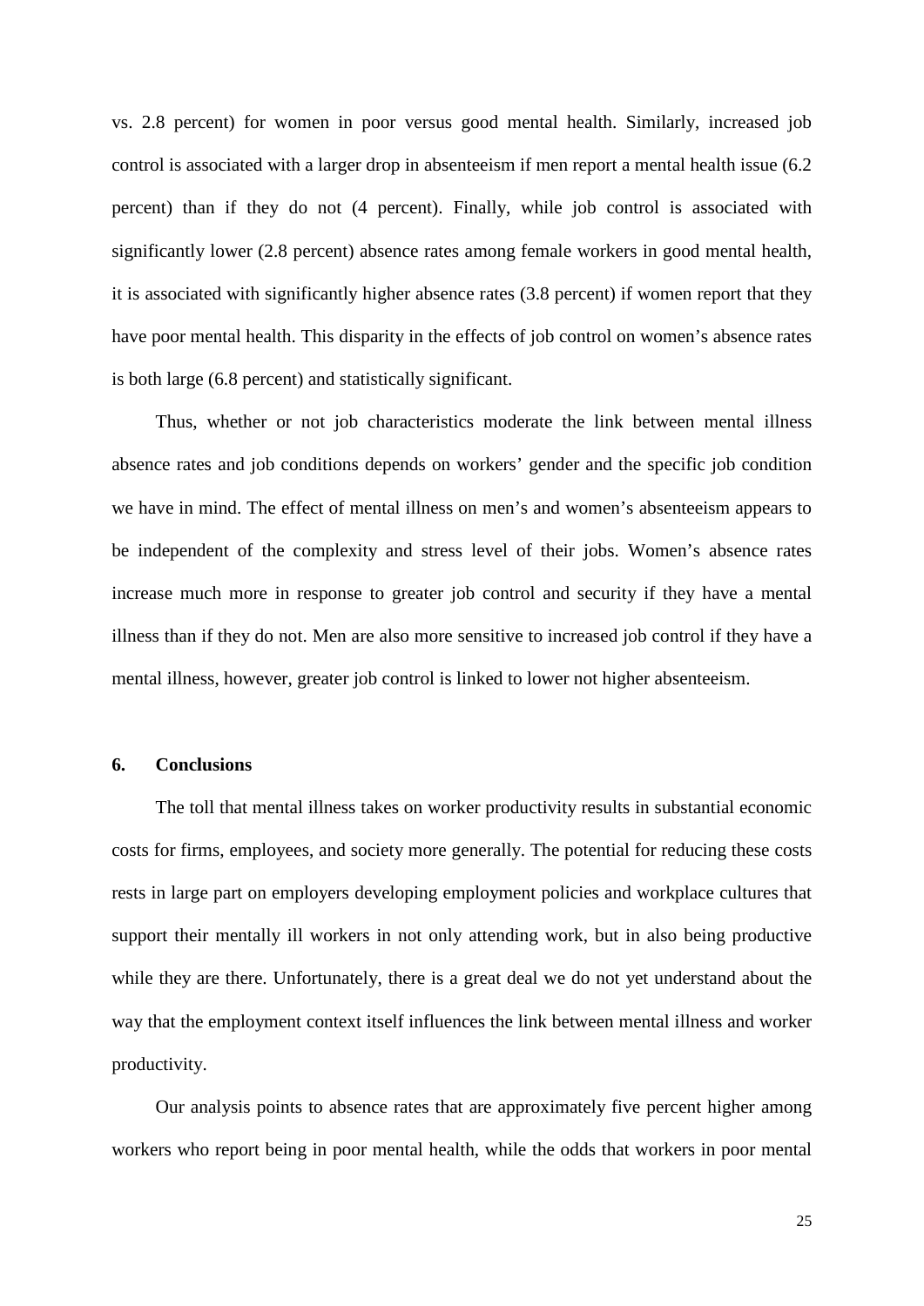vs. 2.8 percent) for women in poor versus good mental health. Similarly, increased job control is associated with a larger drop in absenteeism if men report a mental health issue (6.2 percent) than if they do not (4 percent). Finally, while job control is associated with significantly lower (2.8 percent) absence rates among female workers in good mental health, it is associated with significantly higher absence rates (3.8 percent) if women report that they have poor mental health. This disparity in the effects of job control on women's absence rates is both large (6.8 percent) and statistically significant.

Thus, whether or not job characteristics moderate the link between mental illness absence rates and job conditions depends on workers' gender and the specific job condition we have in mind. The effect of mental illness on men's and women's absenteeism appears to be independent of the complexity and stress level of their jobs. Women's absence rates increase much more in response to greater job control and security if they have a mental illness than if they do not. Men are also more sensitive to increased job control if they have a mental illness, however, greater job control is linked to lower not higher absenteeism.

## 6. Conclusions

The toll that mental illness takes on worker productivity results in substantial economic costs for firms, employees, and society more generally. The potential for reducing these costs rests in large part on employers developing employment policies and workplace cultures that support their mentally ill workers in not only attending work, but in also being productive while they are there. Unfortunately, there is a great deal we do not yet understand about the way that the employment context itself influences the link between mental illness and worker productivity.

Our analysis points to absence rates that are approximately five percent higher among workers who report being in poor mental health, while the odds that workers in poor mental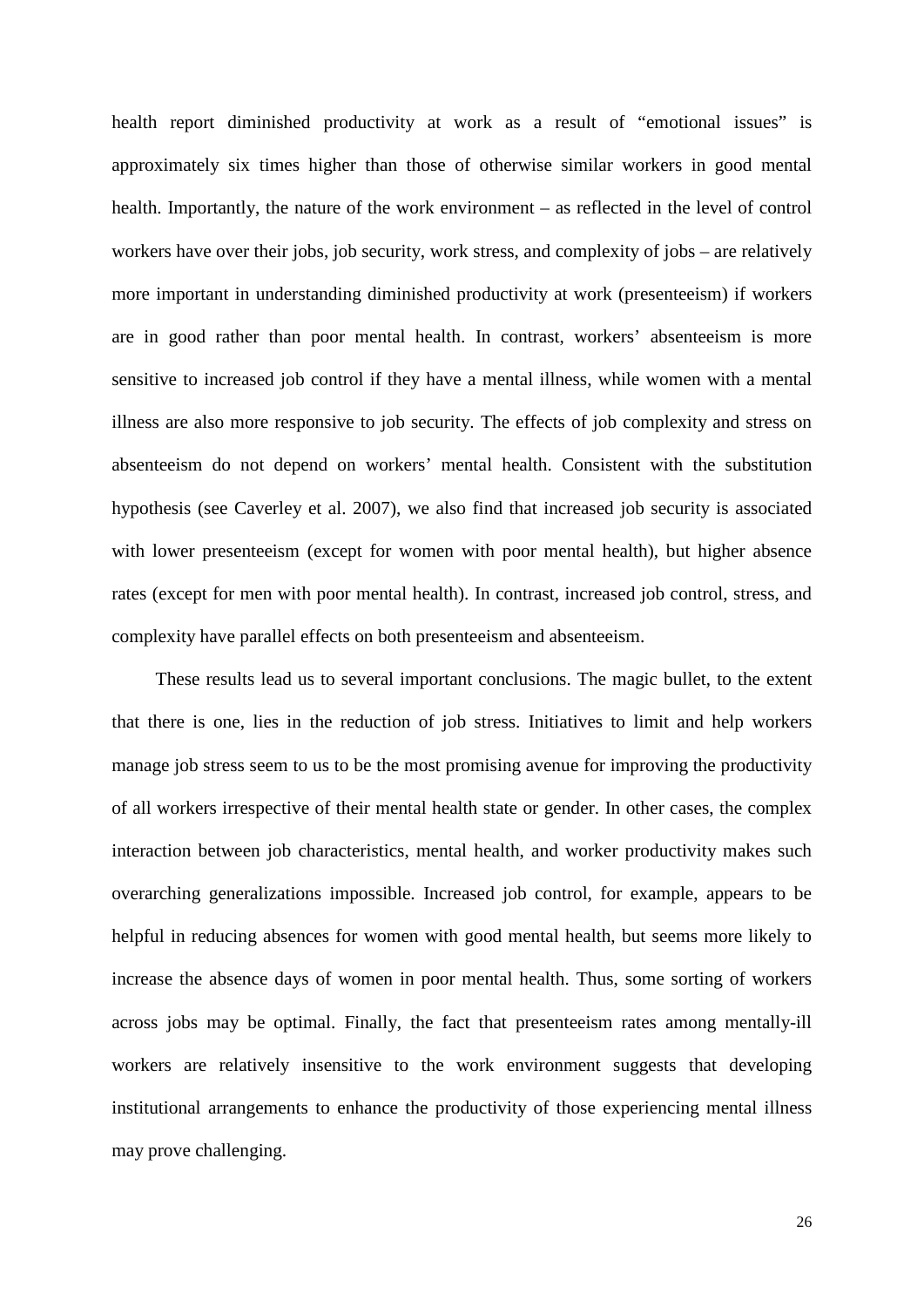health report diminished productivity at work as a result of "emotional issues" is approximately six times higher than those of otherwise similar workers in good mental health. Importantly, the nature of the work environment – as reflected in the level of control workers have over their jobs, job security, work stress, and complexity of jobs – are relatively more important in understanding diminished productivity at work (presenteeism) if workers are in good rather than poor mental health. In contrast, workers' absenteeism is more sensitive to increased job control if they have a mental illness, while women with a mental illness are also more responsive to job security. The effects of job complexity and stress on absenteeism do not depend on workers' mental health. Consistent with the substitution hypothesis (see Caverley et al. 2007), we also find that increased job security is associated with lower presenteeism (except for women with poor mental health), but higher absence rates (except for men with poor mental health). In contrast, increased job control, stress, and complexity have parallel effects on both presenteeism and absenteeism.

These results lead us to several important conclusions. The magic bullet, to the extent that there is one, lies in the reduction of job stress. Initiatives to limit and help workers manage job stress seem to us to be the most promising avenue for improving the productivity of all workers irrespective of their mental health state or gender. In other cases, the complex interaction between job characteristics, mental health, and worker productivity makes such overarching generalizations impossible. Increased job control, for example, appears to be helpful in reducing absences for women with good mental health, but seems more likely to increase the absence days of women in poor mental health. Thus, some sorting of workers across jobs may be optimal. Finally, the fact that presenteeism rates among mentally-ill workers are relatively insensitive to the work environment suggests that developing institutional arrangements to enhance the productivity of those experiencing mental illness may prove challenging.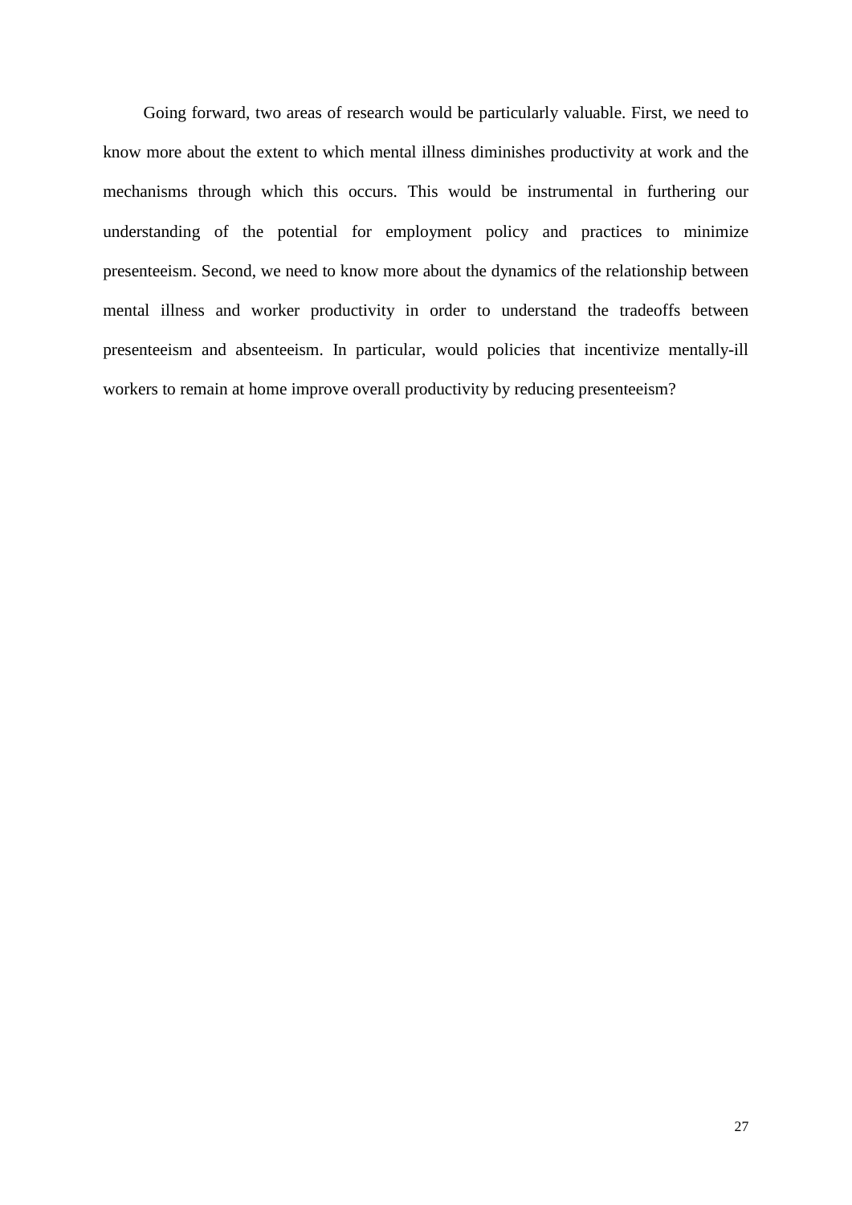Going forward, two areas of research would be particularly valuable. First, we need to know more about the extent to which mental illness diminishes productivity at work and the mechanisms through which this occurs. This would be instrumental in furthering our understanding of the potential for employment policy and practices to minimize presenteeism. Second, we need to know more about the dynamics of the relationship between mental illness and worker productivity in order to understand the tradeoffs between presenteeism and absenteeism. In particular, would policies that incentivize mentally-ill workers to remain at home improve overall productivity by reducing presenteeism?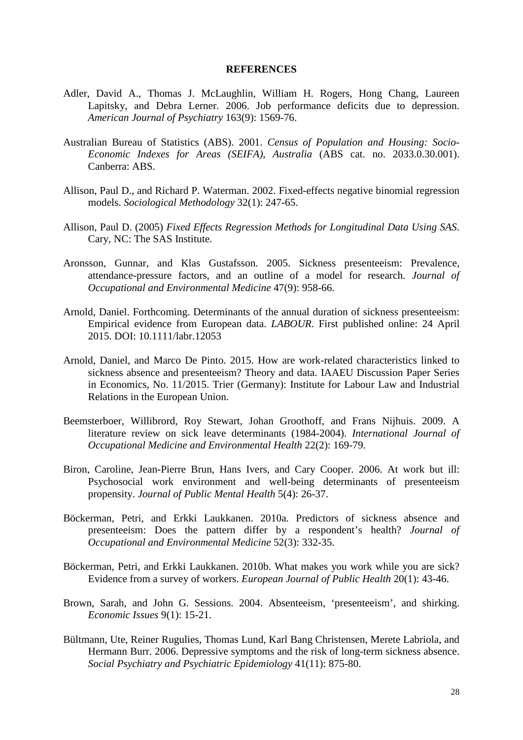**REFERENCES**

Adler, David A., Thomas J. McLaughlin, William H. Rogers, Hong Chang, Laureen Lapitsky, and Debra Lerner. 2006. Job performance deficits due to depression. *American Journal of Psychiatry* 163(9): 1569-76.

Australian Bureau of Statistics (ABS). 2001. *Census of Population and Housing: Socio-Economic Indexes for Areas (SEIFA), Australia* (ABS cat. no. 2033.0.30.001). Canberra: ABS.

Allison, Paul D., and Richard P. Waterman. 2002. Fixed-effects negative binomial regression models. *Sociological Methodology* 32(1): 247-65.

Allison, Paul D. (2005) *Fixed Effects Regression Methods for Longitudinal Data Using SAS*. Cary, NC: The SAS Institute.

Aronsson, Gunnar, and Klas Gustafsson. 2005. Sickness presenteeism: Prevalence, attendance-pressure factors, and an outline of a model for research. *Journal of Occupational and Environmental Medicine* 47(9): 958-66.

Arnold, Daniel. Forthcoming. Determinants of the annual duration of sickness presenteeism: Empirical evidence from European data. *LABOUR*. First published online: 24 April 2015. DOI: 10.1111/labr.12053

Arnold, Daniel, and Marco De Pinto. 2015. How are work-related characteristics linked to sickness absence and presenteeism? Theory and data. IAAEU Discussion Paper Series in Economics, No. 11/2015. Trier (Germany): Institute for Labour Law and Industrial Relations in the European Union.

Beemsterboer, Willibrord, Roy Stewart, Johan Groothoff, and Frans Nijhuis. 2009. A literature review on sick leave determinants (1984-2004). *International Journal of Occupational Medicine and Environmental Health* 22(2): 169-79.

Biron, Caroline, Jean-Pierre Brun, Hans Ivers, and Cary Cooper. 2006. At work but ill: Psychosocial work environment and well-being determinants of presenteeism propensity. *Journal of Public Mental Health* 5(4): 26-37.

Böckerman, Petri, and Erkki Laukkanen. 2010a. Predictors of sickness absence and presenteeism: Does the pattern differ by a respondent's health? *Journal of Occupational and Environmental Medicine* 52(3): 332-35.

Böckerman, Petri, and Erkki Laukkanen. 2010b. What makes you work while you are sick? Evidence from a survey of workers. *European Journal of Public Health* 20(1): 43-46.

Brown, Sarah, and John G. Sessions. 2004. Absenteeism, 'presenteeism', and shirking. *Economic Issues* 9(1): 15-21.

Bültmann, Ute, Reiner Rugulies, Thomas Lund, Karl Bang Christensen, Merete Labriola, and Hermann Burr. 2006. Depressive symptoms and the risk of long-term sickness absence. *Social Psychiatry and Psychiatric Epidemiology* 41(11): 875-80.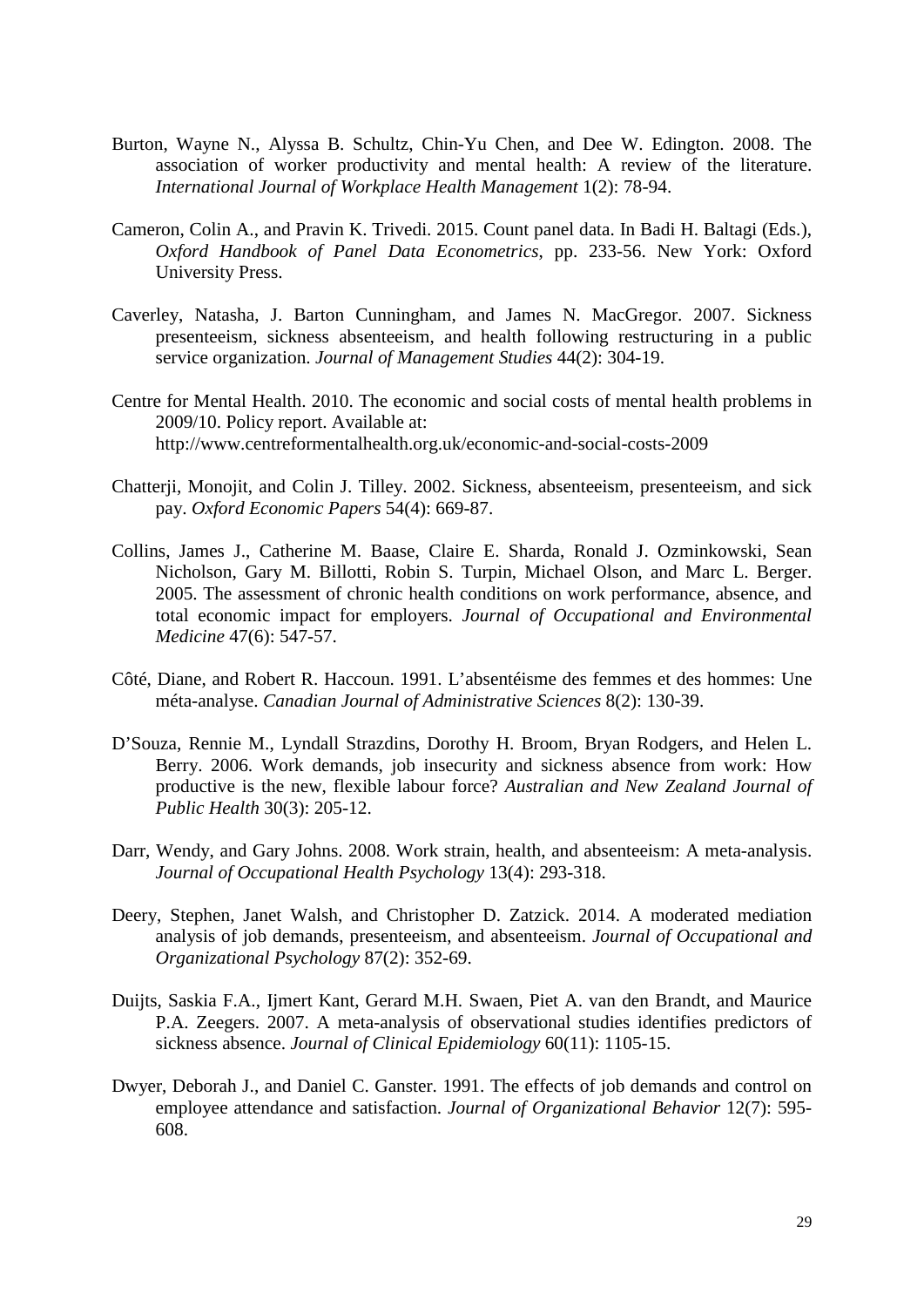Burton, Wayne N., Alyssa B. Schultz, Chin-Yu Chen, and Dee W. Edington. 2008. The association of worker productivity and mental health: A review of the literature. *International Journal of Workplace Health Management* 1(2): 78-94.

Cameron, Colin A., and Pravin K. Trivedi. 2015. Count panel data. In Badi H. Baltagi (Eds.), *Oxford Handbook of Panel Data Econometrics*, pp. 233-56. New York: Oxford University Press.

Caverley, Natasha, J. Barton Cunningham, and James N. MacGregor. 2007. Sickness presenteeism, sickness absenteeism, and health following restructuring in a public service organization. *Journal of Management Studies* 44(2): 304-19.

Centre for Mental Health. 2010. The economic and social costs of mental health problems in 2009/10. Policy report. Available at: http://www.centreformentalhealth.org.uk/economic-and-social-costs-2009

Chatterji, Monojit, and Colin J. Tilley. 2002. Sickness, absenteeism, presenteeism, and sick pay. *Oxford Economic Papers* 54(4): 669-87.

Collins, James J., Catherine M. Baase, Claire E. Sharda, Ronald J. Ozminkowski, Sean Nicholson, Gary M. Billotti, Robin S. Turpin, Michael Olson, and Marc L. Berger. 2005. The assessment of chronic health conditions on work performance, absence, and total economic impact for employers. *Journal of Occupational and Environmental Medicine* 47(6): 547-57.

Côté, Diane, and Robert R. Haccoun. 1991. L'absentéisme des femmes et des hommes: Une méta-analyse. *Canadian Journal of Administrative Sciences* 8(2): 130-39.

D'Souza, Rennie M., Lyndall Strazdins, Dorothy H. Broom, Bryan Rodgers, and Helen L. Berry. 2006. Work demands, job insecurity and sickness absence from work: How productive is the new, flexible labour force? *Australian and New Zealand Journal of Public Health* 30(3): 205-12.

Darr, Wendy, and Gary Johns. 2008. Work strain, health, and absenteeism: A meta-analysis. *Journal of Occupational Health Psychology* 13(4): 293-318.

Deery, Stephen, Janet Walsh, and Christopher D. Zatzick. 2014. A moderated mediation analysis of job demands, presenteeism, and absenteeism. *Journal of Occupational and Organizational Psychology* 87(2): 352-69.

Duijts, Saskia F.A., Ijmert Kant, Gerard M.H. Swaen, Piet A. van den Brandt, and Maurice P.A. Zeegers. 2007. A meta-analysis of observational studies identifies predictors of sickness absence. *Journal of Clinical Epidemiology* 60(11): 1105-15.

Dwyer, Deborah J., and Daniel C. Ganster. 1991. The effects of job demands and control on employee attendance and satisfaction. *Journal of Organizational Behavior* 12(7): 595-608.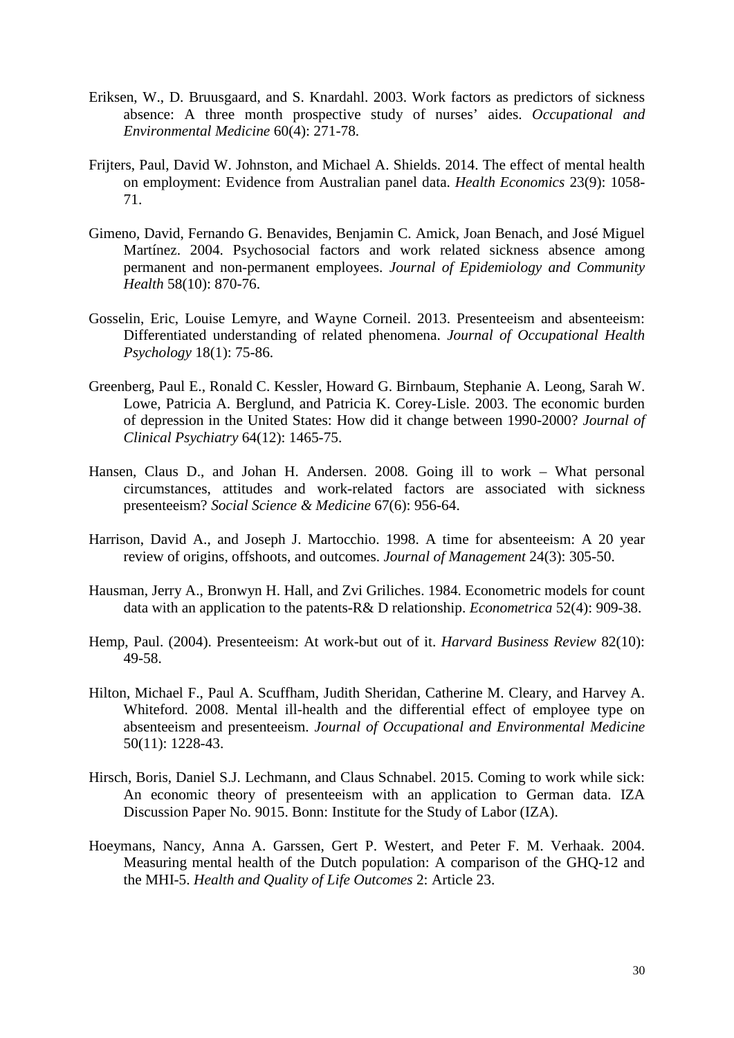Eriksen, W., D. Bruusgaard, and S. Knardahl. 2003. Work factors as predictors of sickness absence: A three month prospective study of nurses' aides. *Occupational and Environmental Medicine* 60(4): 271-78.

Frijters, Paul, David W. Johnston, and Michael A. Shields. 2014. The effect of mental health on employment: Evidence from Australian panel data. *Health Economics* 23(9): 1058-71.

Gimeno, David, Fernando G. Benavides, Benjamin C. Amick, Joan Benach, and José Miguel Martínez. 2004. Psychosocial factors and work related sickness absence among permanent and non-permanent employees. *Journal of Epidemiology and Community Health* 58(10): 870-76.

Gosselin, Eric, Louise Lemyre, and Wayne Corneil. 2013. Presenteeism and absenteeism: Differentiated understanding of related phenomena. *Journal of Occupational Health Psychology* 18(1): 75-86.

Greenberg, Paul E., Ronald C. Kessler, Howard G. Birnbaum, Stephanie A. Leong, Sarah W. Lowe, Patricia A. Berglund, and Patricia K. Corey-Lisle. 2003. The economic burden of depression in the United States: How did it change between 1990-2000? *Journal of Clinical Psychiatry* 64(12): 1465-75.

Hansen, Claus D., and Johan H. Andersen. 2008. Going ill to work – What personal circumstances, attitudes and work-related factors are associated with sickness presenteeism? *Social Science & Medicine* 67(6): 956-64.

Harrison, David A., and Joseph J. Martocchio. 1998. A time for absenteeism: A 20 year review of origins, offshoots, and outcomes. *Journal of Management* 24(3): 305-50.

Hausman, Jerry A., Bronwyn H. Hall, and Zvi Griliches. 1984. Econometric models for count data with an application to the patents-R& D relationship. *Econometrica* 52(4): 909-38.

Hemp, Paul. (2004). Presenteeism: At work-but out of it. *Harvard Business Review* 82(10): 49-58.

Hilton, Michael F., Paul A. Scuffham, Judith Sheridan, Catherine M. Cleary, and Harvey A. Whiteford. 2008. Mental ill-health and the differential effect of employee type on absenteeism and presenteeism. *Journal of Occupational and Environmental Medicine* 50(11): 1228-43.

Hirsch, Boris, Daniel S.J. Lechmann, and Claus Schnabel. 2015. Coming to work while sick: An economic theory of presenteeism with an application to German data. IZA Discussion Paper No. 9015. Bonn: Institute for the Study of Labor (IZA).

Hoeymans, Nancy, Anna A. Garssen, Gert P. Westert, and Peter F. M. Verhaak. 2004. Measuring mental health of the Dutch population: A comparison of the GHQ-12 and the MHI-5. *Health and Quality of Life Outcomes* 2: Article 23.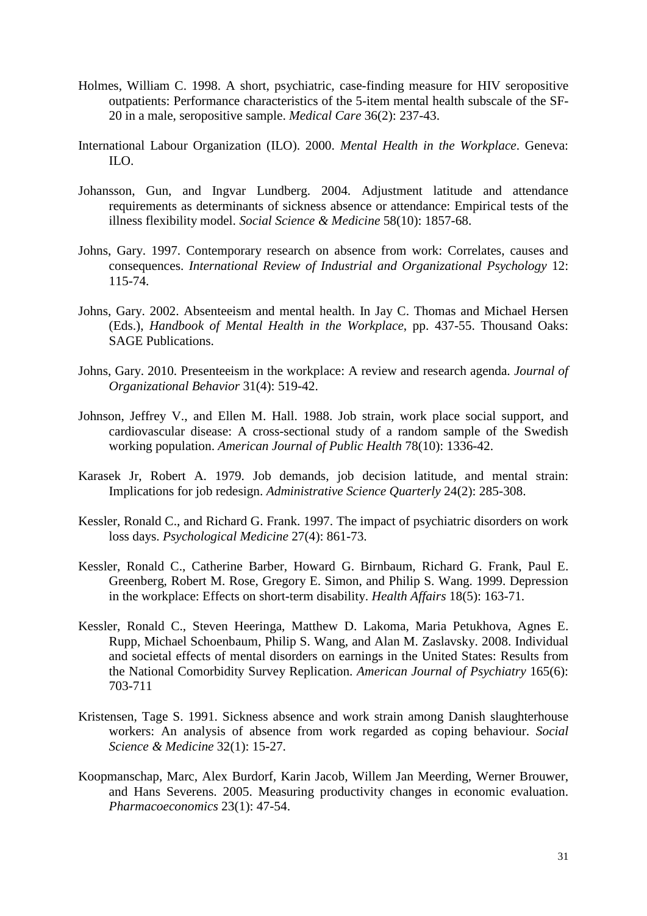Holmes, William C. 1998. A short, psychiatric, case-finding measure for HIV seropositive outpatients: Performance characteristics of the 5-item mental health subscale of the SF-20 in a male, seropositive sample. *Medical Care* 36(2): 237-43.

International Labour Organization (ILO). 2000. *Mental Health in the Workplace*. Geneva: ILO.

Johansson, Gun, and Ingvar Lundberg. 2004. Adjustment latitude and attendance requirements as determinants of sickness absence or attendance: Empirical tests of the illness flexibility model. *Social Science & Medicine* 58(10): 1857-68.

Johns, Gary. 1997. Contemporary research on absence from work: Correlates, causes and consequences. *International Review of Industrial and Organizational Psychology* 12: 115-74.

Johns, Gary. 2002. Absenteeism and mental health. In Jay C. Thomas and Michael Hersen (Eds.), *Handbook of Mental Health in the Workplace*, pp. 437-55. Thousand Oaks: SAGE Publications.

Johns, Gary. 2010. Presenteeism in the workplace: A review and research agenda. *Journal of Organizational Behavior* 31(4): 519-42.

Johnson, Jeffrey V., and Ellen M. Hall. 1988. Job strain, work place social support, and cardiovascular disease: A cross-sectional study of a random sample of the Swedish working population. *American Journal of Public Health* 78(10): 1336-42.

Karasek Jr, Robert A. 1979. Job demands, job decision latitude, and mental strain: Implications for job redesign. *Administrative Science Quarterly* 24(2): 285-308.

Kessler, Ronald C., and Richard G. Frank. 1997. The impact of psychiatric disorders on work loss days. *Psychological Medicine* 27(4): 861-73.

Kessler, Ronald C., Catherine Barber, Howard G. Birnbaum, Richard G. Frank, Paul E. Greenberg, Robert M. Rose, Gregory E. Simon, and Philip S. Wang. 1999. Depression in the workplace: Effects on short-term disability. *Health Affairs* 18(5): 163-71.

Kessler, Ronald C., Steven Heeringa, Matthew D. Lakoma, Maria Petukhova, Agnes E. Rupp, Michael Schoenbaum, Philip S. Wang, and Alan M. Zaslavsky. 2008. Individual and societal effects of mental disorders on earnings in the United States: Results from the National Comorbidity Survey Replication. *American Journal of Psychiatry* 165(6): 703-711

Kristensen, Tage S. 1991. Sickness absence and work strain among Danish slaughterhouse workers: An analysis of absence from work regarded as coping behaviour. *Social Science & Medicine* 32(1): 15-27.

Koopmanschap, Marc, Alex Burdorf, Karin Jacob, Willem Jan Meerding, Werner Brouwer, and Hans Severens. 2005. Measuring productivity changes in economic evaluation. *Pharmacoeconomics* 23(1): 47-54.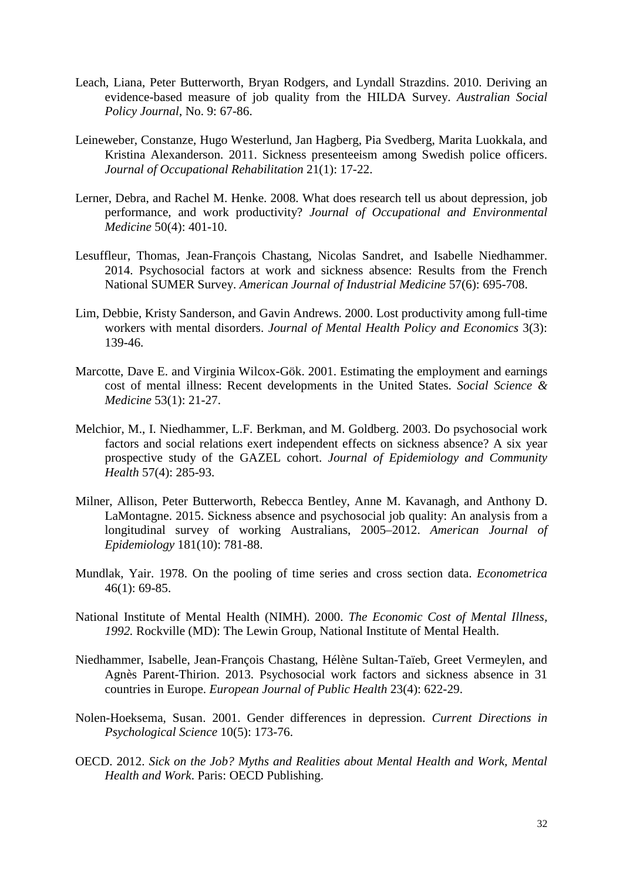Leach, Liana, Peter Butterworth, Bryan Rodgers, and Lyndall Strazdins. 2010. Deriving an evidence-based measure of job quality from the HILDA Survey. *Australian Social Policy Journal*, No. 9: 67-86.

Leineweber, Constanze, Hugo Westerlund, Jan Hagberg, Pia Svedberg, Marita Luokkala, and Kristina Alexanderson. 2011. Sickness presenteeism among Swedish police officers. *Journal of Occupational Rehabilitation* 21(1): 17-22.

Lerner, Debra, and Rachel M. Henke. 2008. What does research tell us about depression, job performance, and work productivity? *Journal of Occupational and Environmental Medicine* 50(4): 401-10.

Lesuffleur, Thomas, Jean-François Chastang, Nicolas Sandret, and Isabelle Niedhammer. 2014. Psychosocial factors at work and sickness absence: Results from the French National SUMER Survey. *American Journal of Industrial Medicine* 57(6): 695-708.

Lim, Debbie, Kristy Sanderson, and Gavin Andrews. 2000. Lost productivity among full-time workers with mental disorders. *Journal of Mental Health Policy and Economics* 3(3): 139-46.

Marcotte, Dave E. and Virginia Wilcox-Gök. 2001. Estimating the employment and earnings cost of mental illness: Recent developments in the United States. *Social Science & Medicine* 53(1): 21-27.

Melchior, M., I. Niedhammer, L.F. Berkman, and M. Goldberg. 2003. Do psychosocial work factors and social relations exert independent effects on sickness absence? A six year prospective study of the GAZEL cohort. *Journal of Epidemiology and Community Health* 57(4): 285-93.

Milner, Allison, Peter Butterworth, Rebecca Bentley, Anne M. Kavanagh, and Anthony D. LaMontagne. 2015. Sickness absence and psychosocial job quality: An analysis from a longitudinal survey of working Australians, 2005–2012. *American Journal of Epidemiology* 181(10): 781-88.

Mundlak, Yair. 1978. On the pooling of time series and cross section data. *Econometrica* 46(1): 69-85.

National Institute of Mental Health (NIMH). 2000. *The Economic Cost of Mental Illness, 1992.* Rockville (MD): The Lewin Group, National Institute of Mental Health.

Niedhammer, Isabelle, Jean-François Chastang, Hélène Sultan-Taïeb, Greet Vermeylen, and Agnès Parent-Thirion. 2013. Psychosocial work factors and sickness absence in 31 countries in Europe. *European Journal of Public Health* 23(4): 622-29.

Nolen-Hoeksema, Susan. 2001. Gender differences in depression. *Current Directions in Psychological Science* 10(5): 173-76.

OECD. 2012. *Sick on the Job? Myths and Realities about Mental Health and Work, Mental Health and Work*. Paris: OECD Publishing.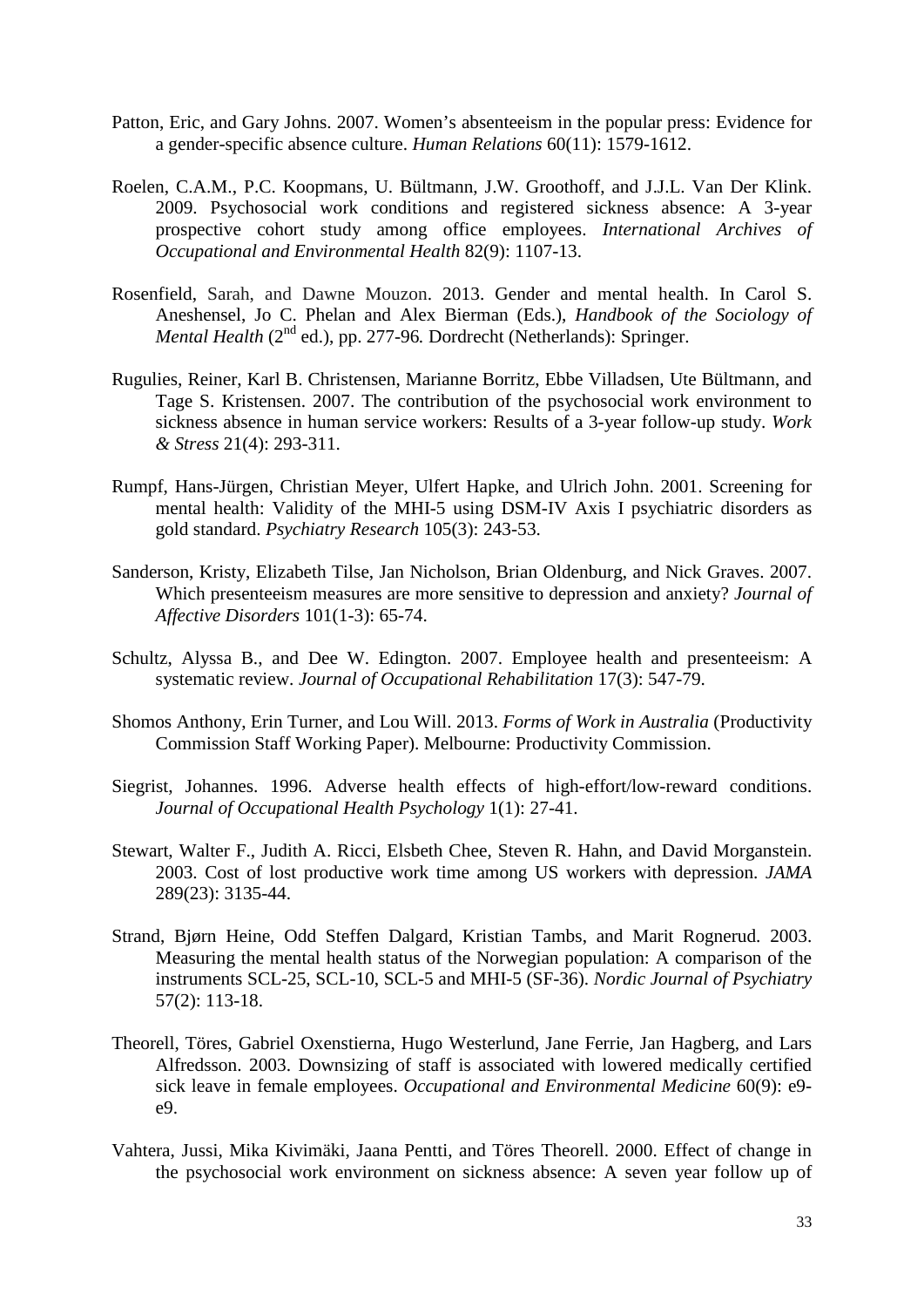Patton, Eric, and Gary Johns. 2007. Women's absenteeism in the popular press: Evidence for a gender-specific absence culture. *Human Relations* 60(11): 1579-1612.

Roelen, C.A.M., P.C. Koopmans, U. Bültmann, J.W. Groothoff, and J.J.L. Van Der Klink. 2009. Psychosocial work conditions and registered sickness absence: A 3-year prospective cohort study among office employees. *International Archives of Occupational and Environmental Health* 82(9): 1107-13.

Rosenfield, Sarah, and Dawne Mouzon. 2013. Gender and mental health. In Carol S. Aneshensel, Jo C. Phelan and Alex Bierman (Eds.), *Handbook of the Sociology of Mental Health* (2nd ed.), pp. 277-96. Dordrecht (Netherlands): Springer.

Rugulies, Reiner, Karl B. Christensen, Marianne Borritz, Ebbe Villadsen, Ute Bültmann, and Tage S. Kristensen. 2007. The contribution of the psychosocial work environment to sickness absence in human service workers: Results of a 3-year follow-up study. *Work & Stress* 21(4): 293-311.

Rumpf, Hans-Jürgen, Christian Meyer, Ulfert Hapke, and Ulrich John. 2001. Screening for mental health: Validity of the MHI-5 using DSM-IV Axis I psychiatric disorders as gold standard. *Psychiatry Research* 105(3): 243-53.

Sanderson, Kristy, Elizabeth Tilse, Jan Nicholson, Brian Oldenburg, and Nick Graves. 2007. Which presenteeism measures are more sensitive to depression and anxiety? *Journal of Affective Disorders* 101(1-3): 65-74.

Schultz, Alyssa B., and Dee W. Edington. 2007. Employee health and presenteeism: A systematic review. *Journal of Occupational Rehabilitation* 17(3): 547-79.

Shomos Anthony, Erin Turner, and Lou Will. 2013. *Forms of Work in Australia* (Productivity Commission Staff Working Paper). Melbourne: Productivity Commission.

Siegrist, Johannes. 1996. Adverse health effects of high-effort/low-reward conditions. *Journal of Occupational Health Psychology* 1(1): 27-41.

Stewart, Walter F., Judith A. Ricci, Elsbeth Chee, Steven R. Hahn, and David Morganstein. 2003. Cost of lost productive work time among US workers with depression. *JAMA* 289(23): 3135-44.

Strand, Bjørn Heine, Odd Steffen Dalgard, Kristian Tambs, and Marit Rognerud. 2003. Measuring the mental health status of the Norwegian population: A comparison of the instruments SCL-25, SCL-10, SCL-5 and MHI-5 (SF-36). *Nordic Journal of Psychiatry* 57(2): 113-18.

Theorell, Töres, Gabriel Oxenstierna, Hugo Westerlund, Jane Ferrie, Jan Hagberg, and Lars Alfredsson. 2003. Downsizing of staff is associated with lowered medically certified sick leave in female employees. *Occupational and Environmental Medicine* 60(9): e9-e9.

Vahtera, Jussi, Mika Kivimäki, Jaana Pentti, and Töres Theorell. 2000. Effect of change in the psychosocial work environment on sickness absence: A seven year follow up of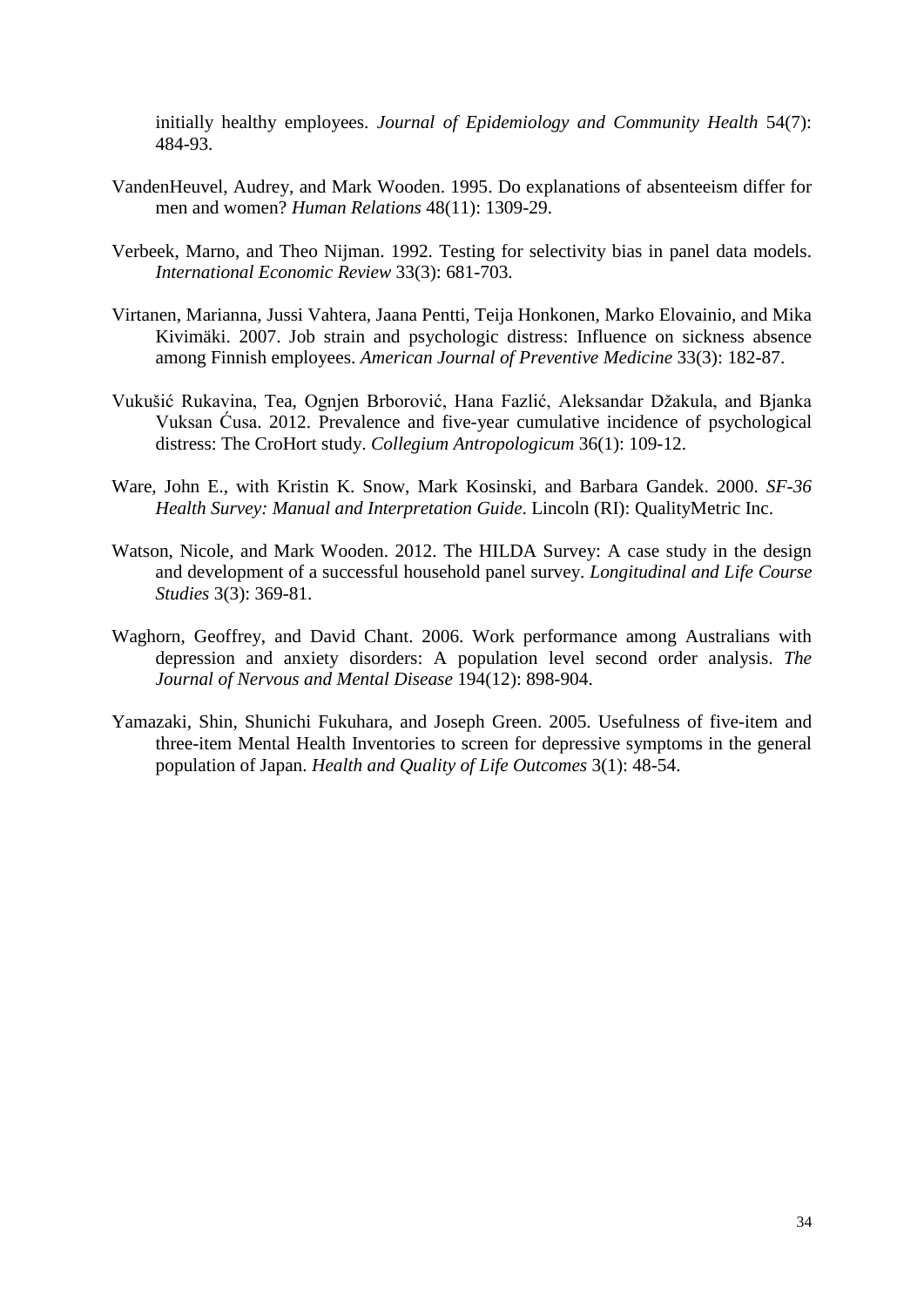initially healthy employees. *Journal of Epidemiology and Community Health* 54(7): 484-93.

VandenHeuvel, Audrey, and Mark Wooden. 1995. Do explanations of absenteeism differ for men and women? *Human Relations* 48(11): 1309-29.

Verbeek, Marno, and Theo Nijman. 1992. Testing for selectivity bias in panel data models. *International Economic Review* 33(3): 681-703.

Virtanen, Marianna, Jussi Vahtera, Jaana Pentti, Teija Honkonen, Marko Elovainio, and Mika Kivimäki. 2007. Job strain and psychologic distress: Influence on sickness absence among Finnish employees. *American Journal of Preventive Medicine* 33(3): 182-87.

Vukušić Rukavina, Tea, Ognjen Brborović, Hana Fazlić, Aleksandar Džakula, and Bjanka Vuksan Ćusa. 2012. Prevalence and five-year cumulative incidence of psychological distress: The CroHort study. *Collegium Antropologicum* 36(1): 109-12.

Ware, John E., with Kristin K. Snow, Mark Kosinski, and Barbara Gandek. 2000. *SF-36 Health Survey: Manual and Interpretation Guide*. Lincoln (RI): QualityMetric Inc.

Watson, Nicole, and Mark Wooden. 2012. The HILDA Survey: A case study in the design and development of a successful household panel survey. *Longitudinal and Life Course Studies* 3(3): 369-81.

Waghorn, Geoffrey, and David Chant. 2006. Work performance among Australians with depression and anxiety disorders: A population level second order analysis. *The Journal of Nervous and Mental Disease* 194(12): 898-904.

Yamazaki, Shin, Shunichi Fukuhara, and Joseph Green. 2005. Usefulness of five-item and three-item Mental Health Inventories to screen for depressive symptoms in the general population of Japan. *Health and Quality of Life Outcomes* 3(1): 48-54.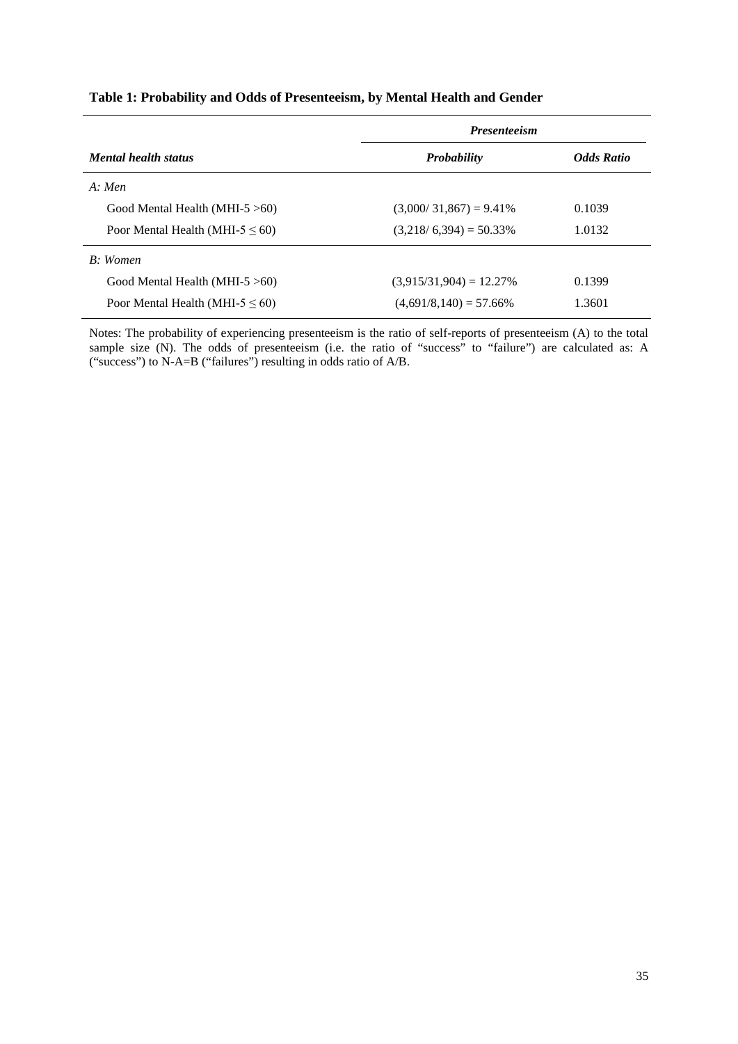**Table 1: Probability and Odds of Presenteeism, by Mental Health and Gender**

| *Mental health status* | *Presenteeism* | |
|---|---|---|
| | ***Probability*** | ***Odds Ratio*** |
| *A: Men* | | |
| Good Mental Health (MHI-5 >60) | (3,000/ 31,867) = 9.41% | 0.1039 |
| Poor Mental Health (MHI-5 ≤ 60) | (3,218/ 6,394) = 50.33% | 1.0132 |
| *B: Women* | | |
| Good Mental Health (MHI-5 >60) | (3,915/31,904) = 12.27% | 0.1399 |
| Poor Mental Health (MHI-5 ≤ 60) | (4,691/8,140) = 57.66% | 1.3601 |

Notes: The probability of experiencing presenteeism is the ratio of self-reports of presenteeism (A) to the total sample size (N). The odds of presenteeism (i.e. the ratio of "success" to "failure") are calculated as: A ("success") to N-A=B ("failures") resulting in odds ratio of A/B.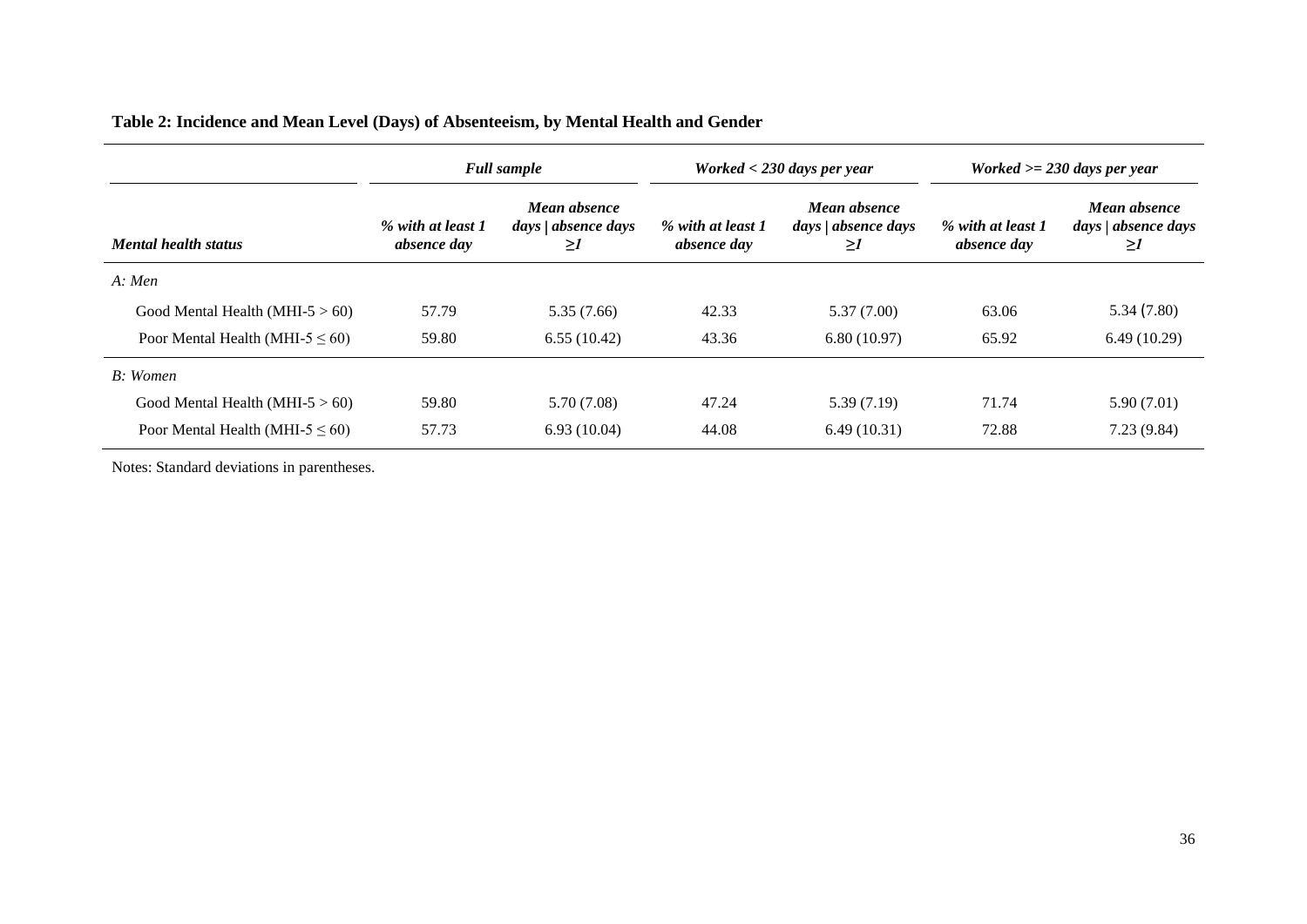**Table 2: Incidence and Mean Level (Days) of Absenteeism, by Mental Health and Gender**

| | *Full sample* | | *Worked < 230 days per year* | | *Worked >= 230 days per year* | |
|---|---|---|---|---|---|---|
| *Mental health status* | *% with at least 1 absence day* | *Mean absence days \| absence days ≥1* | *% with at least 1 absence day* | *Mean absence days \| absence days ≥1* | *% with at least 1 absence day* | *Mean absence days \| absence days ≥1* |
| *A: Men* | | | | | | |
| Good Mental Health (MHI-5 > 60) | 57.79 | 5.35 (7.66) | 42.33 | 5.37 (7.00) | 63.06 | 5.34 (7.80) |
| Poor Mental Health (MHI-5 ≤ 60) | 59.80 | 6.55 (10.42) | 43.36 | 6.80 (10.97) | 65.92 | 6.49 (10.29) |
| *B: Women* | | | | | | |
| Good Mental Health (MHI-5 > 60) | 59.80 | 5.70 (7.08) | 47.24 | 5.39 (7.19) | 71.74 | 5.90 (7.01) |
| Poor Mental Health (MHI-5 ≤ 60) | 57.73 | 6.93 (10.04) | 44.08 | 6.49 (10.31) | 72.88 | 7.23 (9.84) |

Notes: Standard deviations in parentheses.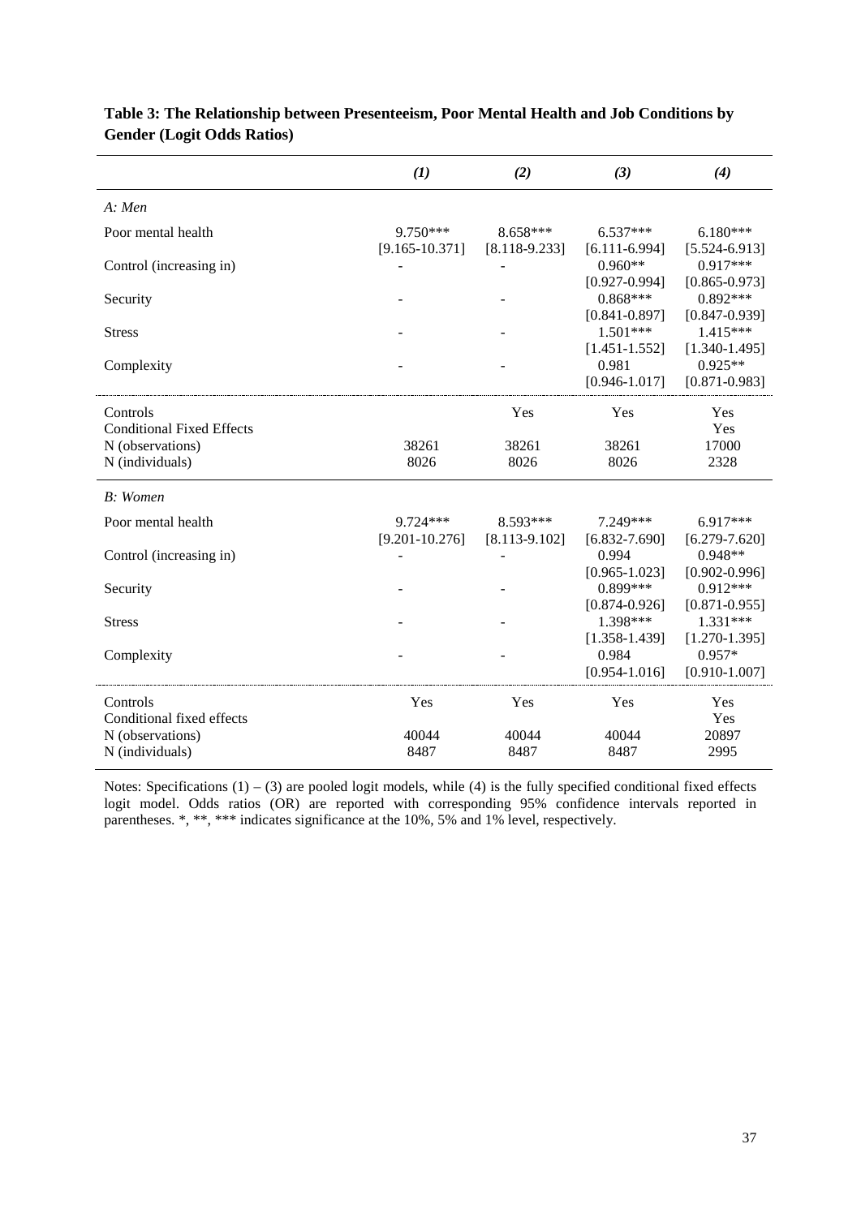**Table 3: The Relationship between Presenteeism, Poor Mental Health and Job Conditions by Gender (Logit Odds Ratios)**

| | *(1)* | *(2)* | *(3)* | *(4)* |
|---|---|---|---|---|
| *A: Men* | | | | |
| Poor mental health | 9.750*** | 8.658*** | 6.537*** | 6.180*** |
| | [9.165-10.371] | [8.118-9.233] | [6.111-6.994] | [5.524-6.913] |
| Control (increasing in) | - | - | 0.960** | 0.917*** |
| | | | [0.927-0.994] | [0.865-0.973] |
| Security | - | - | 0.868*** | 0.892*** |
| | | | [0.841-0.897] | [0.847-0.939] |
| Stress | - | - | 1.501*** | 1.415*** |
| | | | [1.451-1.552] | [1.340-1.495] |
| Complexity | - | - | 0.981 | 0.925** |
| | | | [0.946-1.017] | [0.871-0.983] |
| Controls | | Yes | Yes | Yes |
| Conditional Fixed Effects | | | | Yes |
| N (observations) | 38261 | 38261 | 38261 | 17000 |
| N (individuals) | 8026 | 8026 | 8026 | 2328 |
| *B: Women* | | | | |
| Poor mental health | 9.724*** | 8.593*** | 7.249*** | 6.917*** |
| | [9.201-10.276] | [8.113-9.102] | [6.832-7.690] | [6.279-7.620] |
| Control (increasing in) | - | - | 0.994 | 0.948** |
| | | | [0.965-1.023] | [0.902-0.996] |
| Security | - | - | 0.899*** | 0.912*** |
| | | | [0.874-0.926] | [0.871-0.955] |
| Stress | - | - | 1.398*** | 1.331*** |
| | | | [1.358-1.439] | [1.270-1.395] |
| Complexity | - | - | 0.984 | 0.957* |
| | | | [0.954-1.016] | [0.910-1.007] |
| Controls | Yes | Yes | Yes | Yes |
| Conditional fixed effects | | | | Yes |
| N (observations) | 40044 | 40044 | 40044 | 20897 |
| N (individuals) | 8487 | 8487 | 8487 | 2995 |

Notes: Specifications (1) – (3) are pooled logit models, while (4) is the fully specified conditional fixed effects logit model. Odds ratios (OR) are reported with corresponding 95% confidence intervals reported in parentheses. *, **, *** indicates significance at the 10%, 5% and 1% level, respectively.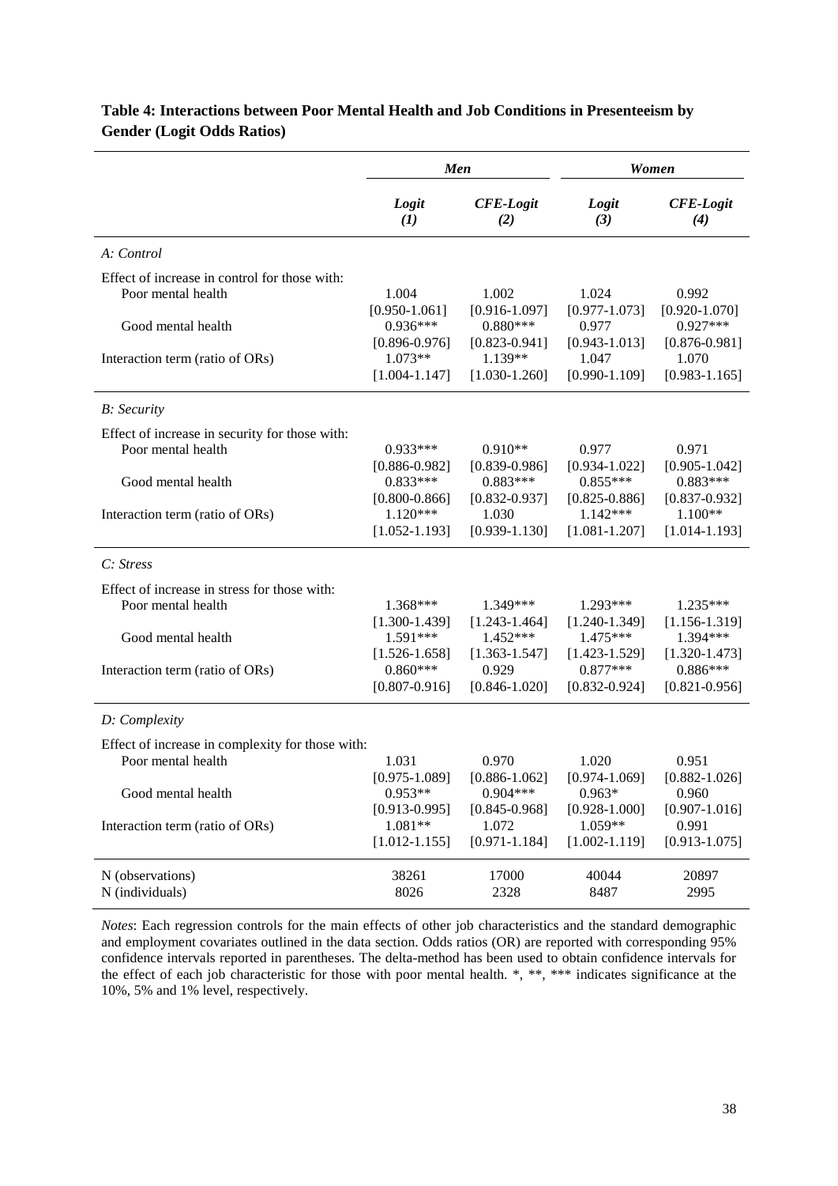**Table 4: Interactions between Poor Mental Health and Job Conditions in Presenteeism by Gender (Logit Odds Ratios)**

| | *Men* | | *Women* | |
|---|---|---|---|---|
| | *Logit (1)* | *CFE-Logit (2)* | *Logit (3)* | *CFE-Logit (4)* |
| *A: Control* | | | | |
| Effect of increase in control for those with: | | | | |
| Poor mental health | 1.004 | 1.002 | 1.024 | 0.992 |
| | [0.950-1.061] | [0.916-1.097] | [0.977-1.073] | [0.920-1.070] |
| Good mental health | 0.936*** | 0.880*** | 0.977 | 0.927*** |
| | [0.896-0.976] | [0.823-0.941] | [0.943-1.013] | [0.876-0.981] |
| Interaction term (ratio of ORs) | 1.073** | 1.139** | 1.047 | 1.070 |
| | [1.004-1.147] | [1.030-1.260] | [0.990-1.109] | [0.983-1.165] |
| *B: Security* | | | | |
| Effect of increase in security for those with: | | | | |
| Poor mental health | 0.933*** | 0.910** | 0.977 | 0.971 |
| | [0.886-0.982] | [0.839-0.986] | [0.934-1.022] | [0.905-1.042] |
| Good mental health | 0.833*** | 0.883*** | 0.855*** | 0.883*** |
| | [0.800-0.866] | [0.832-0.937] | [0.825-0.886] | [0.837-0.932] |
| Interaction term (ratio of ORs) | 1.120*** | 1.030 | 1.142*** | 1.100** |
| | [1.052-1.193] | [0.939-1.130] | [1.081-1.207] | [1.014-1.193] |
| *C: Stress* | | | | |
| Effect of increase in stress for those with: | | | | |
| Poor mental health | 1.368*** | 1.349*** | 1.293*** | 1.235*** |
| | [1.300-1.439] | [1.243-1.464] | [1.240-1.349] | [1.156-1.319] |
| Good mental health | 1.591*** | 1.452*** | 1.475*** | 1.394*** |
| | [1.526-1.658] | [1.363-1.547] | [1.423-1.529] | [1.320-1.473] |
| Interaction term (ratio of ORs) | 0.860*** | 0.929 | 0.877*** | 0.886*** |
| | [0.807-0.916] | [0.846-1.020] | [0.832-0.924] | [0.821-0.956] |
| *D: Complexity* | | | | |
| Effect of increase in complexity for those with: | | | | |
| Poor mental health | 1.031 | 0.970 | 1.020 | 0.951 |
| | [0.975-1.089] | [0.886-1.062] | [0.974-1.069] | [0.882-1.026] |
| Good mental health | 0.953** | 0.904*** | 0.963* | 0.960 |
| | [0.913-0.995] | [0.845-0.968] | [0.928-1.000] | [0.907-1.016] |
| Interaction term (ratio of ORs) | 1.081** | 1.072 | 1.059** | 0.991 |
| | [1.012-1.155] | [0.971-1.184] | [1.002-1.119] | [0.913-1.075] |
| N (observations) | 38261 | 17000 | 40044 | 20897 |
| N (individuals) | 8026 | 2328 | 8487 | 2995 |

*Notes*: Each regression controls for the main effects of other job characteristics and the standard demographic and employment covariates outlined in the data section. Odds ratios (OR) are reported with corresponding 95% confidence intervals reported in parentheses. The delta-method has been used to obtain confidence intervals for the effect of each job characteristic for those with poor mental health. *, **, *** indicates significance at the 10%, 5% and 1% level, respectively.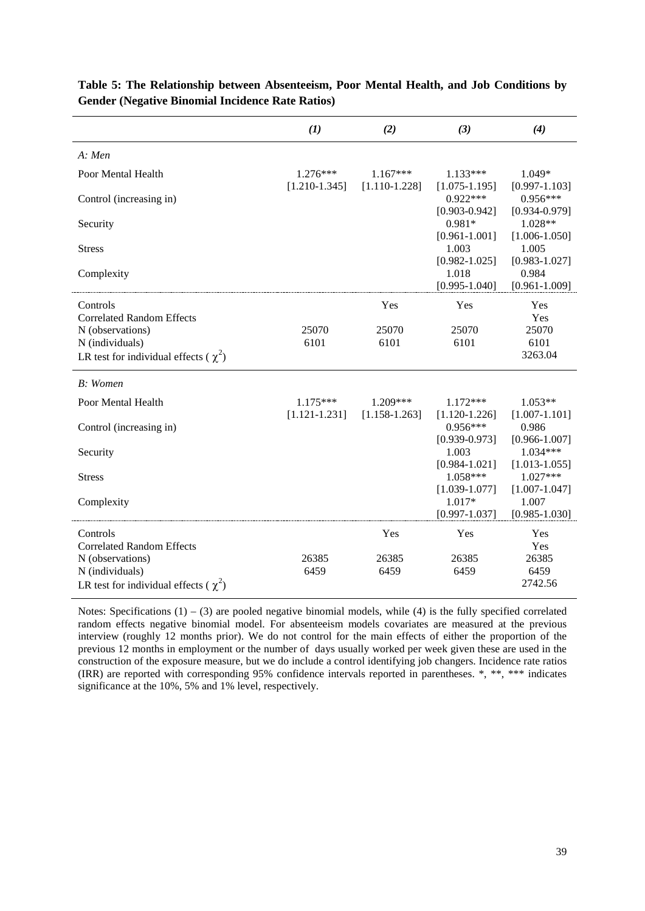**Table 5: The Relationship between Absenteeism, Poor Mental Health, and Job Conditions by Gender (Negative Binomial Incidence Rate Ratios)**

| | *(1)* | *(2)* | *(3)* | *(4)* |
|---|---|---|---|---|
| *A: Men* | | | | |
| Poor Mental Health | 1.276*** | 1.167*** | 1.133*** | 1.049* |
| | [1.210-1.345] | [1.110-1.228] | [1.075-1.195] | [0.997-1.103] |
| Control (increasing in) | | | 0.922*** | 0.956*** |
| | | | [0.903-0.942] | [0.934-0.979] |
| Security | | | 0.981* | 1.028** |
| | | | [0.961-1.001] | [1.006-1.050] |
| Stress | | | 1.003 | 1.005 |
| | | | [0.982-1.025] | [0.983-1.027] |
| Complexity | | | 1.018 | 0.984 |
| | | | [0.995-1.040] | [0.961-1.009] |
| Controls | | Yes | Yes | Yes |
| Correlated Random Effects | | | | Yes |
| N (observations) | 25070 | 25070 | 25070 | 25070 |
| N (individuals) | 6101 | 6101 | 6101 | 6101 |
| LR test for individual effects ( $\chi^2$) | | | | 3263.04 |
| *B: Women* | | | | |
| Poor Mental Health | 1.175*** | 1.209*** | 1.172*** | 1.053** |
| | [1.121-1.231] | [1.158-1.263] | [1.120-1.226] | [1.007-1.101] |
| Control (increasing in) | | | 0.956*** | 0.986 |
| | | | [0.939-0.973] | [0.966-1.007] |
| Security | | | 1.003 | 1.034*** |
| | | | [0.984-1.021] | [1.013-1.055] |
| Stress | | | 1.058*** | 1.027*** |
| | | | [1.039-1.077] | [1.007-1.047] |
| Complexity | | | 1.017* | 1.007 |
| | | | [0.997-1.037] | [0.985-1.030] |
| Controls | | Yes | Yes | Yes |
| Correlated Random Effects | | | | Yes |
| N (observations) | 26385 | 26385 | 26385 | 26385 |
| N (individuals) | 6459 | 6459 | 6459 | 6459 |
| LR test for individual effects ( $\chi^2$) | | | | 2742.56 |

Notes: Specifications (1) – (3) are pooled negative binomial models, while (4) is the fully specified correlated random effects negative binomial model. For absenteeism models covariates are measured at the previous interview (roughly 12 months prior). We do not control for the main effects of either the proportion of the previous 12 months in employment or the number of days usually worked per week given these are used in the construction of the exposure measure, but we do include a control identifying job changers. Incidence rate ratios (IRR) are reported with corresponding 95% confidence intervals reported in parentheses. *, **, *** indicates significance at the 10%, 5% and 1% level, respectively.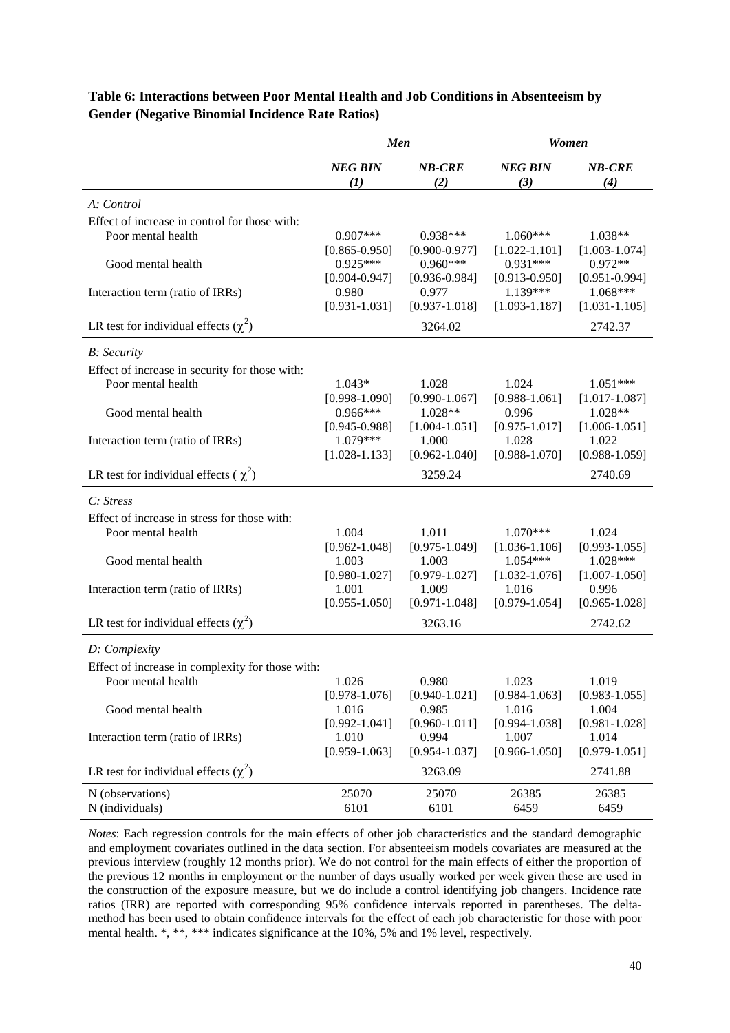**Table 6: Interactions between Poor Mental Health and Job Conditions in Absenteeism by Gender (Negative Binomial Incidence Rate Ratios)**

| | *Men* | | *Women* | |
|---|---|---|---|---|
| | ***NEG BIN (1)*** | ***NB-CRE (2)*** | ***NEG BIN (3)*** | ***NB-CRE (4)*** |
| *A: Control* | | | | |
| Effect of increase in control for those with: | | | | |
| Poor mental health | 0.907*** | 0.938*** | 1.060*** | 1.038** |
| | [0.865-0.950] | [0.900-0.977] | [1.022-1.101] | [1.003-1.074] |
| Good mental health | 0.925*** | 0.960*** | 0.931*** | 0.972** |
| | [0.904-0.947] | [0.936-0.984] | [0.913-0.950] | [0.951-0.994] |
| Interaction term (ratio of IRRs) | 0.980 | 0.977 | 1.139*** | 1.068*** |
| | [0.931-1.031] | [0.937-1.018] | [1.093-1.187] | [1.031-1.105] |
| LR test for individual effects ($\chi^2$) | | 3264.02 | | 2742.37 |
| *B: Security* | | | | |
| Effect of increase in security for those with: | | | | |
| Poor mental health | 1.043* | 1.028 | 1.024 | 1.051*** |
| | [0.998-1.090] | [0.990-1.067] | [0.988-1.061] | [1.017-1.087] |
| Good mental health | 0.966*** | 1.028** | 0.996 | 1.028** |
| | [0.945-0.988] | [1.004-1.051] | [0.975-1.017] | [1.006-1.051] |
| Interaction term (ratio of IRRs) | 1.079*** | 1.000 | 1.028 | 1.022 |
| | [1.028-1.133] | [0.962-1.040] | [0.988-1.070] | [0.988-1.059] |
| LR test for individual effects ( $\chi^2$) | | 3259.24 | | 2740.69 |
| *C: Stress* | | | | |
| Effect of increase in stress for those with: | | | | |
| Poor mental health | 1.004 | 1.011 | 1.070*** | 1.024 |
| | [0.962-1.048] | [0.975-1.049] | [1.036-1.106] | [0.993-1.055] |
| Good mental health | 1.003 | 1.003 | 1.054*** | 1.028*** |
| | [0.980-1.027] | [0.979-1.027] | [1.032-1.076] | [1.007-1.050] |
| Interaction term (ratio of IRRs) | 1.001 | 1.009 | 1.016 | 0.996 |
| | [0.955-1.050] | [0.971-1.048] | [0.979-1.054] | [0.965-1.028] |
| LR test for individual effects ($\chi^2$) | | 3263.16 | | 2742.62 |
| *D: Complexity* | | | | |
| Effect of increase in complexity for those with: | | | | |
| Poor mental health | 1.026 | 0.980 | 1.023 | 1.019 |
| | [0.978-1.076] | [0.940-1.021] | [0.984-1.063] | [0.983-1.055] |
| Good mental health | 1.016 | 0.985 | 1.016 | 1.004 |
| | [0.992-1.041] | [0.960-1.011] | [0.994-1.038] | [0.981-1.028] |
| Interaction term (ratio of IRRs) | 1.010 | 0.994 | 1.007 | 1.014 |
| | [0.959-1.063] | [0.954-1.037] | [0.966-1.050] | [0.979-1.051] |
| LR test for individual effects ($\chi^2$) | | 3263.09 | | 2741.88 |
| N (observations) | 25070 | 25070 | 26385 | 26385 |
| N (individuals) | 6101 | 6101 | 6459 | 6459 |

*Notes*: Each regression controls for the main effects of other job characteristics and the standard demographic and employment covariates outlined in the data section. For absenteeism models covariates are measured at the previous interview (roughly 12 months prior). We do not control for the main effects of either the proportion of the previous 12 months in employment or the number of days usually worked per week given these are used in the construction of the exposure measure, but we do include a control identifying job changers. Incidence rate ratios (IRR) are reported with corresponding 95% confidence intervals reported in parentheses. The delta-method has been used to obtain confidence intervals for the effect of each job characteristic for those with poor mental health. *, **, *** indicates significance at the 10%, 5% and 1% level, respectively.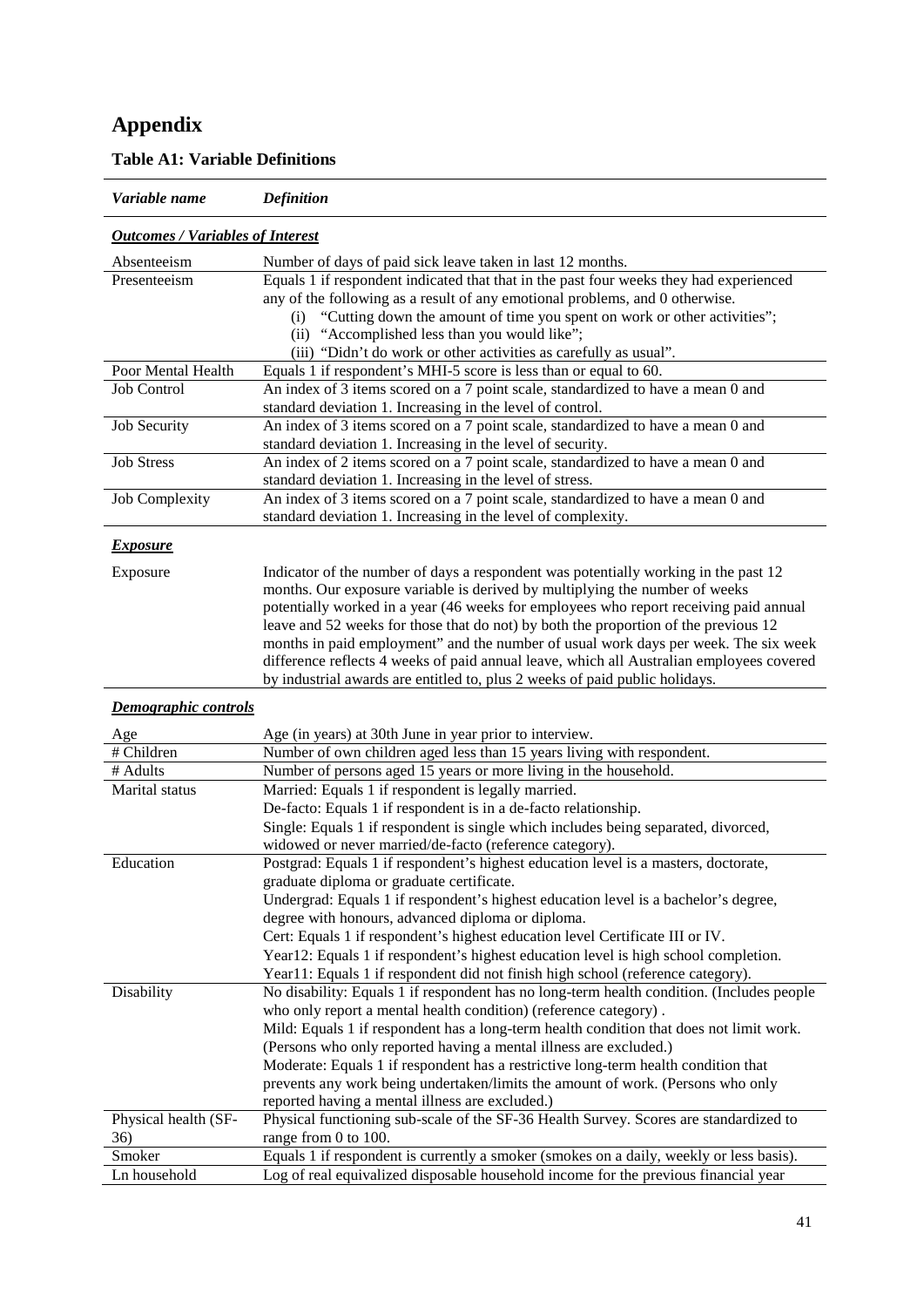# Appendix

## Table A1: Variable Definitions

| *Variable name* | *Definition* |
|---|---|
| ***Outcomes / Variables of Interest*** | |
| Absenteeism | Number of days of paid sick leave taken in last 12 months. |
| Presenteeism | Equals 1 if respondent indicated that that in the past four weeks they had experienced any of the following as a result of any emotional problems, and 0 otherwise. (i) "Cutting down the amount of time you spent on work or other activities"; (ii) "Accomplished less than you would like"; (iii) "Didn't do work or other activities as carefully as usual". |
| Poor Mental Health | Equals 1 if respondent's MHI-5 score is less than or equal to 60. |
| Job Control | An index of 3 items scored on a 7 point scale, standardized to have a mean 0 and standard deviation 1. Increasing in the level of control. |
| Job Security | An index of 3 items scored on a 7 point scale, standardized to have a mean 0 and standard deviation 1. Increasing in the level of security. |
| Job Stress | An index of 2 items scored on a 7 point scale, standardized to have a mean 0 and standard deviation 1. Increasing in the level of stress. |
| Job Complexity | An index of 3 items scored on a 7 point scale, standardized to have a mean 0 and standard deviation 1. Increasing in the level of complexity. |
| ***Exposure*** | |
| Exposure | Indicator of the number of days a respondent was potentially working in the past 12 months. Our exposure variable is derived by multiplying the number of weeks potentially worked in a year (46 weeks for employees who report receiving paid annual leave and 52 weeks for those that do not) by both the proportion of the previous 12 months in paid employment" and the number of usual work days per week. The six week difference reflects 4 weeks of paid annual leave, which all Australian employees covered by industrial awards are entitled to, plus 2 weeks of paid public holidays. |
| ***Demographic controls*** | |
| Age | Age (in years) at 30th June in year prior to interview. |
| # Children | Number of own children aged less than 15 years living with respondent. |
| # Adults | Number of persons aged 15 years or more living in the household. |
| Marital status | Married: Equals 1 if respondent is legally married. De-facto: Equals 1 if respondent is in a de-facto relationship. Single: Equals 1 if respondent is single which includes being separated, divorced, widowed or never married/de-facto (reference category). |
| Education | Postgrad: Equals 1 if respondent's highest education level is a masters, doctorate, graduate diploma or graduate certificate. Undergrad: Equals 1 if respondent's highest education level is a bachelor's degree, degree with honours, advanced diploma or diploma. Cert: Equals 1 if respondent's highest education level Certificate III or IV. Year12: Equals 1 if respondent's highest education level is high school completion. Year11: Equals 1 if respondent did not finish high school (reference category). |
| Disability | No disability: Equals 1 if respondent has no long-term health condition. (Includes people who only report a mental health condition) (reference category) . Mild: Equals 1 if respondent has a long-term health condition that does not limit work. (Persons who only reported having a mental illness are excluded.) Moderate: Equals 1 if respondent has a restrictive long-term health condition that prevents any work being undertaken/limits the amount of work. (Persons who only reported having a mental illness are excluded.) |
| Physical health (SF-36) | Physical functioning sub-scale of the SF-36 Health Survey. Scores are standardized to range from 0 to 100. |
| Smoker | Equals 1 if respondent is currently a smoker (smokes on a daily, weekly or less basis). |
| Ln household | Log of real equivalized disposable household income for the previous financial year |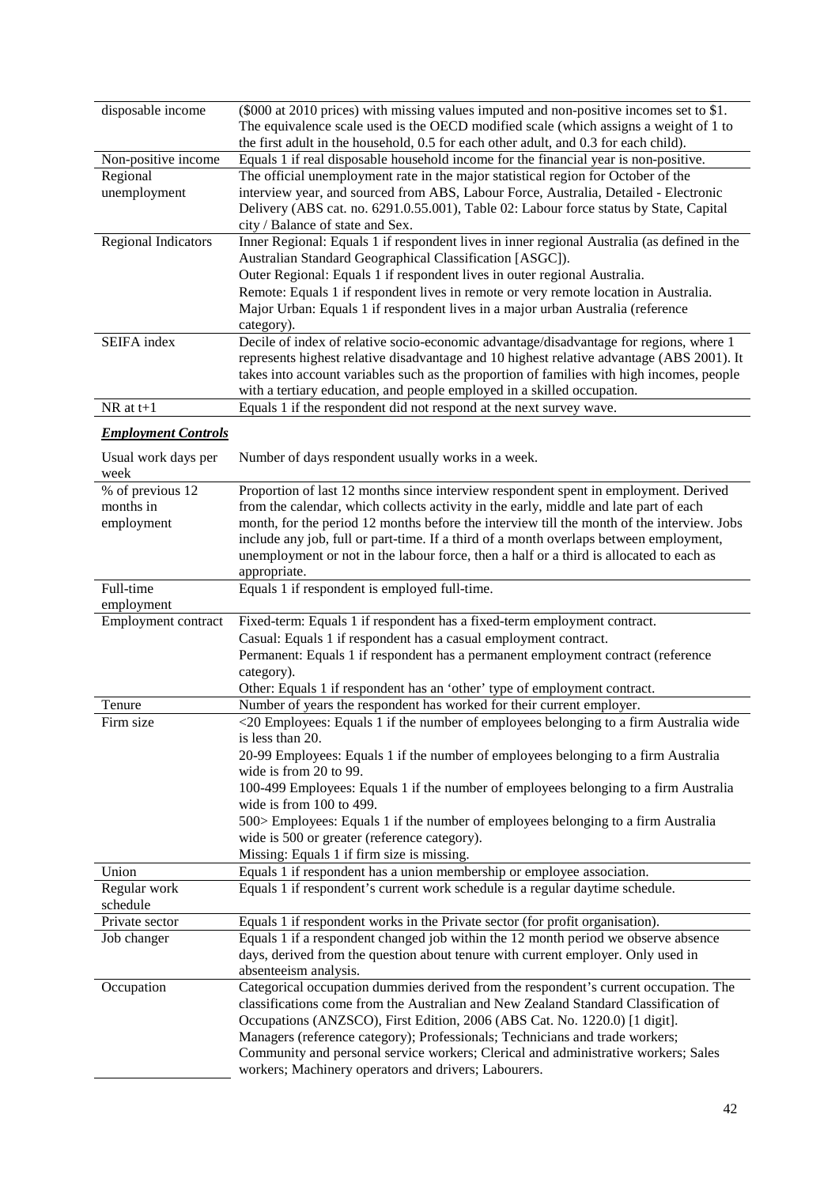| | |
|---|---|
| disposable income | ($000 at 2010 prices) with missing values imputed and non-positive incomes set to $1. The equivalence scale used is the OECD modified scale (which assigns a weight of 1 to the first adult in the household, 0.5 for each other adult, and 0.3 for each child). |
| Non-positive income | Equals 1 if real disposable household income for the financial year is non-positive. |
| Regional unemployment | The official unemployment rate in the major statistical region for October of the interview year, and sourced from ABS, Labour Force, Australia, Detailed - Electronic Delivery (ABS cat. no. 6291.0.55.001), Table 02: Labour force status by State, Capital city / Balance of state and Sex. |
| Regional Indicators | Inner Regional: Equals 1 if respondent lives in inner regional Australia (as defined in the Australian Standard Geographical Classification [ASGC]).<br>Outer Regional: Equals 1 if respondent lives in outer regional Australia.<br>Remote: Equals 1 if respondent lives in remote or very remote location in Australia.<br>Major Urban: Equals 1 if respondent lives in a major urban Australia (reference category). |
| SEIFA index | Decile of index of relative socio-economic advantage/disadvantage for regions, where 1 represents highest relative disadvantage and 10 highest relative advantage (ABS 2001). It takes into account variables such as the proportion of families with high incomes, people with a tertiary education, and people employed in a skilled occupation. |
| NR at t+1 | Equals 1 if the respondent did not respond at the next survey wave. |
| ***Employment Controls*** | |
| Usual work days per week | Number of days respondent usually works in a week. |
| % of previous 12 months in employment | Proportion of last 12 months since interview respondent spent in employment. Derived from the calendar, which collects activity in the early, middle and late part of each month, for the period 12 months before the interview till the month of the interview. Jobs include any job, full or part-time. If a third of a month overlaps between employment, unemployment or not in the labour force, then a half or a third is allocated to each as appropriate. |
| Full-time employment | Equals 1 if respondent is employed full-time. |
| Employment contract | Fixed-term: Equals 1 if respondent has a fixed-term employment contract.<br>Casual: Equals 1 if respondent has a casual employment contract.<br>Permanent: Equals 1 if respondent has a permanent employment contract (reference category).<br>Other: Equals 1 if respondent has an 'other' type of employment contract. |
| Tenure | Number of years the respondent has worked for their current employer. |
| Firm size | <20 Employees: Equals 1 if the number of employees belonging to a firm Australia wide is less than 20.<br>20-99 Employees: Equals 1 if the number of employees belonging to a firm Australia wide is from 20 to 99.<br>100-499 Employees: Equals 1 if the number of employees belonging to a firm Australia wide is from 100 to 499.<br>500> Employees: Equals 1 if the number of employees belonging to a firm Australia wide is 500 or greater (reference category).<br>Missing: Equals 1 if firm size is missing. |
| Union | Equals 1 if respondent has a union membership or employee association. |
| Regular work schedule | Equals 1 if respondent's current work schedule is a regular daytime schedule. |
| Private sector | Equals 1 if respondent works in the Private sector (for profit organisation). |
| Job changer | Equals 1 if a respondent changed job within the 12 month period we observe absence days, derived from the question about tenure with current employer. Only used in absenteeism analysis. |
| Occupation | Categorical occupation dummies derived from the respondent's current occupation. The classifications come from the Australian and New Zealand Standard Classification of Occupations (ANZSCO), First Edition, 2006 (ABS Cat. No. 1220.0) [1 digit]. Managers (reference category); Professionals; Technicians and trade workers; Community and personal service workers; Clerical and administrative workers; Sales workers; Machinery operators and drivers; Labourers. |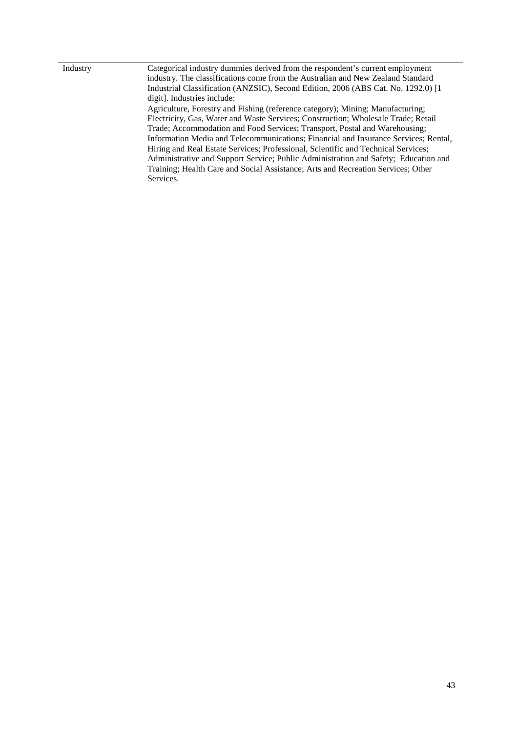| | |
|---|---|
| Industry | Categorical industry dummies derived from the respondent's current employment industry. The classifications come from the Australian and New Zealand Standard Industrial Classification (ANZSIC), Second Edition, 2006 (ABS Cat. No. 1292.0) [1 digit]. Industries include: Agriculture, Forestry and Fishing (reference category); Mining; Manufacturing; Electricity, Gas, Water and Waste Services; Construction; Wholesale Trade; Retail Trade; Accommodation and Food Services; Transport, Postal and Warehousing; Information Media and Telecommunications; Financial and Insurance Services; Rental, Hiring and Real Estate Services; Professional, Scientific and Technical Services; Administrative and Support Service; Public Administration and Safety; Education and Training; Health Care and Social Assistance; Arts and Recreation Services; Other Services. |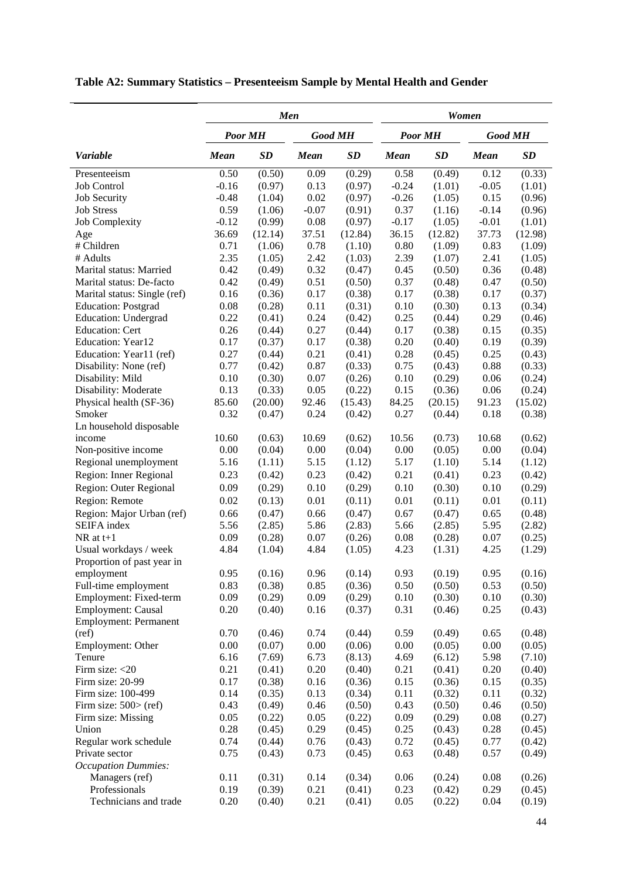**Table A2: Summary Statistics – Presenteeism Sample by Mental Health and Gender**

| | *Men* | | | | *Women* | | | |
|---|---|---|---|---|---|---|---|---|
| | *Poor MH* | | *Good MH* | | *Poor MH* | | *Good MH* | |
| *Variable* | *Mean* | *SD* | *Mean* | *SD* | *Mean* | *SD* | *Mean* | *SD* |
| Presenteeism | 0.50 | (0.50) | 0.09 | (0.29) | 0.58 | (0.49) | 0.12 | (0.33) |
| Job Control | -0.16 | (0.97) | 0.13 | (0.97) | -0.24 | (1.01) | -0.05 | (1.01) |
| Job Security | -0.48 | (1.04) | 0.02 | (0.97) | -0.26 | (1.05) | 0.15 | (0.96) |
| Job Stress | 0.59 | (1.06) | -0.07 | (0.91) | 0.37 | (1.16) | -0.14 | (0.96) |
| Job Complexity | -0.12 | (0.99) | 0.08 | (0.97) | -0.17 | (1.05) | -0.01 | (1.01) |
| Age | 36.69 | (12.14) | 37.51 | (12.84) | 36.15 | (12.82) | 37.73 | (12.98) |
| # Children | 0.71 | (1.06) | 0.78 | (1.10) | 0.80 | (1.09) | 0.83 | (1.09) |
| # Adults | 2.35 | (1.05) | 2.42 | (1.03) | 2.39 | (1.07) | 2.41 | (1.05) |
| Marital status: Married | 0.42 | (0.49) | 0.32 | (0.47) | 0.45 | (0.50) | 0.36 | (0.48) |
| Marital status: De-facto | 0.42 | (0.49) | 0.51 | (0.50) | 0.37 | (0.48) | 0.47 | (0.50) |
| Marital status: Single (ref) | 0.16 | (0.36) | 0.17 | (0.38) | 0.17 | (0.38) | 0.17 | (0.37) |
| Education: Postgrad | 0.08 | (0.28) | 0.11 | (0.31) | 0.10 | (0.30) | 0.13 | (0.34) |
| Education: Undergrad | 0.22 | (0.41) | 0.24 | (0.42) | 0.25 | (0.44) | 0.29 | (0.46) |
| Education: Cert | 0.26 | (0.44) | 0.27 | (0.44) | 0.17 | (0.38) | 0.15 | (0.35) |
| Education: Year12 | 0.17 | (0.37) | 0.17 | (0.38) | 0.20 | (0.40) | 0.19 | (0.39) |
| Education: Year11 (ref) | 0.27 | (0.44) | 0.21 | (0.41) | 0.28 | (0.45) | 0.25 | (0.43) |
| Disability: None (ref) | 0.77 | (0.42) | 0.87 | (0.33) | 0.75 | (0.43) | 0.88 | (0.33) |
| Disability: Mild | 0.10 | (0.30) | 0.07 | (0.26) | 0.10 | (0.29) | 0.06 | (0.24) |
| Disability: Moderate | 0.13 | (0.33) | 0.05 | (0.22) | 0.15 | (0.36) | 0.06 | (0.24) |
| Physical health (SF-36) | 85.60 | (20.00) | 92.46 | (15.43) | 84.25 | (20.15) | 91.23 | (15.02) |
| Smoker | 0.32 | (0.47) | 0.24 | (0.42) | 0.27 | (0.44) | 0.18 | (0.38) |
| Ln household disposable income | 10.60 | (0.63) | 10.69 | (0.62) | 10.56 | (0.73) | 10.68 | (0.62) |
| Non-positive income | 0.00 | (0.04) | 0.00 | (0.04) | 0.00 | (0.05) | 0.00 | (0.04) |
| Regional unemployment | 5.16 | (1.11) | 5.15 | (1.12) | 5.17 | (1.10) | 5.14 | (1.12) |
| Region: Inner Regional | 0.23 | (0.42) | 0.23 | (0.42) | 0.21 | (0.41) | 0.23 | (0.42) |
| Region: Outer Regional | 0.09 | (0.29) | 0.10 | (0.29) | 0.10 | (0.30) | 0.10 | (0.29) |
| Region: Remote | 0.02 | (0.13) | 0.01 | (0.11) | 0.01 | (0.11) | 0.01 | (0.11) |
| Region: Major Urban (ref) | 0.66 | (0.47) | 0.66 | (0.47) | 0.67 | (0.47) | 0.65 | (0.48) |
| SEIFA index | 5.56 | (2.85) | 5.86 | (2.83) | 5.66 | (2.85) | 5.95 | (2.82) |
| NR at t+1 | 0.09 | (0.28) | 0.07 | (0.26) | 0.08 | (0.28) | 0.07 | (0.25) |
| Usual workdays / week | 4.84 | (1.04) | 4.84 | (1.05) | 4.23 | (1.31) | 4.25 | (1.29) |
| Proportion of past year in employment | 0.95 | (0.16) | 0.96 | (0.14) | 0.93 | (0.19) | 0.95 | (0.16) |
| Full-time employment | 0.83 | (0.38) | 0.85 | (0.36) | 0.50 | (0.50) | 0.53 | (0.50) |
| Employment: Fixed-term | 0.09 | (0.29) | 0.09 | (0.29) | 0.10 | (0.30) | 0.10 | (0.30) |
| Employment: Causal | 0.20 | (0.40) | 0.16 | (0.37) | 0.31 | (0.46) | 0.25 | (0.43) |
| Employment: Permanent (ref) | 0.70 | (0.46) | 0.74 | (0.44) | 0.59 | (0.49) | 0.65 | (0.48) |
| Employment: Other | 0.00 | (0.07) | 0.00 | (0.06) | 0.00 | (0.05) | 0.00 | (0.05) |
| Tenure | 6.16 | (7.69) | 6.73 | (8.13) | 4.69 | (6.12) | 5.98 | (7.10) |
| Firm size: <20 | 0.21 | (0.41) | 0.20 | (0.40) | 0.21 | (0.41) | 0.20 | (0.40) |
| Firm size: 20-99 | 0.17 | (0.38) | 0.16 | (0.36) | 0.15 | (0.36) | 0.15 | (0.35) |
| Firm size: 100-499 | 0.14 | (0.35) | 0.13 | (0.34) | 0.11 | (0.32) | 0.11 | (0.32) |
| Firm size: 500> (ref) | 0.43 | (0.49) | 0.46 | (0.50) | 0.43 | (0.50) | 0.46 | (0.50) |
| Firm size: Missing | 0.05 | (0.22) | 0.05 | (0.22) | 0.09 | (0.29) | 0.08 | (0.27) |
| Union | 0.28 | (0.45) | 0.29 | (0.45) | 0.25 | (0.43) | 0.28 | (0.45) |
| Regular work schedule | 0.74 | (0.44) | 0.76 | (0.43) | 0.72 | (0.45) | 0.77 | (0.42) |
| Private sector | 0.75 | (0.43) | 0.73 | (0.45) | 0.63 | (0.48) | 0.57 | (0.49) |
| *Occupation Dummies:* | | | | | | | | |
| Managers (ref) | 0.11 | (0.31) | 0.14 | (0.34) | 0.06 | (0.24) | 0.08 | (0.26) |
| Professionals | 0.19 | (0.39) | 0.21 | (0.41) | 0.23 | (0.42) | 0.29 | (0.45) |
| Technicians and trade | 0.20 | (0.40) | 0.21 | (0.41) | 0.05 | (0.22) | 0.04 | (0.19) |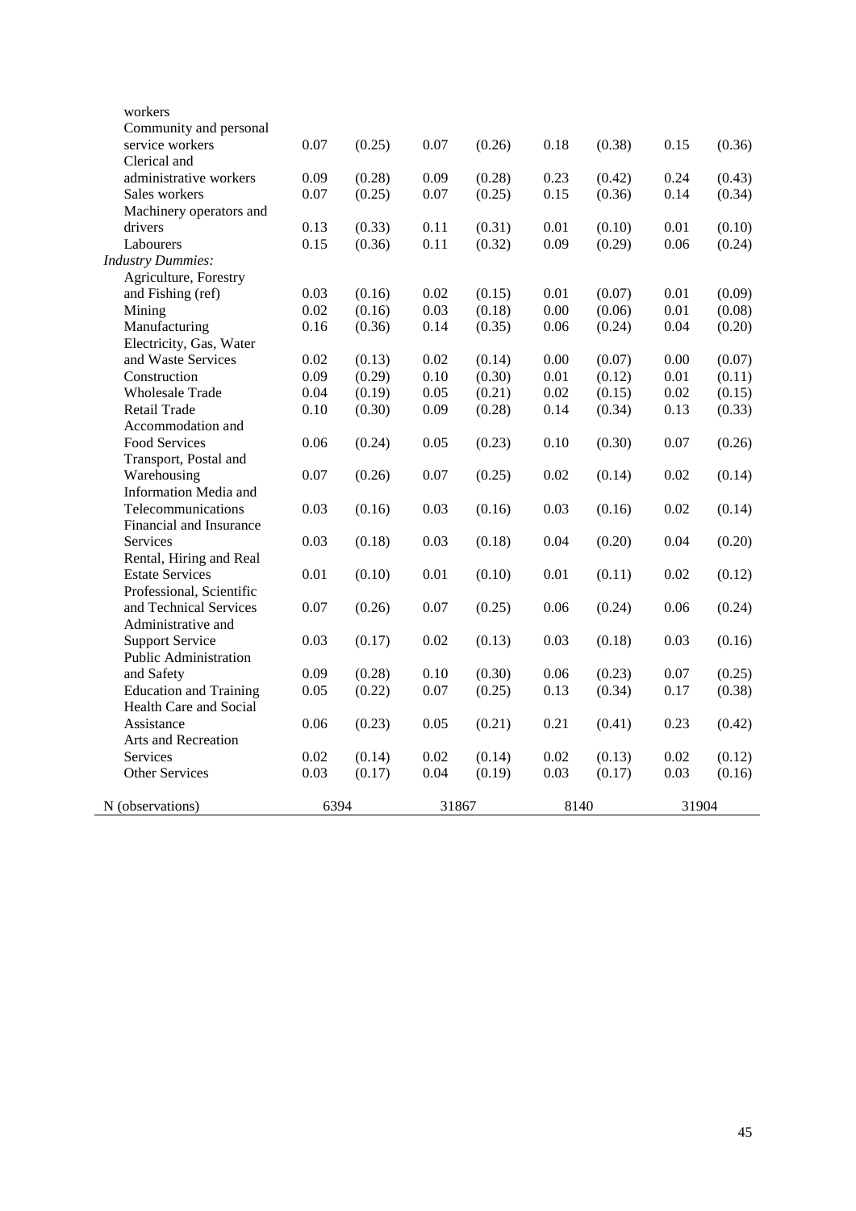| | | | | | | | | |
|---|---|---|---|---|---|---|---|---|
| workers | | | | | | | | |
| Community and personal service workers | 0.07 | (0.25) | 0.07 | (0.26) | 0.18 | (0.38) | 0.15 | (0.36) |
| Clerical and administrative workers | 0.09 | (0.28) | 0.09 | (0.28) | 0.23 | (0.42) | 0.24 | (0.43) |
| Sales workers | 0.07 | (0.25) | 0.07 | (0.25) | 0.15 | (0.36) | 0.14 | (0.34) |
| Machinery operators and drivers | 0.13 | (0.33) | 0.11 | (0.31) | 0.01 | (0.10) | 0.01 | (0.10) |
| Labourers | 0.15 | (0.36) | 0.11 | (0.32) | 0.09 | (0.29) | 0.06 | (0.24) |
| *Industry Dummies:* | | | | | | | | |
| Agriculture, Forestry and Fishing (ref) | 0.03 | (0.16) | 0.02 | (0.15) | 0.01 | (0.07) | 0.01 | (0.09) |
| Mining | 0.02 | (0.16) | 0.03 | (0.18) | 0.00 | (0.06) | 0.01 | (0.08) |
| Manufacturing | 0.16 | (0.36) | 0.14 | (0.35) | 0.06 | (0.24) | 0.04 | (0.20) |
| Electricity, Gas, Water and Waste Services | 0.02 | (0.13) | 0.02 | (0.14) | 0.00 | (0.07) | 0.00 | (0.07) |
| Construction | 0.09 | (0.29) | 0.10 | (0.30) | 0.01 | (0.12) | 0.01 | (0.11) |
| Wholesale Trade | 0.04 | (0.19) | 0.05 | (0.21) | 0.02 | (0.15) | 0.02 | (0.15) |
| Retail Trade | 0.10 | (0.30) | 0.09 | (0.28) | 0.14 | (0.34) | 0.13 | (0.33) |
| Accommodation and Food Services | 0.06 | (0.24) | 0.05 | (0.23) | 0.10 | (0.30) | 0.07 | (0.26) |
| Transport, Postal and Warehousing | 0.07 | (0.26) | 0.07 | (0.25) | 0.02 | (0.14) | 0.02 | (0.14) |
| Information Media and Telecommunications | 0.03 | (0.16) | 0.03 | (0.16) | 0.03 | (0.16) | 0.02 | (0.14) |
| Financial and Insurance Services | 0.03 | (0.18) | 0.03 | (0.18) | 0.04 | (0.20) | 0.04 | (0.20) |
| Rental, Hiring and Real Estate Services | 0.01 | (0.10) | 0.01 | (0.10) | 0.01 | (0.11) | 0.02 | (0.12) |
| Professional, Scientific and Technical Services | 0.07 | (0.26) | 0.07 | (0.25) | 0.06 | (0.24) | 0.06 | (0.24) |
| Administrative and Support Service | 0.03 | (0.17) | 0.02 | (0.13) | 0.03 | (0.18) | 0.03 | (0.16) |
| Public Administration and Safety | 0.09 | (0.28) | 0.10 | (0.30) | 0.06 | (0.23) | 0.07 | (0.25) |
| Education and Training | 0.05 | (0.22) | 0.07 | (0.25) | 0.13 | (0.34) | 0.17 | (0.38) |
| Health Care and Social Assistance | 0.06 | (0.23) | 0.05 | (0.21) | 0.21 | (0.41) | 0.23 | (0.42) |
| Arts and Recreation Services | 0.02 | (0.14) | 0.02 | (0.14) | 0.02 | (0.13) | 0.02 | (0.12) |
| Other Services | 0.03 | (0.17) | 0.04 | (0.19) | 0.03 | (0.17) | 0.03 | (0.16) |
| N (observations) | 6394 | | 31867 | | 8140 | | 31904 | |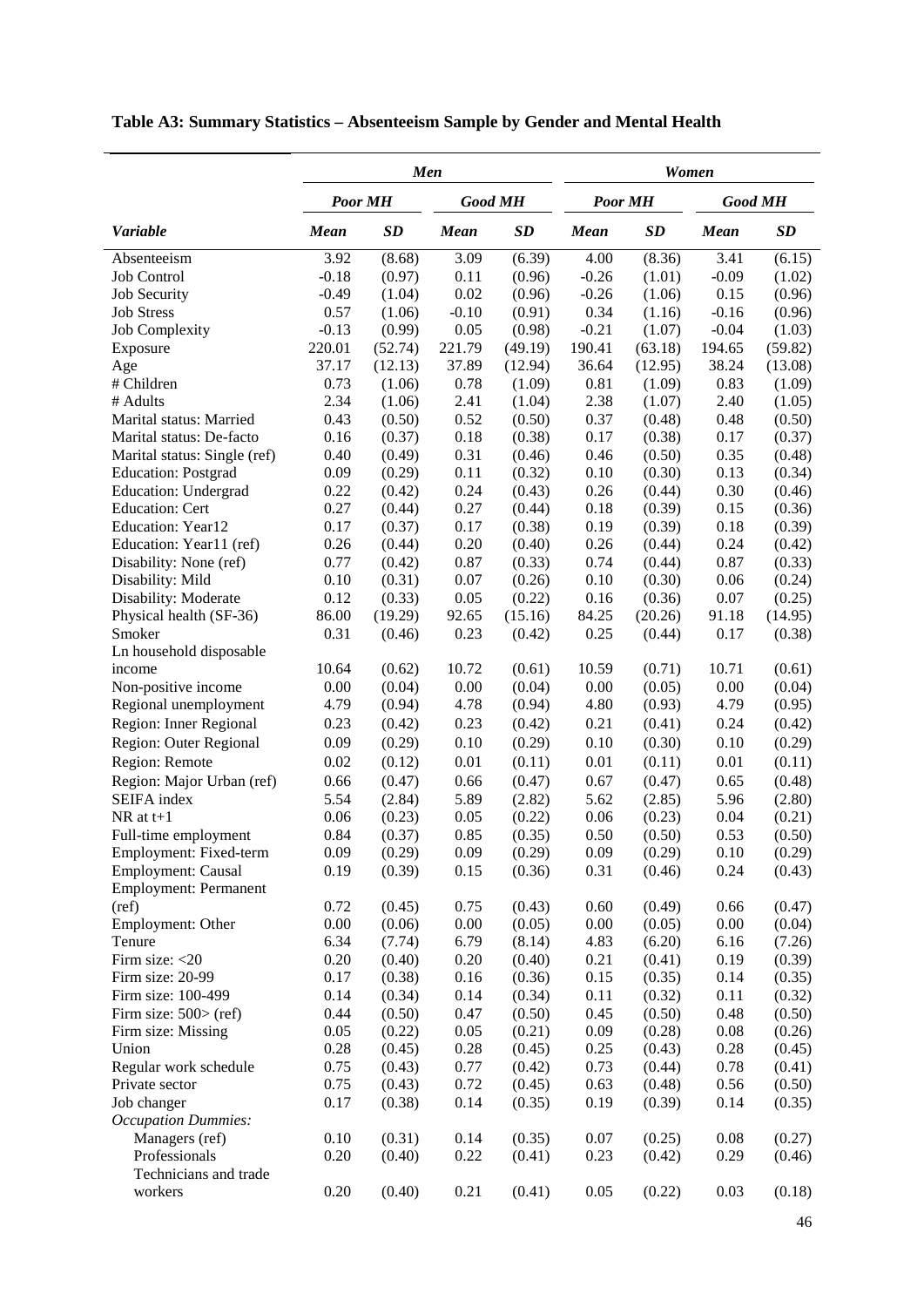## Table A3: Summary Statistics – Absenteeism Sample by Gender and Mental Health

| | *Men* | | | | *Women* | | | |
|---|---|---|---|---|---|---|---|---|
| | *Poor MH* | | *Good MH* | | *Poor MH* | | *Good MH* | |
| ***Variable*** | ***Mean*** | ***SD*** | ***Mean*** | ***SD*** | ***Mean*** | ***SD*** | ***Mean*** | ***SD*** |
| Absenteeism | 3.92 | (8.68) | 3.09 | (6.39) | 4.00 | (8.36) | 3.41 | (6.15) |
| Job Control | -0.18 | (0.97) | 0.11 | (0.96) | -0.26 | (1.01) | -0.09 | (1.02) |
| Job Security | -0.49 | (1.04) | 0.02 | (0.96) | -0.26 | (1.06) | 0.15 | (0.96) |
| Job Stress | 0.57 | (1.06) | -0.10 | (0.91) | 0.34 | (1.16) | -0.16 | (0.96) |
| Job Complexity | -0.13 | (0.99) | 0.05 | (0.98) | -0.21 | (1.07) | -0.04 | (1.03) |
| Exposure | 220.01 | (52.74) | 221.79 | (49.19) | 190.41 | (63.18) | 194.65 | (59.82) |
| Age | 37.17 | (12.13) | 37.89 | (12.94) | 36.64 | (12.95) | 38.24 | (13.08) |
| # Children | 0.73 | (1.06) | 0.78 | (1.09) | 0.81 | (1.09) | 0.83 | (1.09) |
| # Adults | 2.34 | (1.06) | 2.41 | (1.04) | 2.38 | (1.07) | 2.40 | (1.05) |
| Marital status: Married | 0.43 | (0.50) | 0.52 | (0.50) | 0.37 | (0.48) | 0.48 | (0.50) |
| Marital status: De-facto | 0.16 | (0.37) | 0.18 | (0.38) | 0.17 | (0.38) | 0.17 | (0.37) |
| Marital status: Single (ref) | 0.40 | (0.49) | 0.31 | (0.46) | 0.46 | (0.50) | 0.35 | (0.48) |
| Education: Postgrad | 0.09 | (0.29) | 0.11 | (0.32) | 0.10 | (0.30) | 0.13 | (0.34) |
| Education: Undergrad | 0.22 | (0.42) | 0.24 | (0.43) | 0.26 | (0.44) | 0.30 | (0.46) |
| Education: Cert | 0.27 | (0.44) | 0.27 | (0.44) | 0.18 | (0.39) | 0.15 | (0.36) |
| Education: Year12 | 0.17 | (0.37) | 0.17 | (0.38) | 0.19 | (0.39) | 0.18 | (0.39) |
| Education: Year11 (ref) | 0.26 | (0.44) | 0.20 | (0.40) | 0.26 | (0.44) | 0.24 | (0.42) |
| Disability: None (ref) | 0.77 | (0.42) | 0.87 | (0.33) | 0.74 | (0.44) | 0.87 | (0.33) |
| Disability: Mild | 0.10 | (0.31) | 0.07 | (0.26) | 0.10 | (0.30) | 0.06 | (0.24) |
| Disability: Moderate | 0.12 | (0.33) | 0.05 | (0.22) | 0.16 | (0.36) | 0.07 | (0.25) |
| Physical health (SF-36) | 86.00 | (19.29) | 92.65 | (15.16) | 84.25 | (20.26) | 91.18 | (14.95) |
| Smoker | 0.31 | (0.46) | 0.23 | (0.42) | 0.25 | (0.44) | 0.17 | (0.38) |
| Ln household disposable income | 10.64 | (0.62) | 10.72 | (0.61) | 10.59 | (0.71) | 10.71 | (0.61) |
| Non-positive income | 0.00 | (0.04) | 0.00 | (0.04) | 0.00 | (0.05) | 0.00 | (0.04) |
| Regional unemployment | 4.79 | (0.94) | 4.78 | (0.94) | 4.80 | (0.93) | 4.79 | (0.95) |
| Region: Inner Regional | 0.23 | (0.42) | 0.23 | (0.42) | 0.21 | (0.41) | 0.24 | (0.42) |
| Region: Outer Regional | 0.09 | (0.29) | 0.10 | (0.29) | 0.10 | (0.30) | 0.10 | (0.29) |
| Region: Remote | 0.02 | (0.12) | 0.01 | (0.11) | 0.01 | (0.11) | 0.01 | (0.11) |
| Region: Major Urban (ref) | 0.66 | (0.47) | 0.66 | (0.47) | 0.67 | (0.47) | 0.65 | (0.48) |
| SEIFA index | 5.54 | (2.84) | 5.89 | (2.82) | 5.62 | (2.85) | 5.96 | (2.80) |
| NR at t+1 | 0.06 | (0.23) | 0.05 | (0.22) | 0.06 | (0.23) | 0.04 | (0.21) |
| Full-time employment | 0.84 | (0.37) | 0.85 | (0.35) | 0.50 | (0.50) | 0.53 | (0.50) |
| Employment: Fixed-term | 0.09 | (0.29) | 0.09 | (0.29) | 0.09 | (0.29) | 0.10 | (0.29) |
| Employment: Causal | 0.19 | (0.39) | 0.15 | (0.36) | 0.31 | (0.46) | 0.24 | (0.43) |
| Employment: Permanent (ref) | 0.72 | (0.45) | 0.75 | (0.43) | 0.60 | (0.49) | 0.66 | (0.47) |
| Employment: Other | 0.00 | (0.06) | 0.00 | (0.05) | 0.00 | (0.05) | 0.00 | (0.04) |
| Tenure | 6.34 | (7.74) | 6.79 | (8.14) | 4.83 | (6.20) | 6.16 | (7.26) |
| Firm size: <20 | 0.20 | (0.40) | 0.20 | (0.40) | 0.21 | (0.41) | 0.19 | (0.39) |
| Firm size: 20-99 | 0.17 | (0.38) | 0.16 | (0.36) | 0.15 | (0.35) | 0.14 | (0.35) |
| Firm size: 100-499 | 0.14 | (0.34) | 0.14 | (0.34) | 0.11 | (0.32) | 0.11 | (0.32) |
| Firm size: 500> (ref) | 0.44 | (0.50) | 0.47 | (0.50) | 0.45 | (0.50) | 0.48 | (0.50) |
| Firm size: Missing | 0.05 | (0.22) | 0.05 | (0.21) | 0.09 | (0.28) | 0.08 | (0.26) |
| Union | 0.28 | (0.45) | 0.28 | (0.45) | 0.25 | (0.43) | 0.28 | (0.45) |
| Regular work schedule | 0.75 | (0.43) | 0.77 | (0.42) | 0.73 | (0.44) | 0.78 | (0.41) |
| Private sector | 0.75 | (0.43) | 0.72 | (0.45) | 0.63 | (0.48) | 0.56 | (0.50) |
| Job changer | 0.17 | (0.38) | 0.14 | (0.35) | 0.19 | (0.39) | 0.14 | (0.35) |
| *Occupation Dummies:* | | | | | | | | |
| Managers (ref) | 0.10 | (0.31) | 0.14 | (0.35) | 0.07 | (0.25) | 0.08 | (0.27) |
| Professionals | 0.20 | (0.40) | 0.22 | (0.41) | 0.23 | (0.42) | 0.29 | (0.46) |
| Technicians and trade workers | 0.20 | (0.40) | 0.21 | (0.41) | 0.05 | (0.22) | 0.03 | (0.18) |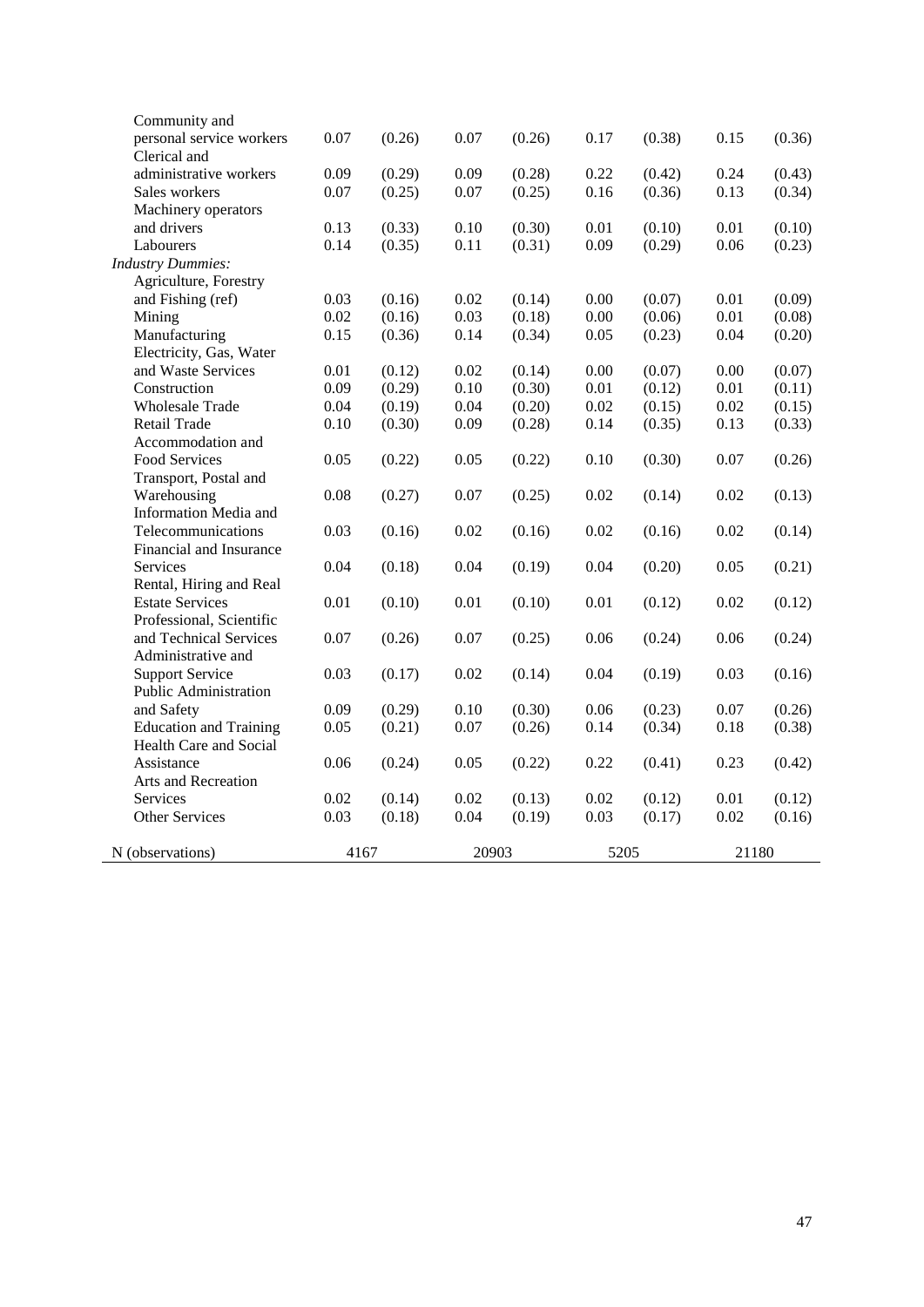| | | | | | | | | |
|---|---|---|---|---|---|---|---|---|
| Community and personal service workers | 0.07 | (0.26) | 0.07 | (0.26) | 0.17 | (0.38) | 0.15 | (0.36) |
| Clerical and administrative workers | 0.09 | (0.29) | 0.09 | (0.28) | 0.22 | (0.42) | 0.24 | (0.43) |
| Sales workers | 0.07 | (0.25) | 0.07 | (0.25) | 0.16 | (0.36) | 0.13 | (0.34) |
| Machinery operators and drivers | 0.13 | (0.33) | 0.10 | (0.30) | 0.01 | (0.10) | 0.01 | (0.10) |
| Labourers | 0.14 | (0.35) | 0.11 | (0.31) | 0.09 | (0.29) | 0.06 | (0.23) |
| *Industry Dummies:* | | | | | | | | |
| Agriculture, Forestry and Fishing (ref) | 0.03 | (0.16) | 0.02 | (0.14) | 0.00 | (0.07) | 0.01 | (0.09) |
| Mining | 0.02 | (0.16) | 0.03 | (0.18) | 0.00 | (0.06) | 0.01 | (0.08) |
| Manufacturing | 0.15 | (0.36) | 0.14 | (0.34) | 0.05 | (0.23) | 0.04 | (0.20) |
| Electricity, Gas, Water and Waste Services | 0.01 | (0.12) | 0.02 | (0.14) | 0.00 | (0.07) | 0.00 | (0.07) |
| Construction | 0.09 | (0.29) | 0.10 | (0.30) | 0.01 | (0.12) | 0.01 | (0.11) |
| Wholesale Trade | 0.04 | (0.19) | 0.04 | (0.20) | 0.02 | (0.15) | 0.02 | (0.15) |
| Retail Trade | 0.10 | (0.30) | 0.09 | (0.28) | 0.14 | (0.35) | 0.13 | (0.33) |
| Accommodation and Food Services | 0.05 | (0.22) | 0.05 | (0.22) | 0.10 | (0.30) | 0.07 | (0.26) |
| Transport, Postal and Warehousing | 0.08 | (0.27) | 0.07 | (0.25) | 0.02 | (0.14) | 0.02 | (0.13) |
| Information Media and Telecommunications | 0.03 | (0.16) | 0.02 | (0.16) | 0.02 | (0.16) | 0.02 | (0.14) |
| Financial and Insurance Services | 0.04 | (0.18) | 0.04 | (0.19) | 0.04 | (0.20) | 0.05 | (0.21) |
| Rental, Hiring and Real Estate Services | 0.01 | (0.10) | 0.01 | (0.10) | 0.01 | (0.12) | 0.02 | (0.12) |
| Professional, Scientific and Technical Services | 0.07 | (0.26) | 0.07 | (0.25) | 0.06 | (0.24) | 0.06 | (0.24) |
| Administrative and Support Service | 0.03 | (0.17) | 0.02 | (0.14) | 0.04 | (0.19) | 0.03 | (0.16) |
| Public Administration and Safety | 0.09 | (0.29) | 0.10 | (0.30) | 0.06 | (0.23) | 0.07 | (0.26) |
| Education and Training | 0.05 | (0.21) | 0.07 | (0.26) | 0.14 | (0.34) | 0.18 | (0.38) |
| Health Care and Social Assistance | 0.06 | (0.24) | 0.05 | (0.22) | 0.22 | (0.41) | 0.23 | (0.42) |
| Arts and Recreation Services | 0.02 | (0.14) | 0.02 | (0.13) | 0.02 | (0.12) | 0.01 | (0.12) |
| Other Services | 0.03 | (0.18) | 0.04 | (0.19) | 0.03 | (0.17) | 0.02 | (0.16) |
| N (observations) | 4167 | | 20903 | | 5205 | | 21180 | |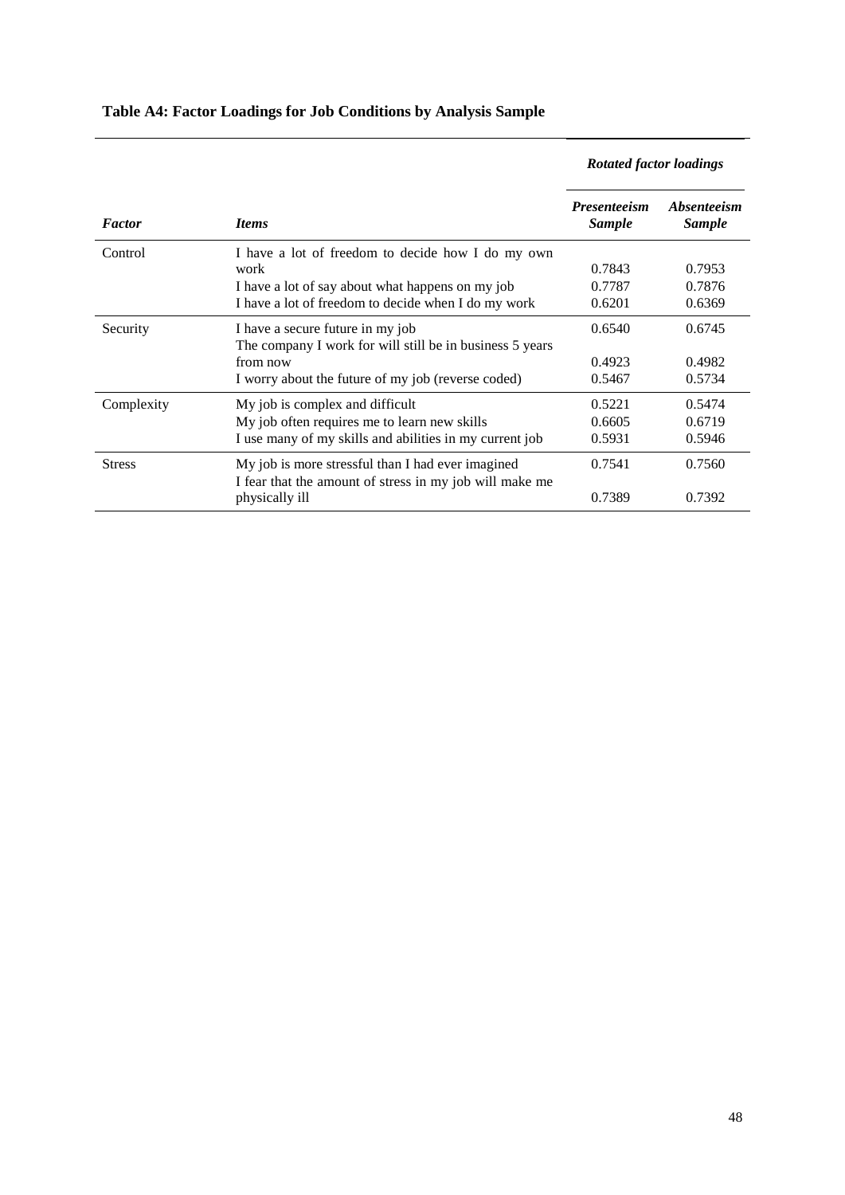**Table A4: Factor Loadings for Job Conditions by Analysis Sample**

| | | *Rotated factor loadings* | |
|---|---|---|---|
| ***Factor*** | ***Items*** | ***Presenteeism Sample*** | ***Absenteeism Sample*** |
| Control | I have a lot of freedom to decide how I do my own work | 0.7843 | 0.7953 |
| | I have a lot of say about what happens on my job | 0.7787 | 0.7876 |
| | I have a lot of freedom to decide when I do my work | 0.6201 | 0.6369 |
| Security | I have a secure future in my job | 0.6540 | 0.6745 |
| | The company I work for will still be in business 5 years from now | 0.4923 | 0.4982 |
| | I worry about the future of my job (reverse coded) | 0.5467 | 0.5734 |
| Complexity | My job is complex and difficult | 0.5221 | 0.5474 |
| | My job often requires me to learn new skills | 0.6605 | 0.6719 |
| | I use many of my skills and abilities in my current job | 0.5931 | 0.5946 |
| Stress | My job is more stressful than I had ever imagined | 0.7541 | 0.7560 |
| | I fear that the amount of stress in my job will make me physically ill | 0.7389 | 0.7392 |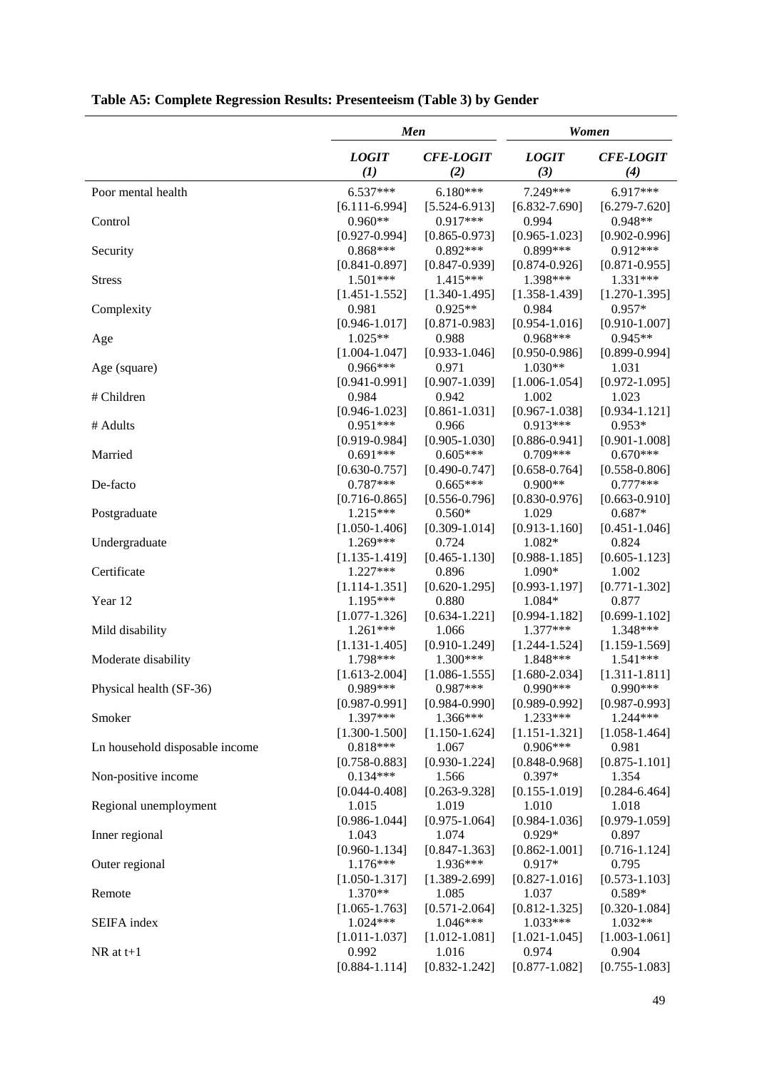**Table A5: Complete Regression Results: Presenteeism (Table 3) by Gender**

| | *Men* | | *Women* | |
|---|---|---|---|---|
| | ***LOGIT*** ***(1)*** | ***CFE-LOGIT*** ***(2)*** | ***LOGIT*** ***(3)*** | ***CFE-LOGIT*** ***(4)*** |
| Poor mental health | 6.537*** | 6.180*** | 7.249*** | 6.917*** |
| | [6.111-6.994] | [5.524-6.913] | [6.832-7.690] | [6.279-7.620] |
| Control | 0.960** | 0.917*** | 0.994 | 0.948** |
| | [0.927-0.994] | [0.865-0.973] | [0.965-1.023] | [0.902-0.996] |
| Security | 0.868*** | 0.892*** | 0.899*** | 0.912*** |
| | [0.841-0.897] | [0.847-0.939] | [0.874-0.926] | [0.871-0.955] |
| Stress | 1.501*** | 1.415*** | 1.398*** | 1.331*** |
| | [1.451-1.552] | [1.340-1.495] | [1.358-1.439] | [1.270-1.395] |
| Complexity | 0.981 | 0.925** | 0.984 | 0.957* |
| | [0.946-1.017] | [0.871-0.983] | [0.954-1.016] | [0.910-1.007] |
| Age | 1.025** | 0.988 | 0.968*** | 0.945** |
| | [1.004-1.047] | [0.933-1.046] | [0.950-0.986] | [0.899-0.994] |
| Age (square) | 0.966*** | 0.971 | 1.030** | 1.031 |
| | [0.941-0.991] | [0.907-1.039] | [1.006-1.054] | [0.972-1.095] |
| # Children | 0.984 | 0.942 | 1.002 | 1.023 |
| | [0.946-1.023] | [0.861-1.031] | [0.967-1.038] | [0.934-1.121] |
| # Adults | 0.951*** | 0.966 | 0.913*** | 0.953* |
| | [0.919-0.984] | [0.905-1.030] | [0.886-0.941] | [0.901-1.008] |
| Married | 0.691*** | 0.605*** | 0.709*** | 0.670*** |
| | [0.630-0.757] | [0.490-0.747] | [0.658-0.764] | [0.558-0.806] |
| De-facto | 0.787*** | 0.665*** | 0.900** | 0.777*** |
| | [0.716-0.865] | [0.556-0.796] | [0.830-0.976] | [0.663-0.910] |
| Postgraduate | 1.215*** | 0.560* | 1.029 | 0.687* |
| | [1.050-1.406] | [0.309-1.014] | [0.913-1.160] | [0.451-1.046] |
| Undergraduate | 1.269*** | 0.724 | 1.082* | 0.824 |
| | [1.135-1.419] | [0.465-1.130] | [0.988-1.185] | [0.605-1.123] |
| Certificate | 1.227*** | 0.896 | 1.090* | 1.002 |
| | [1.114-1.351] | [0.620-1.295] | [0.993-1.197] | [0.771-1.302] |
| Year 12 | 1.195*** | 0.880 | 1.084* | 0.877 |
| | [1.077-1.326] | [0.634-1.221] | [0.994-1.182] | [0.699-1.102] |
| Mild disability | 1.261*** | 1.066 | 1.377*** | 1.348*** |
| | [1.131-1.405] | [0.910-1.249] | [1.244-1.524] | [1.159-1.569] |
| Moderate disability | 1.798*** | 1.300*** | 1.848*** | 1.541*** |
| | [1.613-2.004] | [1.086-1.555] | [1.680-2.034] | [1.311-1.811] |
| Physical health (SF-36) | 0.989*** | 0.987*** | 0.990*** | 0.990*** |
| | [0.987-0.991] | [0.984-0.990] | [0.989-0.992] | [0.987-0.993] |
| Smoker | 1.397*** | 1.366*** | 1.233*** | 1.244*** |
| | [1.300-1.500] | [1.150-1.624] | [1.151-1.321] | [1.058-1.464] |
| Ln household disposable income | 0.818*** | 1.067 | 0.906*** | 0.981 |
| | [0.758-0.883] | [0.930-1.224] | [0.848-0.968] | [0.875-1.101] |
| Non-positive income | 0.134*** | 1.566 | 0.397* | 1.354 |
| | [0.044-0.408] | [0.263-9.328] | [0.155-1.019] | [0.284-6.464] |
| Regional unemployment | 1.015 | 1.019 | 1.010 | 1.018 |
| | [0.986-1.044] | [0.975-1.064] | [0.984-1.036] | [0.979-1.059] |
| Inner regional | 1.043 | 1.074 | 0.929* | 0.897 |
| | [0.960-1.134] | [0.847-1.363] | [0.862-1.001] | [0.716-1.124] |
| Outer regional | 1.176*** | 1.936*** | 0.917* | 0.795 |
| | [1.050-1.317] | [1.389-2.699] | [0.827-1.016] | [0.573-1.103] |
| Remote | 1.370** | 1.085 | 1.037 | 0.589* |
| | [1.065-1.763] | [0.571-2.064] | [0.812-1.325] | [0.320-1.084] |
| SEIFA index | 1.024*** | 1.046*** | 1.033*** | 1.032** |
| | [1.011-1.037] | [1.012-1.081] | [1.021-1.045] | [1.003-1.061] |
| NR at t+1 | 0.992 | 1.016 | 0.974 | 0.904 |
| | [0.884-1.114] | [0.832-1.242] | [0.877-1.082] | [0.755-1.083] |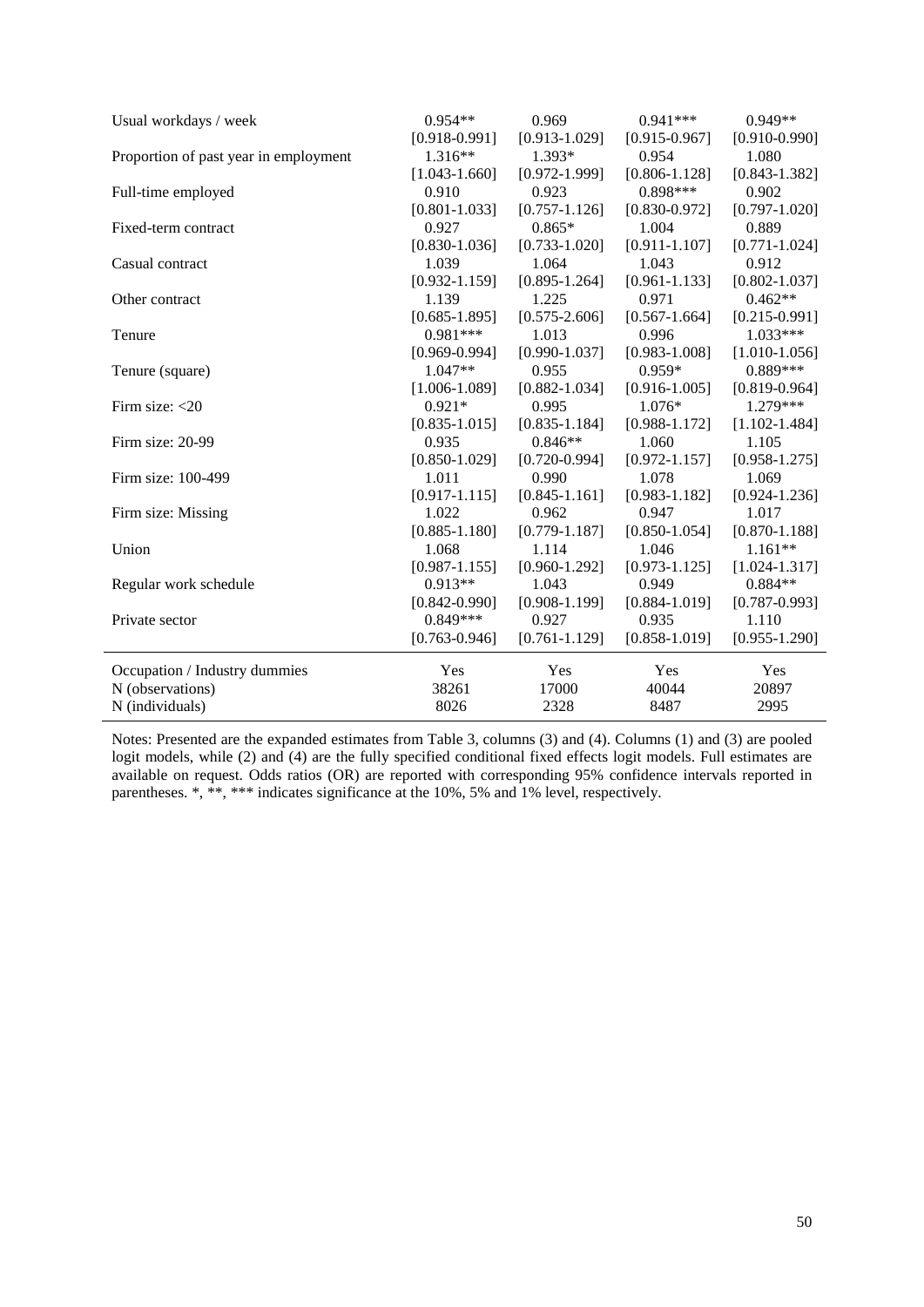| | (1) | (2) | (3) | (4) |
|---|---|---|---|---|
| Usual workdays / week | 0.954** | 0.969 | 0.941*** | 0.949** |
| | [0.918-0.991] | [0.913-1.029] | [0.915-0.967] | [0.910-0.990] |
| Proportion of past year in employment | 1.316** | 1.393* | 0.954 | 1.080 |
| | [1.043-1.660] | [0.972-1.999] | [0.806-1.128] | [0.843-1.382] |
| Full-time employed | 0.910 | 0.923 | 0.898*** | 0.902 |
| | [0.801-1.033] | [0.757-1.126] | [0.830-0.972] | [0.797-1.020] |
| Fixed-term contract | 0.927 | 0.865* | 1.004 | 0.889 |
| | [0.830-1.036] | [0.733-1.020] | [0.911-1.107] | [0.771-1.024] |
| Casual contract | 1.039 | 1.064 | 1.043 | 0.912 |
| | [0.932-1.159] | [0.895-1.264] | [0.961-1.133] | [0.802-1.037] |
| Other contract | 1.139 | 1.225 | 0.971 | 0.462** |
| | [0.685-1.895] | [0.575-2.606] | [0.567-1.664] | [0.215-0.991] |
| Tenure | 0.981*** | 1.013 | 0.996 | 1.033*** |
| | [0.969-0.994] | [0.990-1.037] | [0.983-1.008] | [1.010-1.056] |
| Tenure (square) | 1.047** | 0.955 | 0.959* | 0.889*** |
| | [1.006-1.089] | [0.882-1.034] | [0.916-1.005] | [0.819-0.964] |
| Firm size: <20 | 0.921* | 0.995 | 1.076* | 1.279*** |
| | [0.835-1.015] | [0.835-1.184] | [0.988-1.172] | [1.102-1.484] |
| Firm size: 20-99 | 0.935 | 0.846** | 1.060 | 1.105 |
| | [0.850-1.029] | [0.720-0.994] | [0.972-1.157] | [0.958-1.275] |
| Firm size: 100-499 | 1.011 | 0.990 | 1.078 | 1.069 |
| | [0.917-1.115] | [0.845-1.161] | [0.983-1.182] | [0.924-1.236] |
| Firm size: Missing | 1.022 | 0.962 | 0.947 | 1.017 |
| | [0.885-1.180] | [0.779-1.187] | [0.850-1.054] | [0.870-1.188] |
| Union | 1.068 | 1.114 | 1.046 | 1.161** |
| | [0.987-1.155] | [0.960-1.292] | [0.973-1.125] | [1.024-1.317] |
| Regular work schedule | 0.913** | 1.043 | 0.949 | 0.884** |
| | [0.842-0.990] | [0.908-1.199] | [0.884-1.019] | [0.787-0.993] |
| Private sector | 0.849*** | 0.927 | 0.935 | 1.110 |
| | [0.763-0.946] | [0.761-1.129] | [0.858-1.019] | [0.955-1.290] |
| Occupation / Industry dummies | Yes | Yes | Yes | Yes |
| N (observations) | 38261 | 17000 | 40044 | 20897 |
| N (individuals) | 8026 | 2328 | 8487 | 2995 |

Notes: Presented are the expanded estimates from Table 3, columns (3) and (4). Columns (1) and (3) are pooled logit models, while (2) and (4) are the fully specified conditional fixed effects logit models. Full estimates are available on request. Odds ratios (OR) are reported with corresponding 95% confidence intervals reported in parentheses. *, **, *** indicates significance at the 10%, 5% and 1% level, respectively.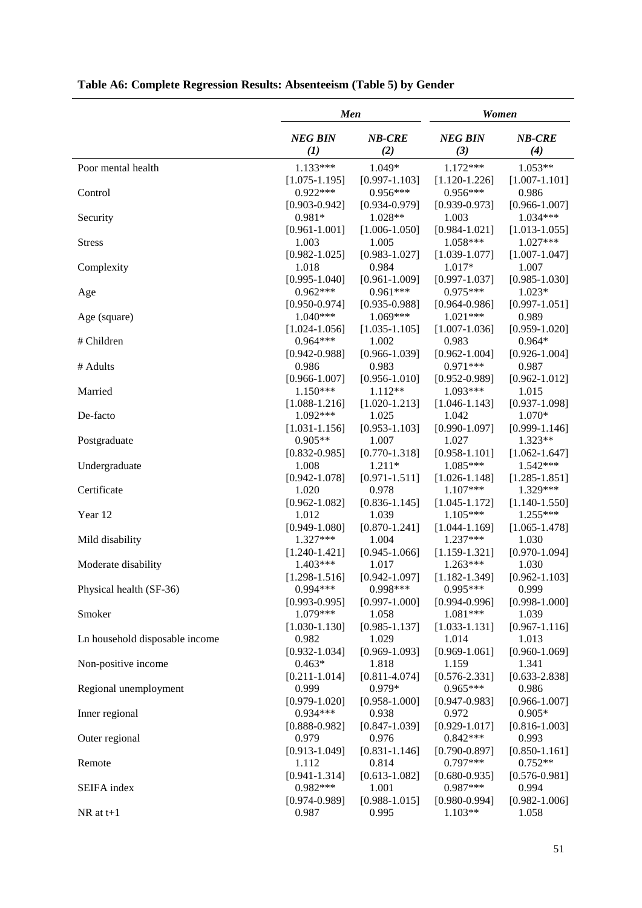**Table A6: Complete Regression Results: Absenteeism (Table 5) by Gender**

| | *Men* | | *Women* | |
|---|---|---|---|---|
| | ***NEG BIN*** ***(1)*** | ***NB-CRE*** ***(2)*** | ***NEG BIN*** ***(3)*** | ***NB-CRE*** ***(4)*** |
| Poor mental health | 1.133*** | 1.049* | 1.172*** | 1.053** |
| | [1.075-1.195] | [0.997-1.103] | [1.120-1.226] | [1.007-1.101] |
| Control | 0.922*** | 0.956*** | 0.956*** | 0.986 |
| | [0.903-0.942] | [0.934-0.979] | [0.939-0.973] | [0.966-1.007] |
| Security | 0.981* | 1.028** | 1.003 | 1.034*** |
| | [0.961-1.001] | [1.006-1.050] | [0.984-1.021] | [1.013-1.055] |
| Stress | 1.003 | 1.005 | 1.058*** | 1.027*** |
| | [0.982-1.025] | [0.983-1.027] | [1.039-1.077] | [1.007-1.047] |
| Complexity | 1.018 | 0.984 | 1.017* | 1.007 |
| | [0.995-1.040] | [0.961-1.009] | [0.997-1.037] | [0.985-1.030] |
| Age | 0.962*** | 0.961*** | 0.975*** | 1.023* |
| | [0.950-0.974] | [0.935-0.988] | [0.964-0.986] | [0.997-1.051] |
| Age (square) | 1.040*** | 1.069*** | 1.021*** | 0.989 |
| | [1.024-1.056] | [1.035-1.105] | [1.007-1.036] | [0.959-1.020] |
| # Children | 0.964*** | 1.002 | 0.983 | 0.964* |
| | [0.942-0.988] | [0.966-1.039] | [0.962-1.004] | [0.926-1.004] |
| # Adults | 0.986 | 0.983 | 0.971*** | 0.987 |
| | [0.966-1.007] | [0.956-1.010] | [0.952-0.989] | [0.962-1.012] |
| Married | 1.150*** | 1.112** | 1.093*** | 1.015 |
| | [1.088-1.216] | [1.020-1.213] | [1.046-1.143] | [0.937-1.098] |
| De-facto | 1.092*** | 1.025 | 1.042 | 1.070* |
| | [1.031-1.156] | [0.953-1.103] | [0.990-1.097] | [0.999-1.146] |
| Postgraduate | 0.905** | 1.007 | 1.027 | 1.323** |
| | [0.832-0.985] | [0.770-1.318] | [0.958-1.101] | [1.062-1.647] |
| Undergraduate | 1.008 | 1.211* | 1.085*** | 1.542*** |
| | [0.942-1.078] | [0.971-1.511] | [1.026-1.148] | [1.285-1.851] |
| Certificate | 1.020 | 0.978 | 1.107*** | 1.329*** |
| | [0.962-1.082] | [0.836-1.145] | [1.045-1.172] | [1.140-1.550] |
| Year 12 | 1.012 | 1.039 | 1.105*** | 1.255*** |
| | [0.949-1.080] | [0.870-1.241] | [1.044-1.169] | [1.065-1.478] |
| Mild disability | 1.327*** | 1.004 | 1.237*** | 1.030 |
| | [1.240-1.421] | [0.945-1.066] | [1.159-1.321] | [0.970-1.094] |
| Moderate disability | 1.403*** | 1.017 | 1.263*** | 1.030 |
| | [1.298-1.516] | [0.942-1.097] | [1.182-1.349] | [0.962-1.103] |
| Physical health (SF-36) | 0.994*** | 0.998*** | 0.995*** | 0.999 |
| | [0.993-0.995] | [0.997-1.000] | [0.994-0.996] | [0.998-1.000] |
| Smoker | 1.079*** | 1.058 | 1.081*** | 1.039 |
| | [1.030-1.130] | [0.985-1.137] | [1.033-1.131] | [0.967-1.116] |
| Ln household disposable income | 0.982 | 1.029 | 1.014 | 1.013 |
| | [0.932-1.034] | [0.969-1.093] | [0.969-1.061] | [0.960-1.069] |
| Non-positive income | 0.463* | 1.818 | 1.159 | 1.341 |
| | [0.211-1.014] | [0.811-4.074] | [0.576-2.331] | [0.633-2.838] |
| Regional unemployment | 0.999 | 0.979* | 0.965*** | 0.986 |
| | [0.979-1.020] | [0.958-1.000] | [0.947-0.983] | [0.966-1.007] |
| Inner regional | 0.934*** | 0.938 | 0.972 | 0.905* |
| | [0.888-0.982] | [0.847-1.039] | [0.929-1.017] | [0.816-1.003] |
| Outer regional | 0.979 | 0.976 | 0.842*** | 0.993 |
| | [0.913-1.049] | [0.831-1.146] | [0.790-0.897] | [0.850-1.161] |
| Remote | 1.112 | 0.814 | 0.797*** | 0.752** |
| | [0.941-1.314] | [0.613-1.082] | [0.680-0.935] | [0.576-0.981] |
| SEIFA index | 0.982*** | 1.001 | 0.987*** | 0.994 |
| | [0.974-0.989] | [0.988-1.015] | [0.980-0.994] | [0.982-1.006] |
| NR at t+1 | 0.987 | 0.995 | 1.103** | 1.058 |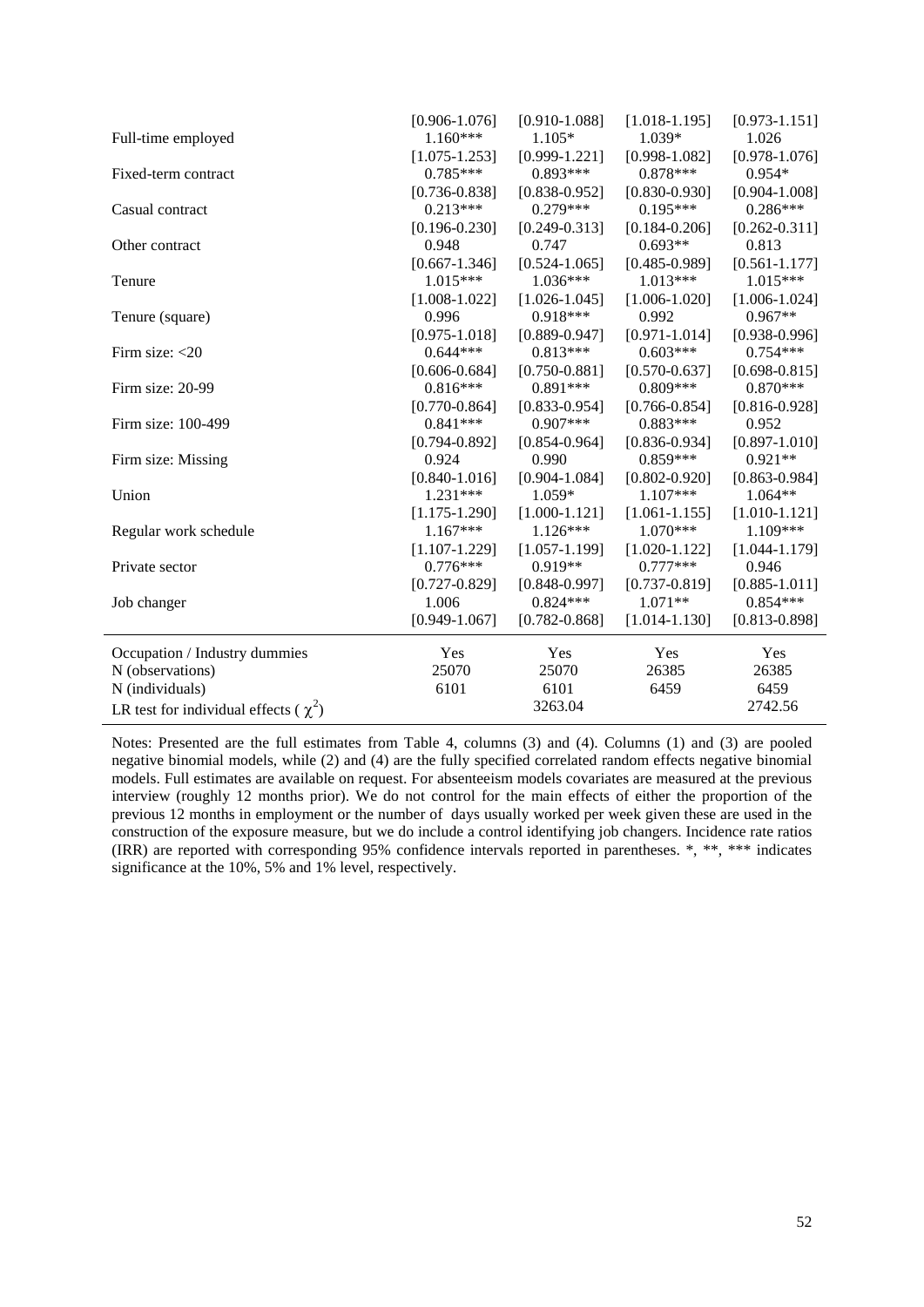| | | | | |
|---|---|---|---|---|
| | [0.906-1.076] | [0.910-1.088] | [1.018-1.195] | [0.973-1.151] |
| Full-time employed | 1.160*** | 1.105* | 1.039* | 1.026 |
| | [1.075-1.253] | [0.999-1.221] | [0.998-1.082] | [0.978-1.076] |
| Fixed-term contract | 0.785*** | 0.893*** | 0.878*** | 0.954* |
| | [0.736-0.838] | [0.838-0.952] | [0.830-0.930] | [0.904-1.008] |
| Casual contract | 0.213*** | 0.279*** | 0.195*** | 0.286*** |
| | [0.196-0.230] | [0.249-0.313] | [0.184-0.206] | [0.262-0.311] |
| Other contract | 0.948 | 0.747 | 0.693** | 0.813 |
| | [0.667-1.346] | [0.524-1.065] | [0.485-0.989] | [0.561-1.177] |
| Tenure | 1.015*** | 1.036*** | 1.013*** | 1.015*** |
| | [1.008-1.022] | [1.026-1.045] | [1.006-1.020] | [1.006-1.024] |
| Tenure (square) | 0.996 | 0.918*** | 0.992 | 0.967** |
| | [0.975-1.018] | [0.889-0.947] | [0.971-1.014] | [0.938-0.996] |
| Firm size: <20 | 0.644*** | 0.813*** | 0.603*** | 0.754*** |
| | [0.606-0.684] | [0.750-0.881] | [0.570-0.637] | [0.698-0.815] |
| Firm size: 20-99 | 0.816*** | 0.891*** | 0.809*** | 0.870*** |
| | [0.770-0.864] | [0.833-0.954] | [0.766-0.854] | [0.816-0.928] |
| Firm size: 100-499 | 0.841*** | 0.907*** | 0.883*** | 0.952 |
| | [0.794-0.892] | [0.854-0.964] | [0.836-0.934] | [0.897-1.010] |
| Firm size: Missing | 0.924 | 0.990 | 0.859*** | 0.921** |
| | [0.840-1.016] | [0.904-1.084] | [0.802-0.920] | [0.863-0.984] |
| Union | 1.231*** | 1.059* | 1.107*** | 1.064** |
| | [1.175-1.290] | [1.000-1.121] | [1.061-1.155] | [1.010-1.121] |
| Regular work schedule | 1.167*** | 1.126*** | 1.070*** | 1.109*** |
| | [1.107-1.229] | [1.057-1.199] | [1.020-1.122] | [1.044-1.179] |
| Private sector | 0.776*** | 0.919** | 0.777*** | 0.946 |
| | [0.727-0.829] | [0.848-0.997] | [0.737-0.819] | [0.885-1.011] |
| Job changer | 1.006 | 0.824*** | 1.071** | 0.854*** |
| | [0.949-1.067] | [0.782-0.868] | [1.014-1.130] | [0.813-0.898] |
| Occupation / Industry dummies | Yes | Yes | Yes | Yes |
| N (observations) | 25070 | 25070 | 26385 | 26385 |
| N (individuals) | 6101 | 6101 | 6459 | 6459 |
| LR test for individual effects ( $\chi^2$ ) | | 3263.04 | | 2742.56 |

Notes: Presented are the full estimates from Table 4, columns (3) and (4). Columns (1) and (3) are pooled negative binomial models, while (2) and (4) are the fully specified correlated random effects negative binomial models. Full estimates are available on request. For absenteeism models covariates are measured at the previous interview (roughly 12 months prior). We do not control for the main effects of either the proportion of the previous 12 months in employment or the number of days usually worked per week given these are used in the construction of the exposure measure, but we do include a control identifying job changers. Incidence rate ratios (IRR) are reported with corresponding 95% confidence intervals reported in parentheses. *, **, *** indicates significance at the 10%, 5% and 1% level, respectively.